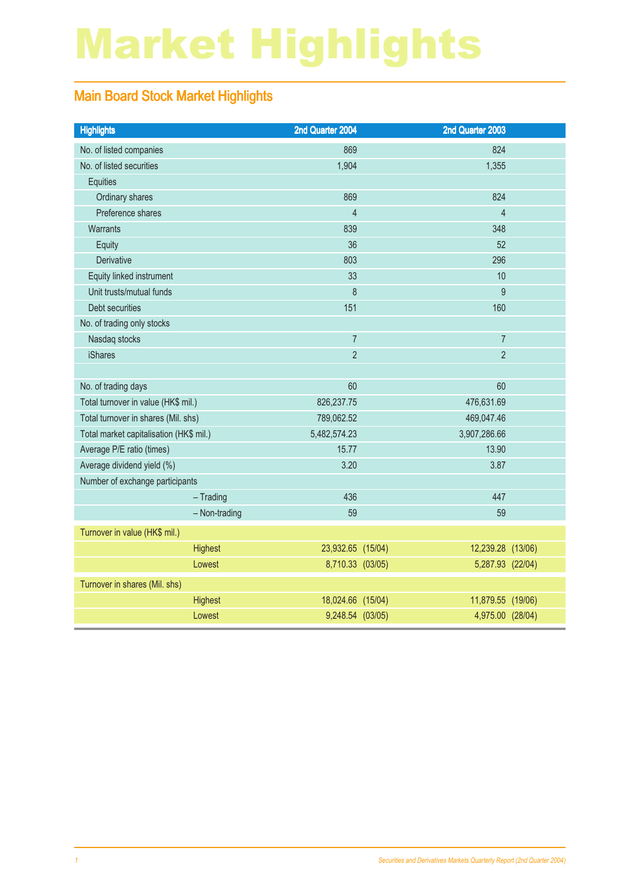# Market Highlights

## Main Board Stock Market Highlights

| Highlights | 2nd Quarter 2004 | 2nd Quarter 2003 |
|---|---|---|
| No. of listed companies | 869 | 824 |
| No. of listed securities | 1,904 | 1,355 |
| Equities | | |
| Ordinary shares | 869 | 824 |
| Preference shares | 4 | 4 |
| Warrants | 839 | 348 |
| Equity | 36 | 52 |
| Derivative | 803 | 296 |
| Equity linked instrument | 33 | 10 |
| Unit trusts/mutual funds | 8 | 9 |
| Debt securities | 151 | 160 |
| No. of trading only stocks | | |
| Nasdaq stocks | 7 | 7 |
| iShares | 2 | 2 |
| | | |
| No. of trading days | 60 | 60 |
| Total turnover in value (HK$ mil.) | 826,237.75 | 476,631.69 |
| Total turnover in shares (Mil. shs) | 789,062.52 | 469,047.46 |
| Total market capitalisation (HK$ mil.) | 5,482,574.23 | 3,907,286.66 |
| Average P/E ratio (times) | 15.77 | 13.90 |
| Average dividend yield (%) | 3.20 | 3.87 |
| Number of exchange participants | | |
| – Trading | 436 | 447 |
| – Non-trading | 59 | 59 |
| Turnover in value (HK$ mil.) | | |
| Highest | 23,932.65 (15/04) | 12,239.28 (13/06) |
| Lowest | 8,710.33 (03/05) | 5,287.93 (22/04) |
| Turnover in shares (Mil. shs) | | |
| Highest | 18,024.66 (15/04) | 11,879.55 (19/06) |
| Lowest | 9,248.54 (03/05) | 4,975.00 (28/04) |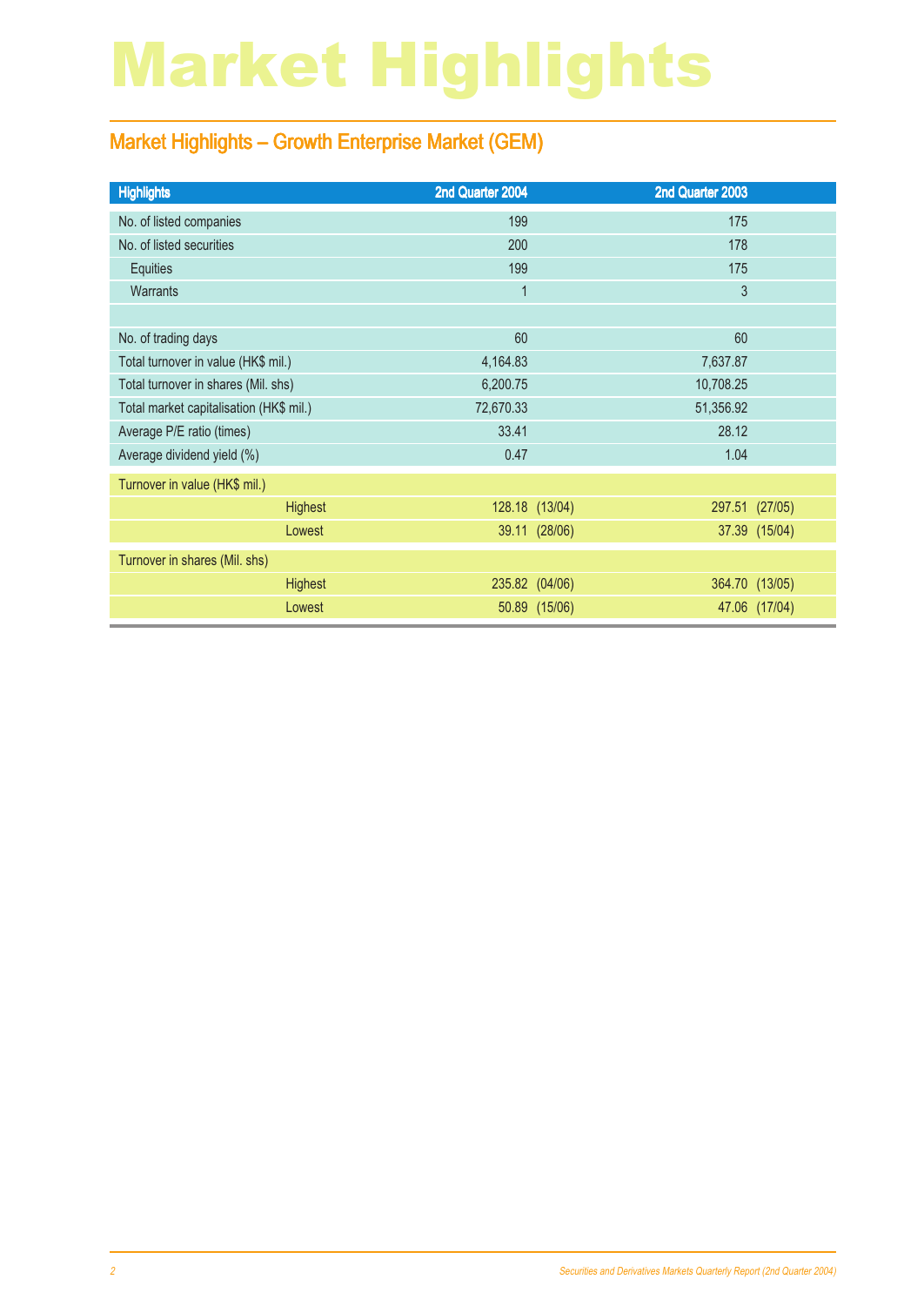# Market Highlights

## Market Highlights – Growth Enterprise Market (GEM)

| Highlights | 2nd Quarter 2004 | 2nd Quarter 2003 |
|---|---|---|
| No. of listed companies | 199 | 175 |
| No. of listed securities | 200 | 178 |
| Equities | 199 | 175 |
| Warrants | 1 | 3 |
| | | |
| No. of trading days | 60 | 60 |
| Total turnover in value (HK$ mil.) | 4,164.83 | 7,637.87 |
| Total turnover in shares (Mil. shs) | 6,200.75 | 10,708.25 |
| Total market capitalisation (HK$ mil.) | 72,670.33 | 51,356.92 |
| Average P/E ratio (times) | 33.41 | 28.12 |
| Average dividend yield (%) | 0.47 | 1.04 |
| Turnover in value (HK$ mil.) | | |
| Highest | 128.18 (13/04) | 297.51 (27/05) |
| Lowest | 39.11 (28/06) | 37.39 (15/04) |
| Turnover in shares (Mil. shs) | | |
| Highest | 235.82 (04/06) | 364.70 (13/05) |
| Lowest | 50.89 (15/06) | 47.06 (17/04) |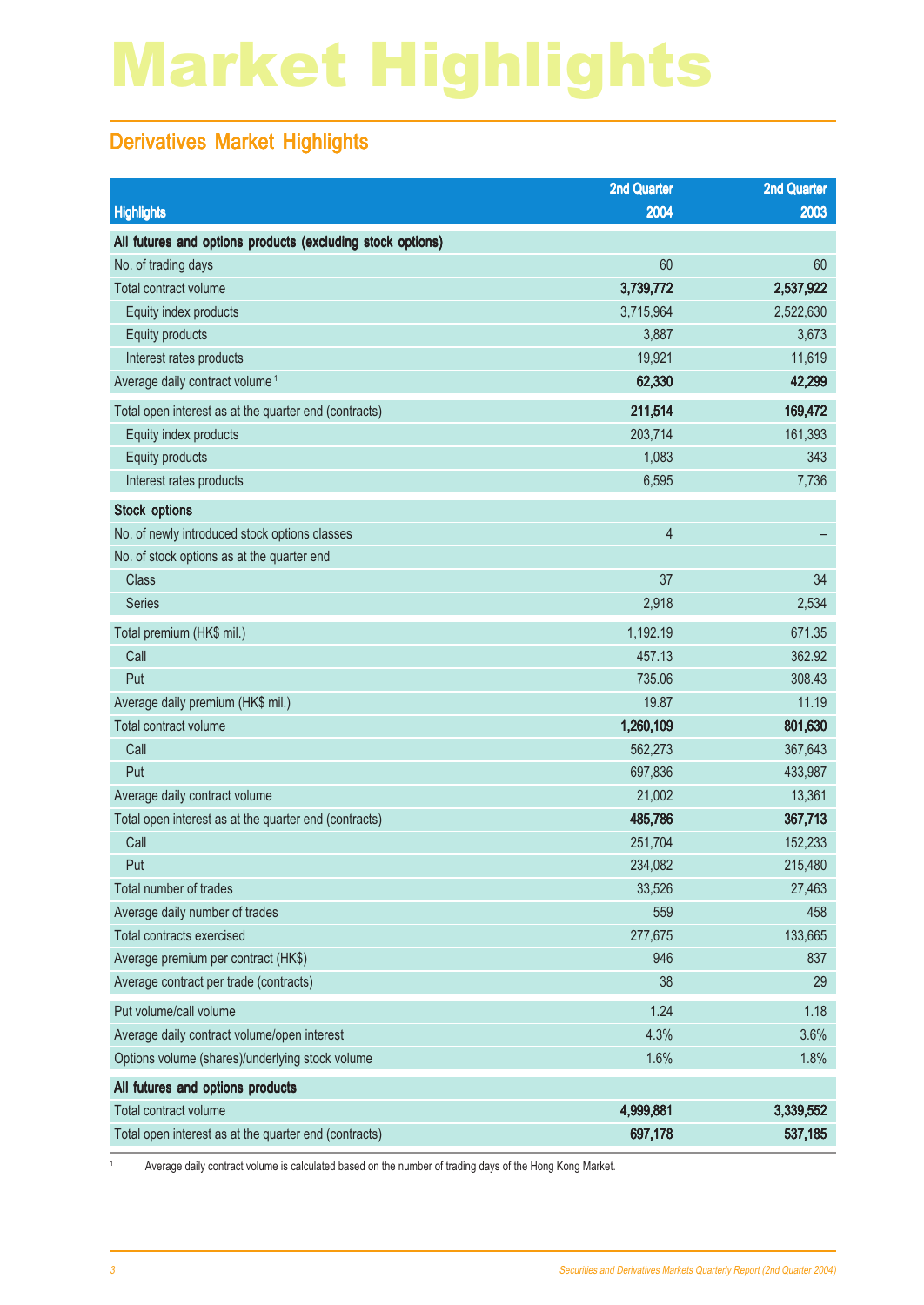# Market Highlights

## Derivatives Market Highlights

| Highlights | 2nd Quarter 2004 | 2nd Quarter 2003 |
|---|---|---|
| **All futures and options products (excluding stock options)** | | |
| No. of trading days | 60 | 60 |
| Total contract volume | **3,739,772** | **2,537,922** |
| Equity index products | 3,715,964 | 2,522,630 |
| Equity products | 3,887 | 3,673 |
| Interest rates products | 19,921 | 11,619 |
| Average daily contract volume [1] | **62,330** | **42,299** |
| Total open interest as at the quarter end (contracts) | **211,514** | **169,472** |
| Equity index products | 203,714 | 161,393 |
| Equity products | 1,083 | 343 |
| Interest rates products | 6,595 | 7,736 |
| **Stock options** | | |
| No. of newly introduced stock options classes | 4 | – |
| No. of stock options as at the quarter end | | |
| Class | 37 | 34 |
| Series | 2,918 | 2,534 |
| Total premium (HK$ mil.) | 1,192.19 | 671.35 |
| Call | 457.13 | 362.92 |
| Put | 735.06 | 308.43 |
| Average daily premium (HK$ mil.) | 19.87 | 11.19 |
| Total contract volume | **1,260,109** | **801,630** |
| Call | 562,273 | 367,643 |
| Put | 697,836 | 433,987 |
| Average daily contract volume | 21,002 | 13,361 |
| Total open interest as at the quarter end (contracts) | **485,786** | **367,713** |
| Call | 251,704 | 152,233 |
| Put | 234,082 | 215,480 |
| Total number of trades | 33,526 | 27,463 |
| Average daily number of trades | 559 | 458 |
| Total contracts exercised | 277,675 | 133,665 |
| Average premium per contract (HK$) | 946 | 837 |
| Average contract per trade (contracts) | 38 | 29 |
| Put volume/call volume | 1.24 | 1.18 |
| Average daily contract volume/open interest | 4.3% | 3.6% |
| Options volume (shares)/underlying stock volume | 1.6% | 1.8% |
| **All futures and options products** | | |
| Total contract volume | **4,999,881** | **3,339,552** |
| Total open interest as at the quarter end (contracts) | **697,178** | **537,185** |

[1] Average daily contract volume is calculated based on the number of trading days of the Hong Kong Market.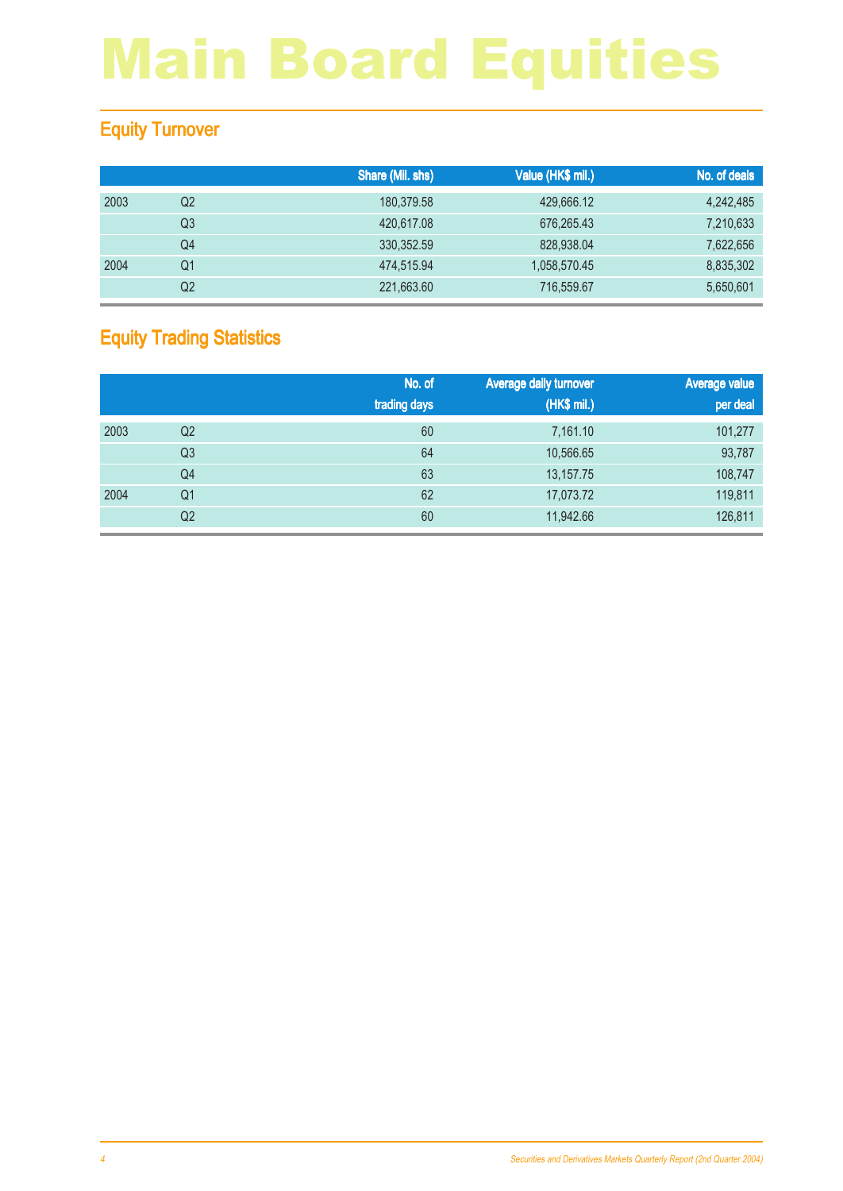# Main Board Equities

## Equity Turnover

| | | Share (Mil. shs) | Value (HK$ mil.) | No. of deals |
|---|---|---|---|---|
| 2003 | Q2 | 180,379.58 | 429,666.12 | 4,242,485 |
| | Q3 | 420,617.08 | 676,265.43 | 7,210,633 |
| | Q4 | 330,352.59 | 828,938.04 | 7,622,656 |
| 2004 | Q1 | 474,515.94 | 1,058,570.45 | 8,835,302 |
| | Q2 | 221,663.60 | 716,559.67 | 5,650,601 |

## Equity Trading Statistics

| | | No. of trading days | Average daily turnover (HK$ mil.) | Average value per deal |
|---|---|---|---|---|
| 2003 | Q2 | 60 | 7,161.10 | 101,277 |
| | Q3 | 64 | 10,566.65 | 93,787 |
| | Q4 | 63 | 13,157.75 | 108,747 |
| 2004 | Q1 | 62 | 17,073.72 | 119,811 |
| | Q2 | 60 | 11,942.66 | 126,811 |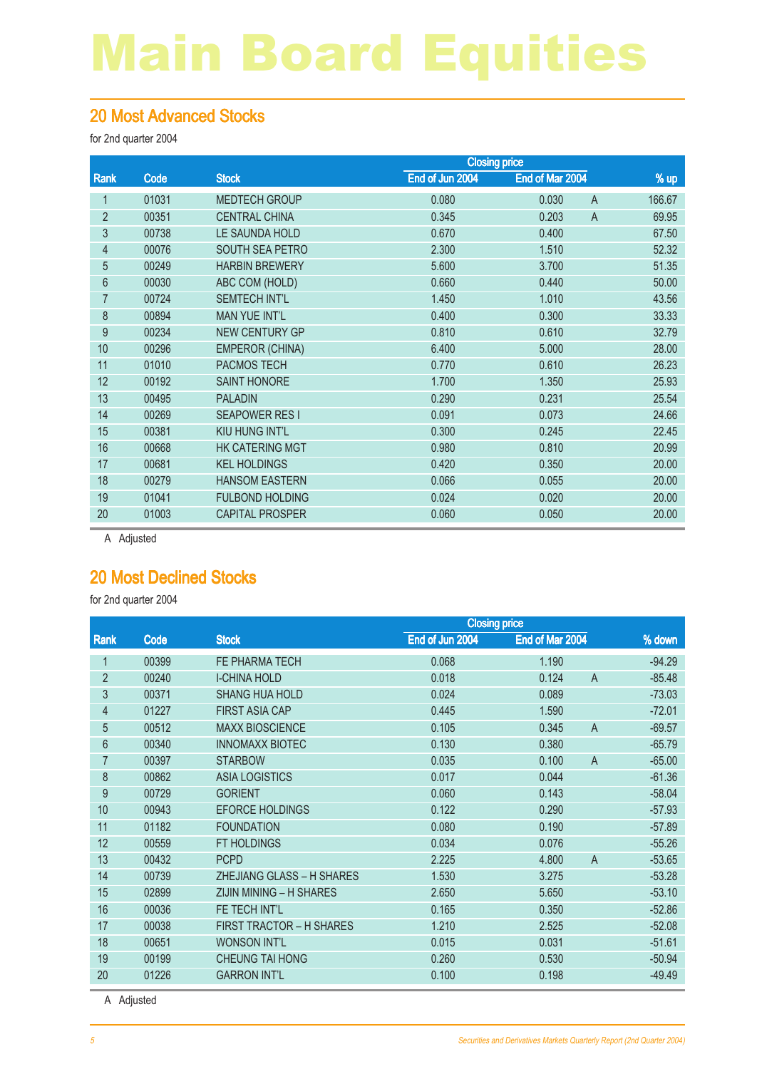# Main Board Equities

## 20 Most Advanced Stocks

for 2nd quarter 2004

| Rank | Code | Stock | Closing price | | | |
|---|---|---|---|---|---|---|
| | | | End of Jun 2004 | End of Mar 2004 | | % up |
| 1 | 01031 | MEDTECH GROUP | 0.080 | 0.030 | A | 166.67 |
| 2 | 00351 | CENTRAL CHINA | 0.345 | 0.203 | A | 69.95 |
| 3 | 00738 | LE SAUNDA HOLD | 0.670 | 0.400 | | 67.50 |
| 4 | 00076 | SOUTH SEA PETRO | 2.300 | 1.510 | | 52.32 |
| 5 | 00249 | HARBIN BREWERY | 5.600 | 3.700 | | 51.35 |
| 6 | 00030 | ABC COM (HOLD) | 0.660 | 0.440 | | 50.00 |
| 7 | 00724 | SEMTECH INT'L | 1.450 | 1.010 | | 43.56 |
| 8 | 00894 | MAN YUE INT'L | 0.400 | 0.300 | | 33.33 |
| 9 | 00234 | NEW CENTURY GP | 0.810 | 0.610 | | 32.79 |
| 10 | 00296 | EMPEROR (CHINA) | 6.400 | 5.000 | | 28.00 |
| 11 | 01010 | PACMOS TECH | 0.770 | 0.610 | | 26.23 |
| 12 | 00192 | SAINT HONORE | 1.700 | 1.350 | | 25.93 |
| 13 | 00495 | PALADIN | 0.290 | 0.231 | | 25.54 |
| 14 | 00269 | SEAPOWER RES I | 0.091 | 0.073 | | 24.66 |
| 15 | 00381 | KIU HUNG INT'L | 0.300 | 0.245 | | 22.45 |
| 16 | 00668 | HK CATERING MGT | 0.980 | 0.810 | | 20.99 |
| 17 | 00681 | KEL HOLDINGS | 0.420 | 0.350 | | 20.00 |
| 18 | 00279 | HANSOM EASTERN | 0.066 | 0.055 | | 20.00 |
| 19 | 01041 | FULBOND HOLDING | 0.024 | 0.020 | | 20.00 |
| 20 | 01003 | CAPITAL PROSPER | 0.060 | 0.050 | | 20.00 |

A Adjusted

## 20 Most Declined Stocks

for 2nd quarter 2004

| Rank | Code | Stock | Closing price | | | |
|---|---|---|---|---|---|---|
| | | | End of Jun 2004 | End of Mar 2004 | | % down |
| 1 | 00399 | FE PHARMA TECH | 0.068 | 1.190 | | -94.29 |
| 2 | 00240 | I-CHINA HOLD | 0.018 | 0.124 | A | -85.48 |
| 3 | 00371 | SHANG HUA HOLD | 0.024 | 0.089 | | -73.03 |
| 4 | 01227 | FIRST ASIA CAP | 0.445 | 1.590 | | -72.01 |
| 5 | 00512 | MAXX BIOSCIENCE | 0.105 | 0.345 | A | -69.57 |
| 6 | 00340 | INNOMAXX BIOTEC | 0.130 | 0.380 | | -65.79 |
| 7 | 00397 | STARBOW | 0.035 | 0.100 | A | -65.00 |
| 8 | 00862 | ASIA LOGISTICS | 0.017 | 0.044 | | -61.36 |
| 9 | 00729 | GORIENT | 0.060 | 0.143 | | -58.04 |
| 10 | 00943 | EFORCE HOLDINGS | 0.122 | 0.290 | | -57.93 |
| 11 | 01182 | FOUNDATION | 0.080 | 0.190 | | -57.89 |
| 12 | 00559 | FT HOLDINGS | 0.034 | 0.076 | | -55.26 |
| 13 | 00432 | PCPD | 2.225 | 4.800 | A | -53.65 |
| 14 | 00739 | ZHEJIANG GLASS – H SHARES | 1.530 | 3.275 | | -53.28 |
| 15 | 02899 | ZIJIN MINING – H SHARES | 2.650 | 5.650 | | -53.10 |
| 16 | 00036 | FE TECH INT'L | 0.165 | 0.350 | | -52.86 |
| 17 | 00038 | FIRST TRACTOR – H SHARES | 1.210 | 2.525 | | -52.08 |
| 18 | 00651 | WONSON INT'L | 0.015 | 0.031 | | -51.61 |
| 19 | 00199 | CHEUNG TAI HONG | 0.260 | 0.530 | | -50.94 |
| 20 | 01226 | GARRON INT'L | 0.100 | 0.198 | | -49.49 |

A Adjusted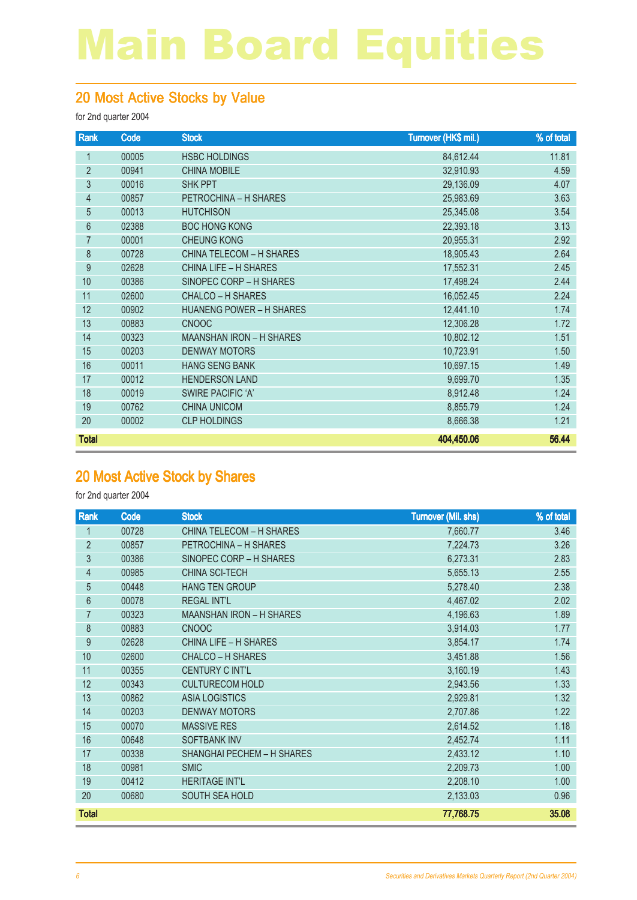# Main Board Equities

## 20 Most Active Stocks by Value

for 2nd quarter 2004

| Rank | Code | Stock | Turnover (HK$ mil.) | % of total |
|---|---|---|---|---|
| 1 | 00005 | HSBC HOLDINGS | 84,612.44 | 11.81 |
| 2 | 00941 | CHINA MOBILE | 32,910.93 | 4.59 |
| 3 | 00016 | SHK PPT | 29,136.09 | 4.07 |
| 4 | 00857 | PETROCHINA – H SHARES | 25,983.69 | 3.63 |
| 5 | 00013 | HUTCHISON | 25,345.08 | 3.54 |
| 6 | 02388 | BOC HONG KONG | 22,393.18 | 3.13 |
| 7 | 00001 | CHEUNG KONG | 20,955.31 | 2.92 |
| 8 | 00728 | CHINA TELECOM – H SHARES | 18,905.43 | 2.64 |
| 9 | 02628 | CHINA LIFE – H SHARES | 17,552.31 | 2.45 |
| 10 | 00386 | SINOPEC CORP – H SHARES | 17,498.24 | 2.44 |
| 11 | 02600 | CHALCO – H SHARES | 16,052.45 | 2.24 |
| 12 | 00902 | HUANENG POWER – H SHARES | 12,441.10 | 1.74 |
| 13 | 00883 | CNOOC | 12,306.28 | 1.72 |
| 14 | 00323 | MAANSHAN IRON – H SHARES | 10,802.12 | 1.51 |
| 15 | 00203 | DENWAY MOTORS | 10,723.91 | 1.50 |
| 16 | 00011 | HANG SENG BANK | 10,697.15 | 1.49 |
| 17 | 00012 | HENDERSON LAND | 9,699.70 | 1.35 |
| 18 | 00019 | SWIRE PACIFIC 'A' | 8,912.48 | 1.24 |
| 19 | 00762 | CHINA UNICOM | 8,855.79 | 1.24 |
| 20 | 00002 | CLP HOLDINGS | 8,666.38 | 1.21 |
| **Total** | | | **404,450.06** | **56.44** |

## 20 Most Active Stock by Shares

for 2nd quarter 2004

| Rank | Code | Stock | Turnover (Mil. shs) | % of total |
|---|---|---|---|---|
| 1 | 00728 | CHINA TELECOM – H SHARES | 7,660.77 | 3.46 |
| 2 | 00857 | PETROCHINA – H SHARES | 7,224.73 | 3.26 |
| 3 | 00386 | SINOPEC CORP – H SHARES | 6,273.31 | 2.83 |
| 4 | 00985 | CHINA SCI-TECH | 5,655.13 | 2.55 |
| 5 | 00448 | HANG TEN GROUP | 5,278.40 | 2.38 |
| 6 | 00078 | REGAL INT'L | 4,467.02 | 2.02 |
| 7 | 00323 | MAANSHAN IRON – H SHARES | 4,196.63 | 1.89 |
| 8 | 00883 | CNOOC | 3,914.03 | 1.77 |
| 9 | 02628 | CHINA LIFE – H SHARES | 3,854.17 | 1.74 |
| 10 | 02600 | CHALCO – H SHARES | 3,451.88 | 1.56 |
| 11 | 00355 | CENTURY C INT'L | 3,160.19 | 1.43 |
| 12 | 00343 | CULTURECOM HOLD | 2,943.56 | 1.33 |
| 13 | 00862 | ASIA LOGISTICS | 2,929.81 | 1.32 |
| 14 | 00203 | DENWAY MOTORS | 2,707.86 | 1.22 |
| 15 | 00070 | MASSIVE RES | 2,614.52 | 1.18 |
| 16 | 00648 | SOFTBANK INV | 2,452.74 | 1.11 |
| 17 | 00338 | SHANGHAI PECHEM – H SHARES | 2,433.12 | 1.10 |
| 18 | 00981 | SMIC | 2,209.73 | 1.00 |
| 19 | 00412 | HERITAGE INT'L | 2,208.10 | 1.00 |
| 20 | 00680 | SOUTH SEA HOLD | 2,133.03 | 0.96 |
| **Total** | | | **77,768.75** | **35.08** |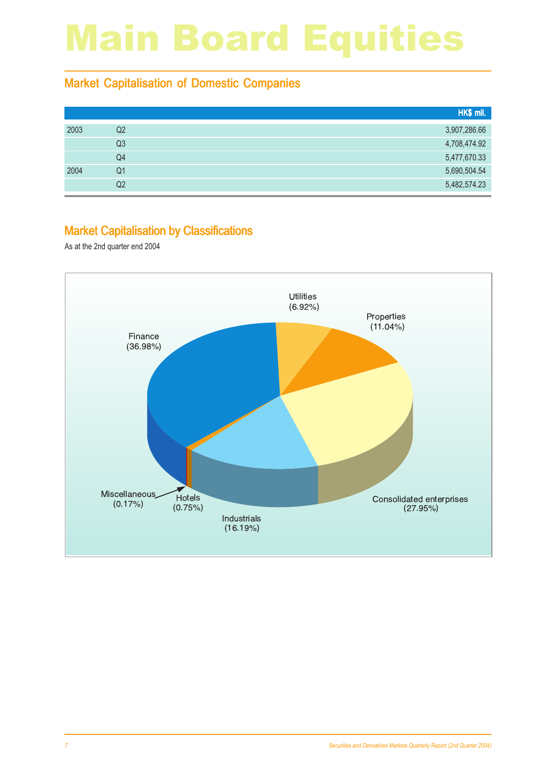# Main Board Equities

## Market Capitalisation of Domestic Companies

| | | HK$ mil. |
|---|---|---|
| 2003 | Q2 | 3,907,286.66 |
| | Q3 | 4,708,474.92 |
| | Q4 | 5,477,670.33 |
| 2004 | Q1 | 5,690,504.54 |
| | Q2 | 5,482,574.23 |

## Market Capitalisation by Classifications

As at the 2nd quarter end 2004

Finance (36.98%)

Utilities (6.92%)

Properties (11.04%)

Consolidated enterprises (27.95%)

Industrials (16.19%)

Hotels (0.75%)

Miscellaneous (0.17%)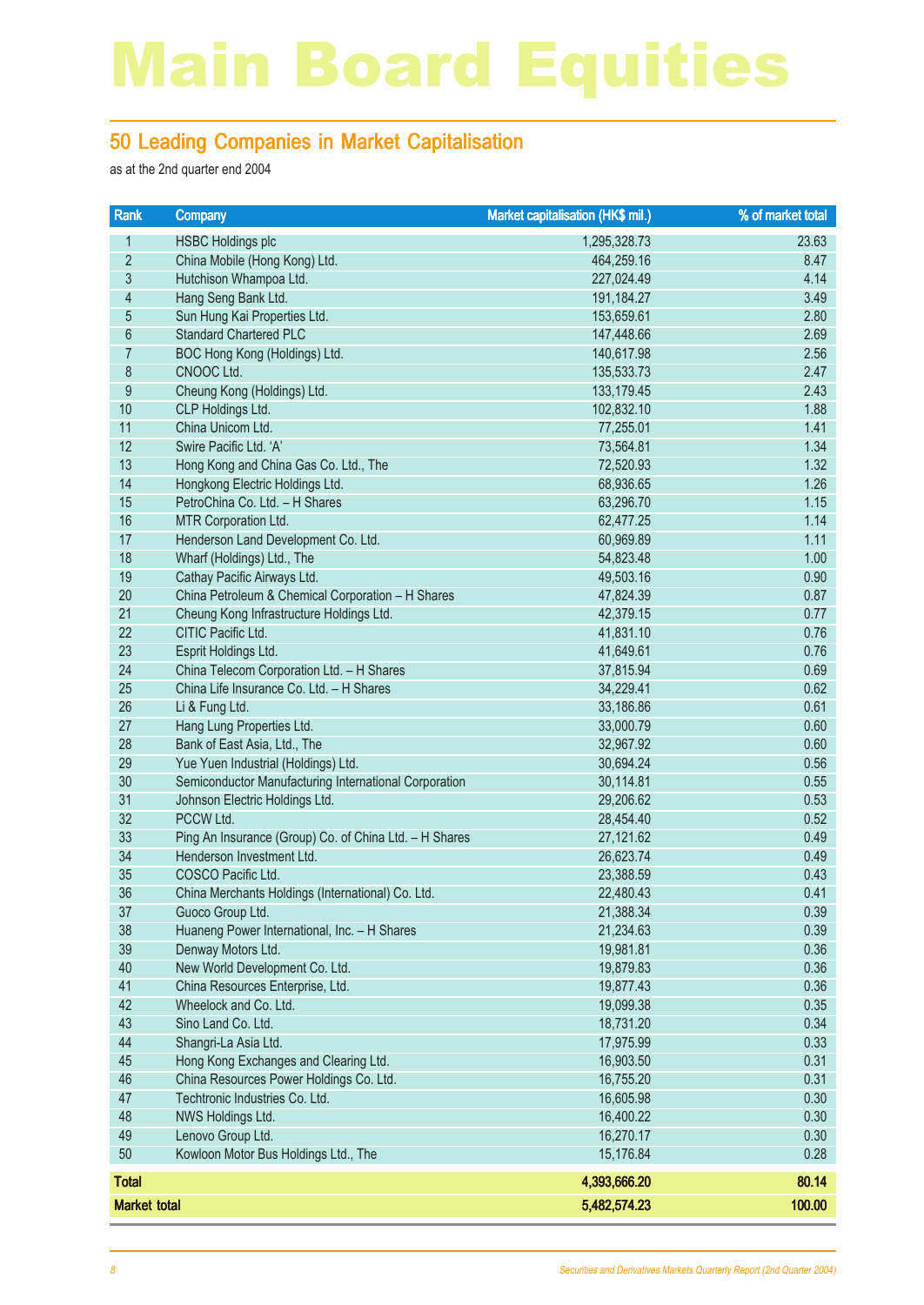# Main Board Equities

## 50 Leading Companies in Market Capitalisation

as at the 2nd quarter end 2004

| Rank | Company | Market capitalisation (HK$ mil.) | % of market total |
|---|---|---|---|
| 1 | HSBC Holdings plc | 1,295,328.73 | 23.63 |
| 2 | China Mobile (Hong Kong) Ltd. | 464,259.16 | 8.47 |
| 3 | Hutchison Whampoa Ltd. | 227,024.49 | 4.14 |
| 4 | Hang Seng Bank Ltd. | 191,184.27 | 3.49 |
| 5 | Sun Hung Kai Properties Ltd. | 153,659.61 | 2.80 |
| 6 | Standard Chartered PLC | 147,448.66 | 2.69 |
| 7 | BOC Hong Kong (Holdings) Ltd. | 140,617.98 | 2.56 |
| 8 | CNOOC Ltd. | 135,533.73 | 2.47 |
| 9 | Cheung Kong (Holdings) Ltd. | 133,179.45 | 2.43 |
| 10 | CLP Holdings Ltd. | 102,832.10 | 1.88 |
| 11 | China Unicom Ltd. | 77,255.01 | 1.41 |
| 12 | Swire Pacific Ltd. 'A' | 73,564.81 | 1.34 |
| 13 | Hong Kong and China Gas Co. Ltd., The | 72,520.93 | 1.32 |
| 14 | Hongkong Electric Holdings Ltd. | 68,936.65 | 1.26 |
| 15 | PetroChina Co. Ltd. – H Shares | 63,296.70 | 1.15 |
| 16 | MTR Corporation Ltd. | 62,477.25 | 1.14 |
| 17 | Henderson Land Development Co. Ltd. | 60,969.89 | 1.11 |
| 18 | Wharf (Holdings) Ltd., The | 54,823.48 | 1.00 |
| 19 | Cathay Pacific Airways Ltd. | 49,503.16 | 0.90 |
| 20 | China Petroleum & Chemical Corporation – H Shares | 47,824.39 | 0.87 |
| 21 | Cheung Kong Infrastructure Holdings Ltd. | 42,379.15 | 0.77 |
| 22 | CITIC Pacific Ltd. | 41,831.10 | 0.76 |
| 23 | Esprit Holdings Ltd. | 41,649.61 | 0.76 |
| 24 | China Telecom Corporation Ltd. – H Shares | 37,815.94 | 0.69 |
| 25 | China Life Insurance Co. Ltd. – H Shares | 34,229.41 | 0.62 |
| 26 | Li & Fung Ltd. | 33,186.86 | 0.61 |
| 27 | Hang Lung Properties Ltd. | 33,000.79 | 0.60 |
| 28 | Bank of East Asia, Ltd., The | 32,967.92 | 0.60 |
| 29 | Yue Yuen Industrial (Holdings) Ltd. | 30,694.24 | 0.56 |
| 30 | Semiconductor Manufacturing International Corporation | 30,114.81 | 0.55 |
| 31 | Johnson Electric Holdings Ltd. | 29,206.62 | 0.53 |
| 32 | PCCW Ltd. | 28,454.40 | 0.52 |
| 33 | Ping An Insurance (Group) Co. of China Ltd. – H Shares | 27,121.62 | 0.49 |
| 34 | Henderson Investment Ltd. | 26,623.74 | 0.49 |
| 35 | COSCO Pacific Ltd. | 23,388.59 | 0.43 |
| 36 | China Merchants Holdings (International) Co. Ltd. | 22,480.43 | 0.41 |
| 37 | Guoco Group Ltd. | 21,388.34 | 0.39 |
| 38 | Huaneng Power International, Inc. – H Shares | 21,234.63 | 0.39 |
| 39 | Denway Motors Ltd. | 19,981.81 | 0.36 |
| 40 | New World Development Co. Ltd. | 19,879.83 | 0.36 |
| 41 | China Resources Enterprise, Ltd. | 19,877.43 | 0.36 |
| 42 | Wheelock and Co. Ltd. | 19,099.38 | 0.35 |
| 43 | Sino Land Co. Ltd. | 18,731.20 | 0.34 |
| 44 | Shangri-La Asia Ltd. | 17,975.99 | 0.33 |
| 45 | Hong Kong Exchanges and Clearing Ltd. | 16,903.50 | 0.31 |
| 46 | China Resources Power Holdings Co. Ltd. | 16,755.20 | 0.31 |
| 47 | Techtronic Industries Co. Ltd. | 16,605.98 | 0.30 |
| 48 | NWS Holdings Ltd. | 16,400.22 | 0.30 |
| 49 | Lenovo Group Ltd. | 16,270.17 | 0.30 |
| 50 | Kowloon Motor Bus Holdings Ltd., The | 15,176.84 | 0.28 |
| **Total** | | **4,393,666.20** | **80.14** |
| **Market total** | | **5,482,574.23** | **100.00** |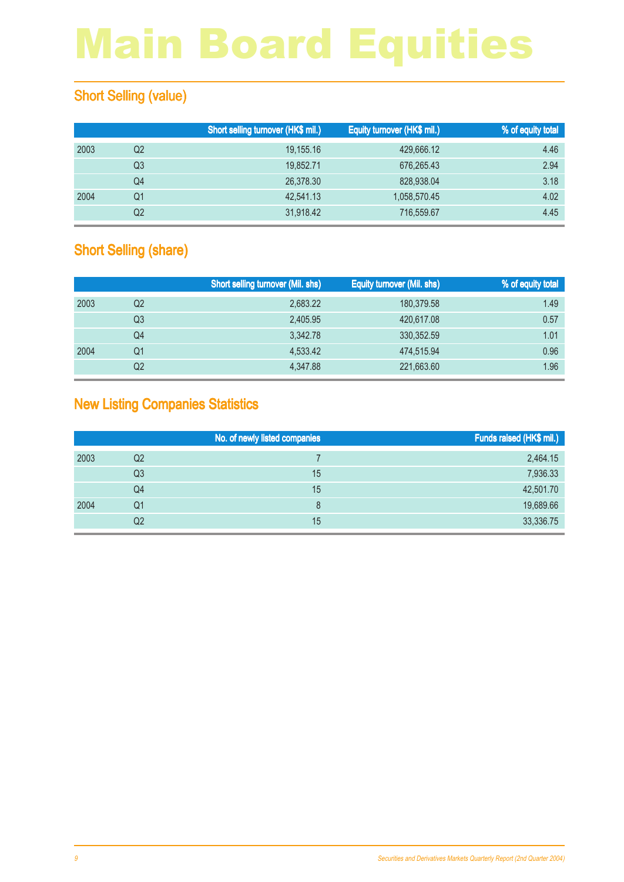# Main Board Equities

## Short Selling (value)

| | | Short selling turnover (HK$ mil.) | Equity turnover (HK$ mil.) | % of equity total |
|---|---|---|---|---|
| 2003 | Q2 | 19,155.16 | 429,666.12 | 4.46 |
| | Q3 | 19,852.71 | 676,265.43 | 2.94 |
| | Q4 | 26,378.30 | 828,938.04 | 3.18 |
| 2004 | Q1 | 42,541.13 | 1,058,570.45 | 4.02 |
| | Q2 | 31,918.42 | 716,559.67 | 4.45 |

## Short Selling (share)

| | | Short selling turnover (Mil. shs) | Equity turnover (Mil. shs) | % of equity total |
|---|---|---|---|---|
| 2003 | Q2 | 2,683.22 | 180,379.58 | 1.49 |
| | Q3 | 2,405.95 | 420,617.08 | 0.57 |
| | Q4 | 3,342.78 | 330,352.59 | 1.01 |
| 2004 | Q1 | 4,533.42 | 474,515.94 | 0.96 |
| | Q2 | 4,347.88 | 221,663.60 | 1.96 |

## New Listing Companies Statistics

| | | No. of newly listed companies | Funds raised (HK$ mil.) |
|---|---|---|---|
| 2003 | Q2 | 7 | 2,464.15 |
| | Q3 | 15 | 7,936.33 |
| | Q4 | 15 | 42,501.70 |
| 2004 | Q1 | 8 | 19,689.66 |
| | Q2 | 15 | 33,336.75 |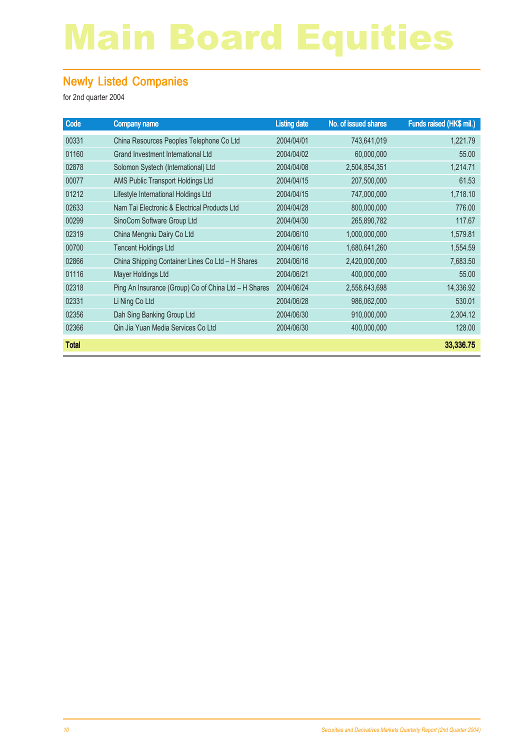# Main Board Equities

## Newly Listed Companies

for 2nd quarter 2004

| Code | Company name | Listing date | No. of issued shares | Funds raised (HK$ mil.) |
|---|---|---|---|---|
| 00331 | China Resources Peoples Telephone Co Ltd | 2004/04/01 | 743,641,019 | 1,221.79 |
| 01160 | Grand Investment International Ltd | 2004/04/02 | 60,000,000 | 55.00 |
| 02878 | Solomon Systech (International) Ltd | 2004/04/08 | 2,504,854,351 | 1,214.71 |
| 00077 | AMS Public Transport Holdings Ltd | 2004/04/15 | 207,500,000 | 61.53 |
| 01212 | Lifestyle International Holdings Ltd | 2004/04/15 | 747,000,000 | 1,718.10 |
| 02633 | Nam Tai Electronic & Electrical Products Ltd | 2004/04/28 | 800,000,000 | 776.00 |
| 00299 | SinoCom Software Group Ltd | 2004/04/30 | 265,890,782 | 117.67 |
| 02319 | China Mengniu Dairy Co Ltd | 2004/06/10 | 1,000,000,000 | 1,579.81 |
| 00700 | Tencent Holdings Ltd | 2004/06/16 | 1,680,641,260 | 1,554.59 |
| 02866 | China Shipping Container Lines Co Ltd – H Shares | 2004/06/16 | 2,420,000,000 | 7,683.50 |
| 01116 | Mayer Holdings Ltd | 2004/06/21 | 400,000,000 | 55.00 |
| 02318 | Ping An Insurance (Group) Co of China Ltd – H Shares | 2004/06/24 | 2,558,643,698 | 14,336.92 |
| 02331 | Li Ning Co Ltd | 2004/06/28 | 986,062,000 | 530.01 |
| 02356 | Dah Sing Banking Group Ltd | 2004/06/30 | 910,000,000 | 2,304.12 |
| 02366 | Qin Jia Yuan Media Services Co Ltd | 2004/06/30 | 400,000,000 | 128.00 |
| **Total** | | | | **33,336.75** |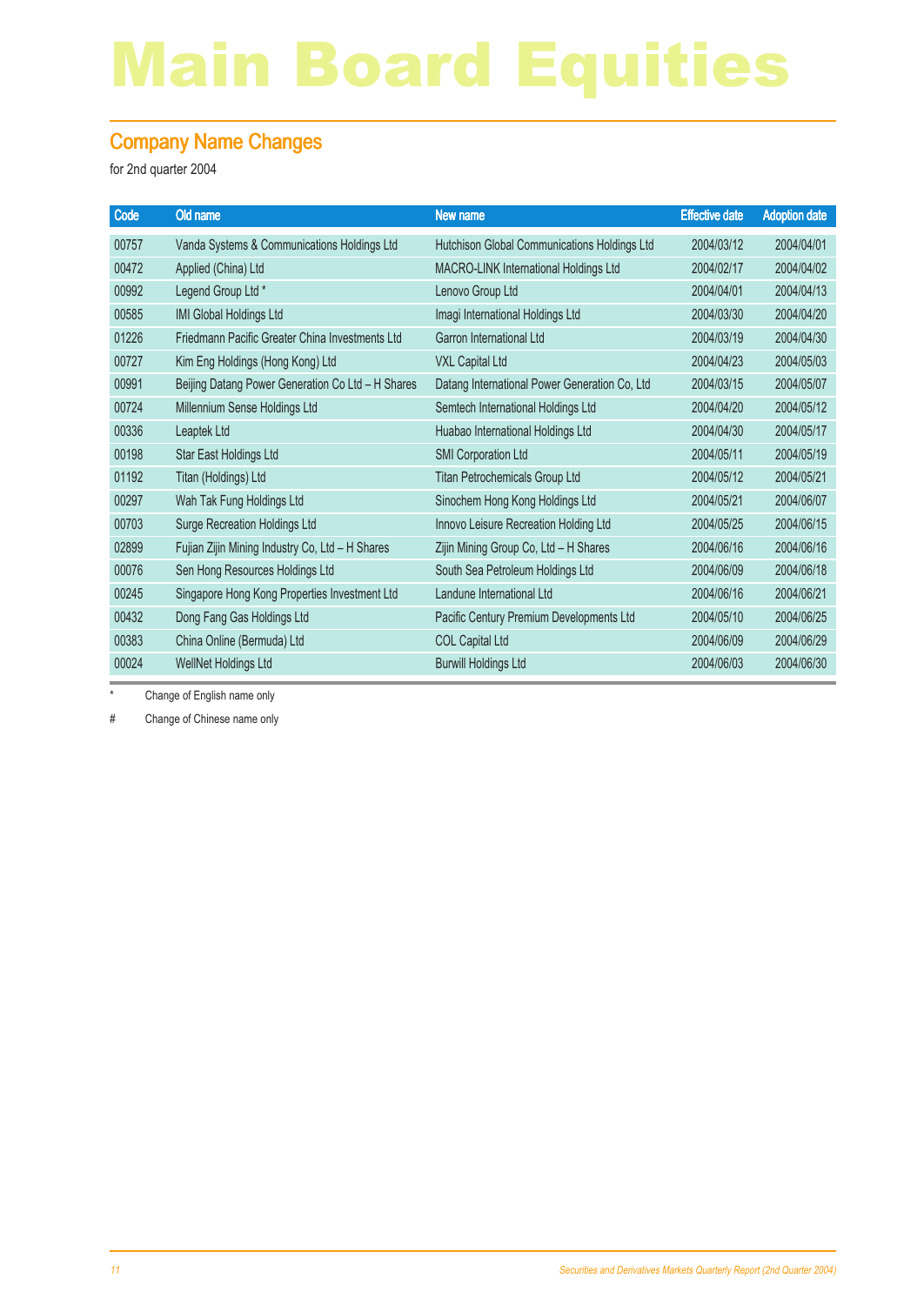# Main Board Equities

## Company Name Changes

for 2nd quarter 2004

| Code | Old name | New name | Effective date | Adoption date |
|---|---|---|---|---|
| 00757 | Vanda Systems & Communications Holdings Ltd | Hutchison Global Communications Holdings Ltd | 2004/03/12 | 2004/04/01 |
| 00472 | Applied (China) Ltd | MACRO-LINK International Holdings Ltd | 2004/02/17 | 2004/04/02 |
| 00992 | Legend Group Ltd * | Lenovo Group Ltd | 2004/04/01 | 2004/04/13 |
| 00585 | IMI Global Holdings Ltd | Imagi International Holdings Ltd | 2004/03/30 | 2004/04/20 |
| 01226 | Friedmann Pacific Greater China Investments Ltd | Garron International Ltd | 2004/03/19 | 2004/04/30 |
| 00727 | Kim Eng Holdings (Hong Kong) Ltd | VXL Capital Ltd | 2004/04/23 | 2004/05/03 |
| 00991 | Beijing Datang Power Generation Co Ltd – H Shares | Datang International Power Generation Co, Ltd | 2004/03/15 | 2004/05/07 |
| 00724 | Millennium Sense Holdings Ltd | Semtech International Holdings Ltd | 2004/04/20 | 2004/05/12 |
| 00336 | Leaptek Ltd | Huabao International Holdings Ltd | 2004/04/30 | 2004/05/17 |
| 00198 | Star East Holdings Ltd | SMI Corporation Ltd | 2004/05/11 | 2004/05/19 |
| 01192 | Titan (Holdings) Ltd | Titan Petrochemicals Group Ltd | 2004/05/12 | 2004/05/21 |
| 00297 | Wah Tak Fung Holdings Ltd | Sinochem Hong Kong Holdings Ltd | 2004/05/21 | 2004/06/07 |
| 00703 | Surge Recreation Holdings Ltd | Innovo Leisure Recreation Holding Ltd | 2004/05/25 | 2004/06/15 |
| 02899 | Fujian Zijin Mining Industry Co, Ltd – H Shares | Zijin Mining Group Co, Ltd – H Shares | 2004/06/16 | 2004/06/16 |
| 00076 | Sen Hong Resources Holdings Ltd | South Sea Petroleum Holdings Ltd | 2004/06/09 | 2004/06/18 |
| 00245 | Singapore Hong Kong Properties Investment Ltd | Landune International Ltd | 2004/06/16 | 2004/06/21 |
| 00432 | Dong Fang Gas Holdings Ltd | Pacific Century Premium Developments Ltd | 2004/05/10 | 2004/06/25 |
| 00383 | China Online (Bermuda) Ltd | COL Capital Ltd | 2004/06/09 | 2004/06/29 |
| 00024 | WellNet Holdings Ltd | Burwill Holdings Ltd | 2004/06/03 | 2004/06/30 |

\* Change of English name only

\# Change of Chinese name only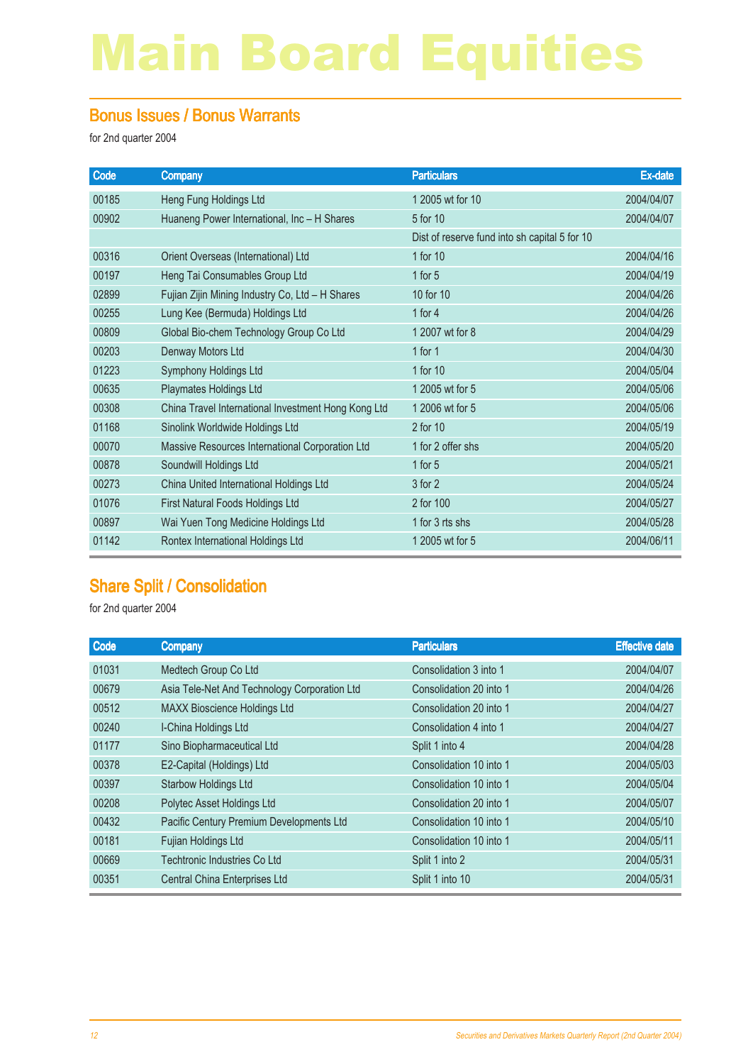# Main Board Equities

## Bonus Issues / Bonus Warrants

for 2nd quarter 2004

| Code | Company | Particulars | Ex-date |
|---|---|---|---|
| 00185 | Heng Fung Holdings Ltd | 1 2005 wt for 10 | 2004/04/07 |
| 00902 | Huaneng Power International, Inc – H Shares | 5 for 10 | 2004/04/07 |
| | | Dist of reserve fund into sh capital 5 for 10 | |
| 00316 | Orient Overseas (International) Ltd | 1 for 10 | 2004/04/16 |
| 00197 | Heng Tai Consumables Group Ltd | 1 for 5 | 2004/04/19 |
| 02899 | Fujian Zijin Mining Industry Co, Ltd – H Shares | 10 for 10 | 2004/04/26 |
| 00255 | Lung Kee (Bermuda) Holdings Ltd | 1 for 4 | 2004/04/26 |
| 00809 | Global Bio-chem Technology Group Co Ltd | 1 2007 wt for 8 | 2004/04/29 |
| 00203 | Denway Motors Ltd | 1 for 1 | 2004/04/30 |
| 01223 | Symphony Holdings Ltd | 1 for 10 | 2004/05/04 |
| 00635 | Playmates Holdings Ltd | 1 2005 wt for 5 | 2004/05/06 |
| 00308 | China Travel International Investment Hong Kong Ltd | 1 2006 wt for 5 | 2004/05/06 |
| 01168 | Sinolink Worldwide Holdings Ltd | 2 for 10 | 2004/05/19 |
| 00070 | Massive Resources International Corporation Ltd | 1 for 2 offer shs | 2004/05/20 |
| 00878 | Soundwill Holdings Ltd | 1 for 5 | 2004/05/21 |
| 00273 | China United International Holdings Ltd | 3 for 2 | 2004/05/24 |
| 01076 | First Natural Foods Holdings Ltd | 2 for 100 | 2004/05/27 |
| 00897 | Wai Yuen Tong Medicine Holdings Ltd | 1 for 3 rts shs | 2004/05/28 |
| 01142 | Rontex International Holdings Ltd | 1 2005 wt for 5 | 2004/06/11 |

## Share Split / Consolidation

for 2nd quarter 2004

| Code | Company | Particulars | Effective date |
|---|---|---|---|
| 01031 | Medtech Group Co Ltd | Consolidation 3 into 1 | 2004/04/07 |
| 00679 | Asia Tele-Net And Technology Corporation Ltd | Consolidation 20 into 1 | 2004/04/26 |
| 00512 | MAXX Bioscience Holdings Ltd | Consolidation 20 into 1 | 2004/04/27 |
| 00240 | I-China Holdings Ltd | Consolidation 4 into 1 | 2004/04/27 |
| 01177 | Sino Biopharmaceutical Ltd | Split 1 into 4 | 2004/04/28 |
| 00378 | E2-Capital (Holdings) Ltd | Consolidation 10 into 1 | 2004/05/03 |
| 00397 | Starbow Holdings Ltd | Consolidation 10 into 1 | 2004/05/04 |
| 00208 | Polytec Asset Holdings Ltd | Consolidation 20 into 1 | 2004/05/07 |
| 00432 | Pacific Century Premium Developments Ltd | Consolidation 10 into 1 | 2004/05/10 |
| 00181 | Fujian Holdings Ltd | Consolidation 10 into 1 | 2004/05/11 |
| 00669 | Techtronic Industries Co Ltd | Split 1 into 2 | 2004/05/31 |
| 00351 | Central China Enterprises Ltd | Split 1 into 10 | 2004/05/31 |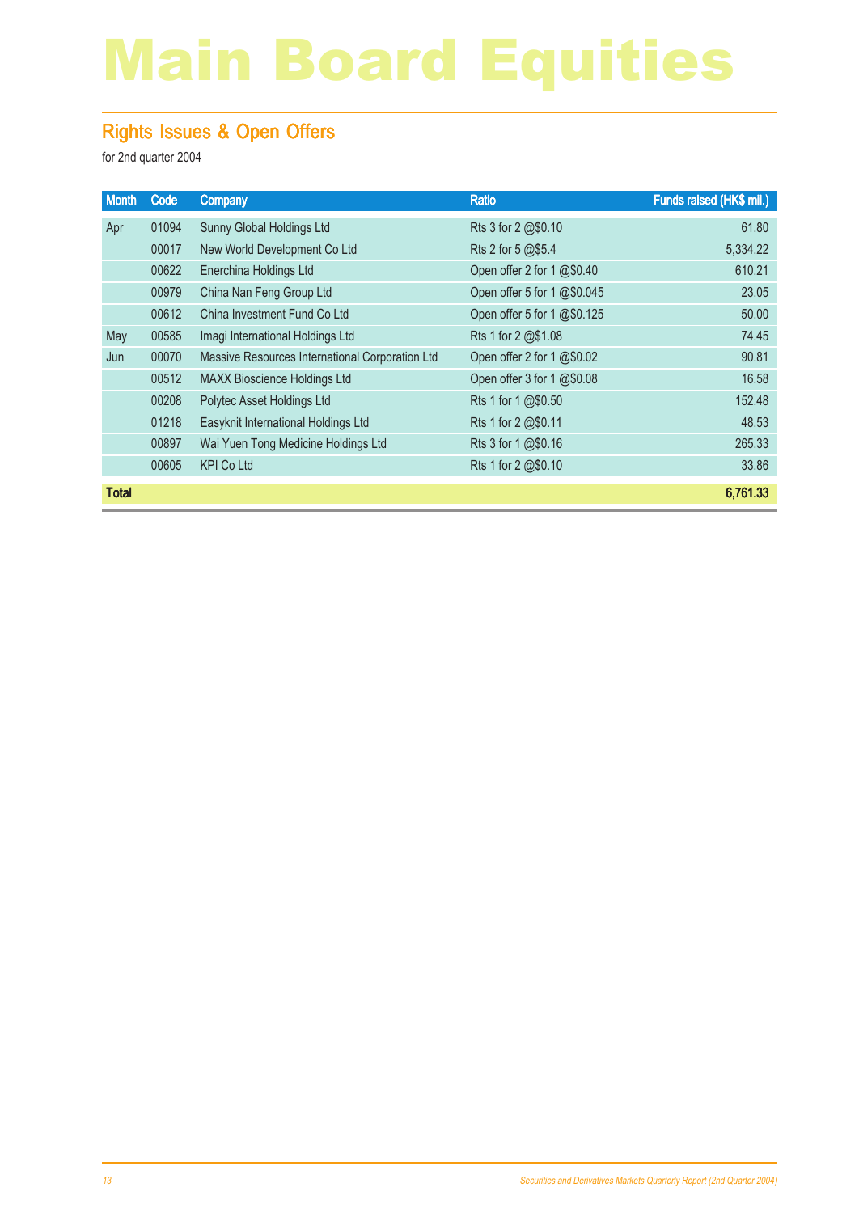# Main Board Equities

## Rights Issues & Open Offers

for 2nd quarter 2004

| Month | Code | Company | Ratio | Funds raised (HK$ mil.) |
|---|---|---|---|---|
| Apr | 01094 | Sunny Global Holdings Ltd | Rts 3 for 2 @$0.10 | 61.80 |
| | 00017 | New World Development Co Ltd | Rts 2 for 5 @$5.4 | 5,334.22 |
| | 00622 | Enerchina Holdings Ltd | Open offer 2 for 1 @$0.40 | 610.21 |
| | 00979 | China Nan Feng Group Ltd | Open offer 5 for 1 @$0.045 | 23.05 |
| | 00612 | China Investment Fund Co Ltd | Open offer 5 for 1 @$0.125 | 50.00 |
| May | 00585 | Imagi International Holdings Ltd | Rts 1 for 2 @$1.08 | 74.45 |
| Jun | 00070 | Massive Resources International Corporation Ltd | Open offer 2 for 1 @$0.02 | 90.81 |
| | 00512 | MAXX Bioscience Holdings Ltd | Open offer 3 for 1 @$0.08 | 16.58 |
| | 00208 | Polytec Asset Holdings Ltd | Rts 1 for 1 @$0.50 | 152.48 |
| | 01218 | Easyknit International Holdings Ltd | Rts 1 for 2 @$0.11 | 48.53 |
| | 00897 | Wai Yuen Tong Medicine Holdings Ltd | Rts 3 for 1 @$0.16 | 265.33 |
| | 00605 | KPI Co Ltd | Rts 1 for 2 @$0.10 | 33.86 |
| **Total** | | | | **6,761.33** |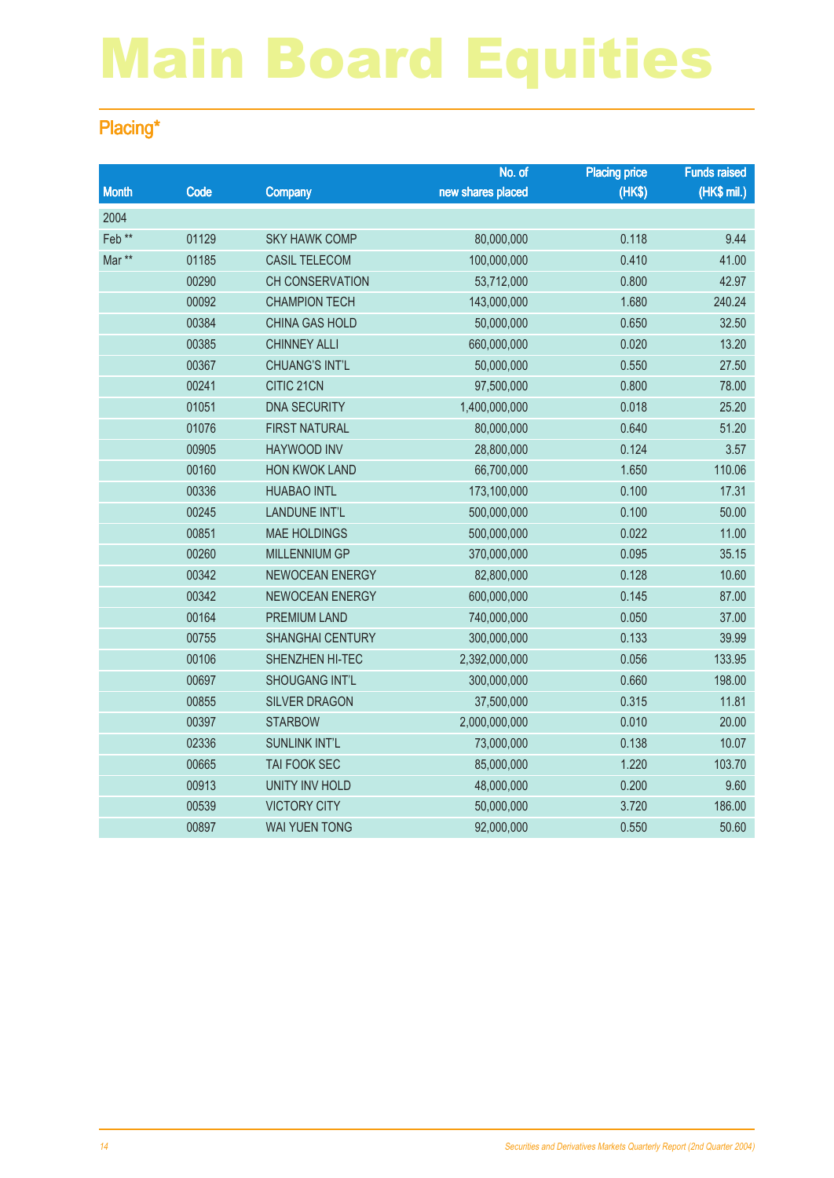# Main Board Equities

## Placing*

| Month | Code | Company | No. of new shares placed | Placing price (HK$) | Funds raised (HK$ mil.) |
|---|---|---|---|---|---|
| 2004 | | | | | |
| Feb ** | 01129 | SKY HAWK COMP | 80,000,000 | 0.118 | 9.44 |
| Mar ** | 01185 | CASIL TELECOM | 100,000,000 | 0.410 | 41.00 |
| | 00290 | CH CONSERVATION | 53,712,000 | 0.800 | 42.97 |
| | 00092 | CHAMPION TECH | 143,000,000 | 1.680 | 240.24 |
| | 00384 | CHINA GAS HOLD | 50,000,000 | 0.650 | 32.50 |
| | 00385 | CHINNEY ALLI | 660,000,000 | 0.020 | 13.20 |
| | 00367 | CHUANG'S INT'L | 50,000,000 | 0.550 | 27.50 |
| | 00241 | CITIC 21CN | 97,500,000 | 0.800 | 78.00 |
| | 01051 | DNA SECURITY | 1,400,000,000 | 0.018 | 25.20 |
| | 01076 | FIRST NATURAL | 80,000,000 | 0.640 | 51.20 |
| | 00905 | HAYWOOD INV | 28,800,000 | 0.124 | 3.57 |
| | 00160 | HON KWOK LAND | 66,700,000 | 1.650 | 110.06 |
| | 00336 | HUABAO INTL | 173,100,000 | 0.100 | 17.31 |
| | 00245 | LANDUNE INT'L | 500,000,000 | 0.100 | 50.00 |
| | 00851 | MAE HOLDINGS | 500,000,000 | 0.022 | 11.00 |
| | 00260 | MILLENNIUM GP | 370,000,000 | 0.095 | 35.15 |
| | 00342 | NEWOCEAN ENERGY | 82,800,000 | 0.128 | 10.60 |
| | 00342 | NEWOCEAN ENERGY | 600,000,000 | 0.145 | 87.00 |
| | 00164 | PREMIUM LAND | 740,000,000 | 0.050 | 37.00 |
| | 00755 | SHANGHAI CENTURY | 300,000,000 | 0.133 | 39.99 |
| | 00106 | SHENZHEN HI-TEC | 2,392,000,000 | 0.056 | 133.95 |
| | 00697 | SHOUGANG INT'L | 300,000,000 | 0.660 | 198.00 |
| | 00855 | SILVER DRAGON | 37,500,000 | 0.315 | 11.81 |
| | 00397 | STARBOW | 2,000,000,000 | 0.010 | 20.00 |
| | 02336 | SUNLINK INT'L | 73,000,000 | 0.138 | 10.07 |
| | 00665 | TAI FOOK SEC | 85,000,000 | 1.220 | 103.70 |
| | 00913 | UNITY INV HOLD | 48,000,000 | 0.200 | 9.60 |
| | 00539 | VICTORY CITY | 50,000,000 | 3.720 | 186.00 |
| | 00897 | WAI YUEN TONG | 92,000,000 | 0.550 | 50.60 |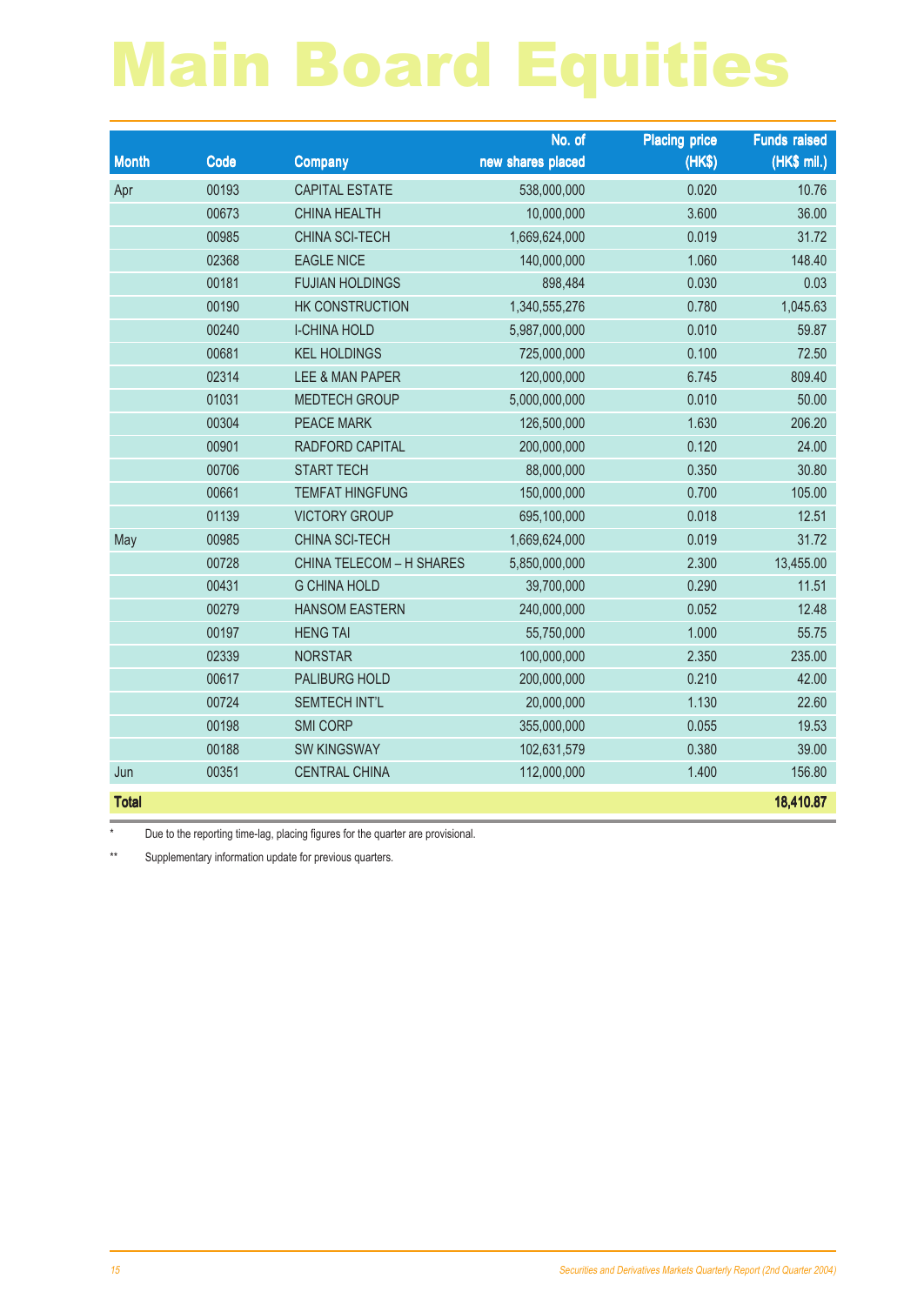# Main Board Equities

| Month | Code | Company | No. of new shares placed | Placing price (HK$) | Funds raised (HK$ mil.) |
|---|---|---|---|---|---|
| Apr | 00193 | CAPITAL ESTATE | 538,000,000 | 0.020 | 10.76 |
| | 00673 | CHINA HEALTH | 10,000,000 | 3.600 | 36.00 |
| | 00985 | CHINA SCI-TECH | 1,669,624,000 | 0.019 | 31.72 |
| | 02368 | EAGLE NICE | 140,000,000 | 1.060 | 148.40 |
| | 00181 | FUJIAN HOLDINGS | 898,484 | 0.030 | 0.03 |
| | 00190 | HK CONSTRUCTION | 1,340,555,276 | 0.780 | 1,045.63 |
| | 00240 | I-CHINA HOLD | 5,987,000,000 | 0.010 | 59.87 |
| | 00681 | KEL HOLDINGS | 725,000,000 | 0.100 | 72.50 |
| | 02314 | LEE & MAN PAPER | 120,000,000 | 6.745 | 809.40 |
| | 01031 | MEDTECH GROUP | 5,000,000,000 | 0.010 | 50.00 |
| | 00304 | PEACE MARK | 126,500,000 | 1.630 | 206.20 |
| | 00901 | RADFORD CAPITAL | 200,000,000 | 0.120 | 24.00 |
| | 00706 | START TECH | 88,000,000 | 0.350 | 30.80 |
| | 00661 | TEMFAT HINGFUNG | 150,000,000 | 0.700 | 105.00 |
| | 01139 | VICTORY GROUP | 695,100,000 | 0.018 | 12.51 |
| May | 00985 | CHINA SCI-TECH | 1,669,624,000 | 0.019 | 31.72 |
| | 00728 | CHINA TELECOM – H SHARES | 5,850,000,000 | 2.300 | 13,455.00 |
| | 00431 | G CHINA HOLD | 39,700,000 | 0.290 | 11.51 |
| | 00279 | HANSOM EASTERN | 240,000,000 | 0.052 | 12.48 |
| | 00197 | HENG TAI | 55,750,000 | 1.000 | 55.75 |
| | 02339 | NORSTAR | 100,000,000 | 2.350 | 235.00 |
| | 00617 | PALIBURG HOLD | 200,000,000 | 0.210 | 42.00 |
| | 00724 | SEMTECH INT'L | 20,000,000 | 1.130 | 22.60 |
| | 00198 | SMI CORP | 355,000,000 | 0.055 | 19.53 |
| | 00188 | SW KINGSWAY | 102,631,579 | 0.380 | 39.00 |
| Jun | 00351 | CENTRAL CHINA | 112,000,000 | 1.400 | 156.80 |
| **Total** | | | | | **18,410.87** |

\* Due to the reporting time-lag, placing figures for the quarter are provisional.

** Supplementary information update for previous quarters.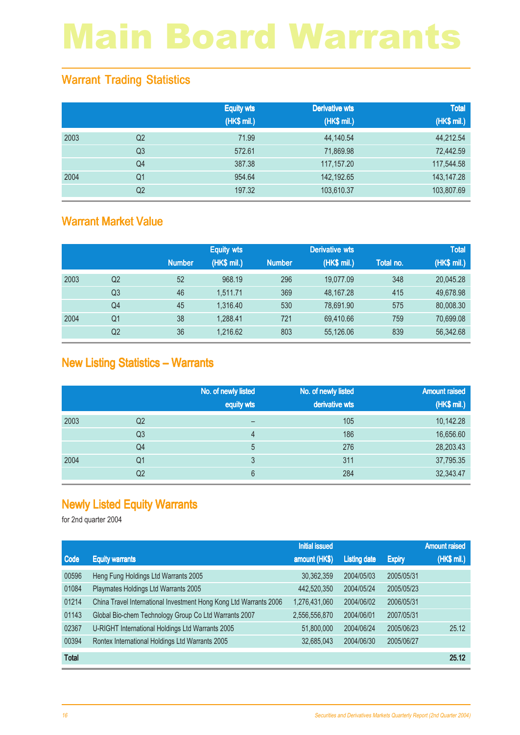# Main Board Warrants

## Warrant Trading Statistics

| | | Equity wts (HK$ mil.) | Derivative wts (HK$ mil.) | Total (HK$ mil.) |
|---|---|---|---|---|
| 2003 | Q2 | 71.99 | 44,140.54 | 44,212.54 |
| | Q3 | 572.61 | 71,869.98 | 72,442.59 |
| | Q4 | 387.38 | 117,157.20 | 117,544.58 |
| 2004 | Q1 | 954.64 | 142,192.65 | 143,147.28 |
| | Q2 | 197.32 | 103,610.37 | 103,807.69 |

## Warrant Market Value

| | | Equity wts | | Derivative wts | | Total | |
|---|---|---|---|---|---|---|---|
| | | Number | (HK$ mil.) | Number | (HK$ mil.) | Total no. | (HK$ mil.) |
| 2003 | Q2 | 52 | 968.19 | 296 | 19,077.09 | 348 | 20,045.28 |
| | Q3 | 46 | 1,511.71 | 369 | 48,167.28 | 415 | 49,678.98 |
| | Q4 | 45 | 1,316.40 | 530 | 78,691.90 | 575 | 80,008.30 |
| 2004 | Q1 | 38 | 1,288.41 | 721 | 69,410.66 | 759 | 70,699.08 |
| | Q2 | 36 | 1,216.62 | 803 | 55,126.06 | 839 | 56,342.68 |

## New Listing Statistics – Warrants

| | | No. of newly listed equity wts | No. of newly listed derivative wts | Amount raised (HK$ mil.) |
|---|---|---|---|---|
| 2003 | Q2 | – | 105 | 10,142.28 |
| | Q3 | 4 | 186 | 16,656.60 |
| | Q4 | 5 | 276 | 28,203.43 |
| 2004 | Q1 | 3 | 311 | 37,795.35 |
| | Q2 | 6 | 284 | 32,343.47 |

## Newly Listed Equity Warrants

for 2nd quarter 2004

| Code | Equity warrants | Initial issued amount (HK$) | Listing date | Expiry | Amount raised (HK$ mil.) |
|---|---|---|---|---|---|
| 00596 | Heng Fung Holdings Ltd Warrants 2005 | 30,362,359 | 2004/05/03 | 2005/05/31 | |
| 01084 | Playmates Holdings Ltd Warrants 2005 | 442,520,350 | 2004/05/24 | 2005/05/23 | |
| 01214 | China Travel International Investment Hong Kong Ltd Warrants 2006 | 1,276,431,060 | 2004/06/02 | 2006/05/31 | |
| 01143 | Global Bio-chem Technology Group Co Ltd Warrants 2007 | 2,556,556,870 | 2004/06/01 | 2007/05/31 | |
| 02367 | U-RIGHT International Holdings Ltd Warrants 2005 | 51,800,000 | 2004/06/24 | 2005/06/23 | 25.12 |
| 00394 | Rontex International Holdings Ltd Warrants 2005 | 32,685,043 | 2004/06/30 | 2005/06/27 | |
| **Total** | | | | | **25.12** |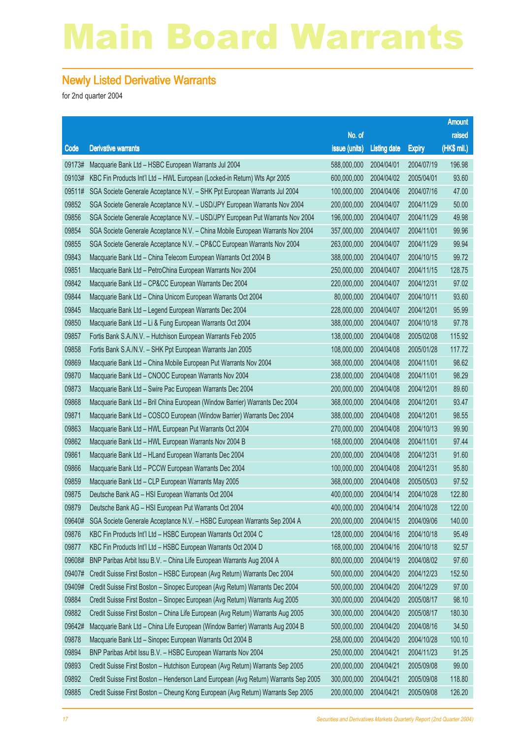# Main Board Warrants

## Newly Listed Derivative Warrants

for 2nd quarter 2004

| Code | Derivative warrants | No. of issue (units) | Listing date | Expiry | Amount raised (HK$ mil.) |
|---|---|---|---|---|---|
| 09173# | Macquarie Bank Ltd – HSBC European Warrants Jul 2004 | 588,000,000 | 2004/04/01 | 2004/07/19 | 196.98 |
| 09103# | KBC Fin Products Int'l Ltd – HWL European (Locked-in Return) Wts Apr 2005 | 600,000,000 | 2004/04/02 | 2005/04/01 | 93.60 |
| 09511# | SGA Societe Generale Acceptance N.V. – SHK Ppt European Warrants Jul 2004 | 100,000,000 | 2004/04/06 | 2004/07/16 | 47.00 |
| 09852 | SGA Societe Generale Acceptance N.V. – USD/JPY European Warrants Nov 2004 | 200,000,000 | 2004/04/07 | 2004/11/29 | 50.00 |
| 09856 | SGA Societe Generale Acceptance N.V. – USD/JPY European Put Warrants Nov 2004 | 196,000,000 | 2004/04/07 | 2004/11/29 | 49.98 |
| 09854 | SGA Societe Generale Acceptance N.V. – China Mobile European Warrants Nov 2004 | 357,000,000 | 2004/04/07 | 2004/11/01 | 99.96 |
| 09855 | SGA Societe Generale Acceptance N.V. – CP&CC European Warrants Nov 2004 | 263,000,000 | 2004/04/07 | 2004/11/29 | 99.94 |
| 09843 | Macquarie Bank Ltd – China Telecom European Warrants Oct 2004 B | 388,000,000 | 2004/04/07 | 2004/10/15 | 99.72 |
| 09851 | Macquarie Bank Ltd – PetroChina European Warrants Nov 2004 | 250,000,000 | 2004/04/07 | 2004/11/15 | 128.75 |
| 09842 | Macquarie Bank Ltd – CP&CC European Warrants Dec 2004 | 220,000,000 | 2004/04/07 | 2004/12/31 | 97.02 |
| 09844 | Macquarie Bank Ltd – China Unicom European Warrants Oct 2004 | 80,000,000 | 2004/04/07 | 2004/10/11 | 93.60 |
| 09845 | Macquarie Bank Ltd – Legend European Warrants Dec 2004 | 228,000,000 | 2004/04/07 | 2004/12/01 | 95.99 |
| 09850 | Macquarie Bank Ltd – Li & Fung European Warrants Oct 2004 | 388,000,000 | 2004/04/07 | 2004/10/18 | 97.78 |
| 09857 | Fortis Bank S.A./N.V. – Hutchison European Warrants Feb 2005 | 138,000,000 | 2004/04/08 | 2005/02/08 | 115.92 |
| 09858 | Fortis Bank S.A./N.V. – SHK Ppt European Warrants Jan 2005 | 108,000,000 | 2004/04/08 | 2005/01/28 | 117.72 |
| 09869 | Macquarie Bank Ltd – China Mobile European Put Warrants Nov 2004 | 368,000,000 | 2004/04/08 | 2004/11/01 | 98.62 |
| 09870 | Macquarie Bank Ltd – CNOOC European Warrants Nov 2004 | 238,000,000 | 2004/04/08 | 2004/11/01 | 98.29 |
| 09873 | Macquarie Bank Ltd – Swire Pac European Warrants Dec 2004 | 200,000,000 | 2004/04/08 | 2004/12/01 | 89.60 |
| 09868 | Macquarie Bank Ltd – Bril China European (Window Barrier) Warrants Dec 2004 | 368,000,000 | 2004/04/08 | 2004/12/01 | 93.47 |
| 09871 | Macquarie Bank Ltd – COSCO European (Window Barrier) Warrants Dec 2004 | 388,000,000 | 2004/04/08 | 2004/12/01 | 98.55 |
| 09863 | Macquarie Bank Ltd – HWL European Put Warrants Oct 2004 | 270,000,000 | 2004/04/08 | 2004/10/13 | 99.90 |
| 09862 | Macquarie Bank Ltd – HWL European Warrants Nov 2004 B | 168,000,000 | 2004/04/08 | 2004/11/01 | 97.44 |
| 09861 | Macquarie Bank Ltd – HLand European Warrants Dec 2004 | 200,000,000 | 2004/04/08 | 2004/12/31 | 91.60 |
| 09866 | Macquarie Bank Ltd – PCCW European Warrants Dec 2004 | 100,000,000 | 2004/04/08 | 2004/12/31 | 95.80 |
| 09859 | Macquarie Bank Ltd – CLP European Warrants May 2005 | 368,000,000 | 2004/04/08 | 2005/05/03 | 97.52 |
| 09875 | Deutsche Bank AG – HSI European Warrants Oct 2004 | 400,000,000 | 2004/04/14 | 2004/10/28 | 122.80 |
| 09879 | Deutsche Bank AG – HSI European Put Warrants Oct 2004 | 400,000,000 | 2004/04/14 | 2004/10/28 | 122.00 |
| 09640# | SGA Societe Generale Acceptance N.V. – HSBC European Warrants Sep 2004 A | 200,000,000 | 2004/04/15 | 2004/09/06 | 140.00 |
| 09876 | KBC Fin Products Int'l Ltd – HSBC European Warrants Oct 2004 C | 128,000,000 | 2004/04/16 | 2004/10/18 | 95.49 |
| 09877 | KBC Fin Products Int'l Ltd – HSBC European Warrants Oct 2004 D | 168,000,000 | 2004/04/16 | 2004/10/18 | 92.57 |
| 09608# | BNP Paribas Arbit Issu B.V. – China Life European Warrants Aug 2004 A | 800,000,000 | 2004/04/19 | 2004/08/02 | 97.60 |
| 09407# | Credit Suisse First Boston – HSBC European (Avg Return) Warrants Dec 2004 | 500,000,000 | 2004/04/20 | 2004/12/23 | 152.50 |
| 09409# | Credit Suisse First Boston – Sinopec European (Avg Return) Warrants Dec 2004 | 500,000,000 | 2004/04/20 | 2004/12/29 | 97.00 |
| 09884 | Credit Suisse First Boston – Sinopec European (Avg Return) Warrants Aug 2005 | 300,000,000 | 2004/04/20 | 2005/08/17 | 98.10 |
| 09882 | Credit Suisse First Boston – China Life European (Avg Return) Warrants Aug 2005 | 300,000,000 | 2004/04/20 | 2005/08/17 | 180.30 |
| 09642# | Macquarie Bank Ltd – China Life European (Window Barrier) Warrants Aug 2004 B | 500,000,000 | 2004/04/20 | 2004/08/16 | 34.50 |
| 09878 | Macquarie Bank Ltd – Sinopec European Warrants Oct 2004 B | 258,000,000 | 2004/04/20 | 2004/10/28 | 100.10 |
| 09894 | BNP Paribas Arbit Issu B.V. – HSBC European Warrants Nov 2004 | 250,000,000 | 2004/04/21 | 2004/11/23 | 91.25 |
| 09893 | Credit Suisse First Boston – Hutchison European (Avg Return) Warrants Sep 2005 | 200,000,000 | 2004/04/21 | 2005/09/08 | 99.00 |
| 09892 | Credit Suisse First Boston – Henderson Land European (Avg Return) Warrants Sep 2005 | 300,000,000 | 2004/04/21 | 2005/09/08 | 118.80 |
| 09885 | Credit Suisse First Boston – Cheung Kong European (Avg Return) Warrants Sep 2005 | 200,000,000 | 2004/04/21 | 2005/09/08 | 126.20 |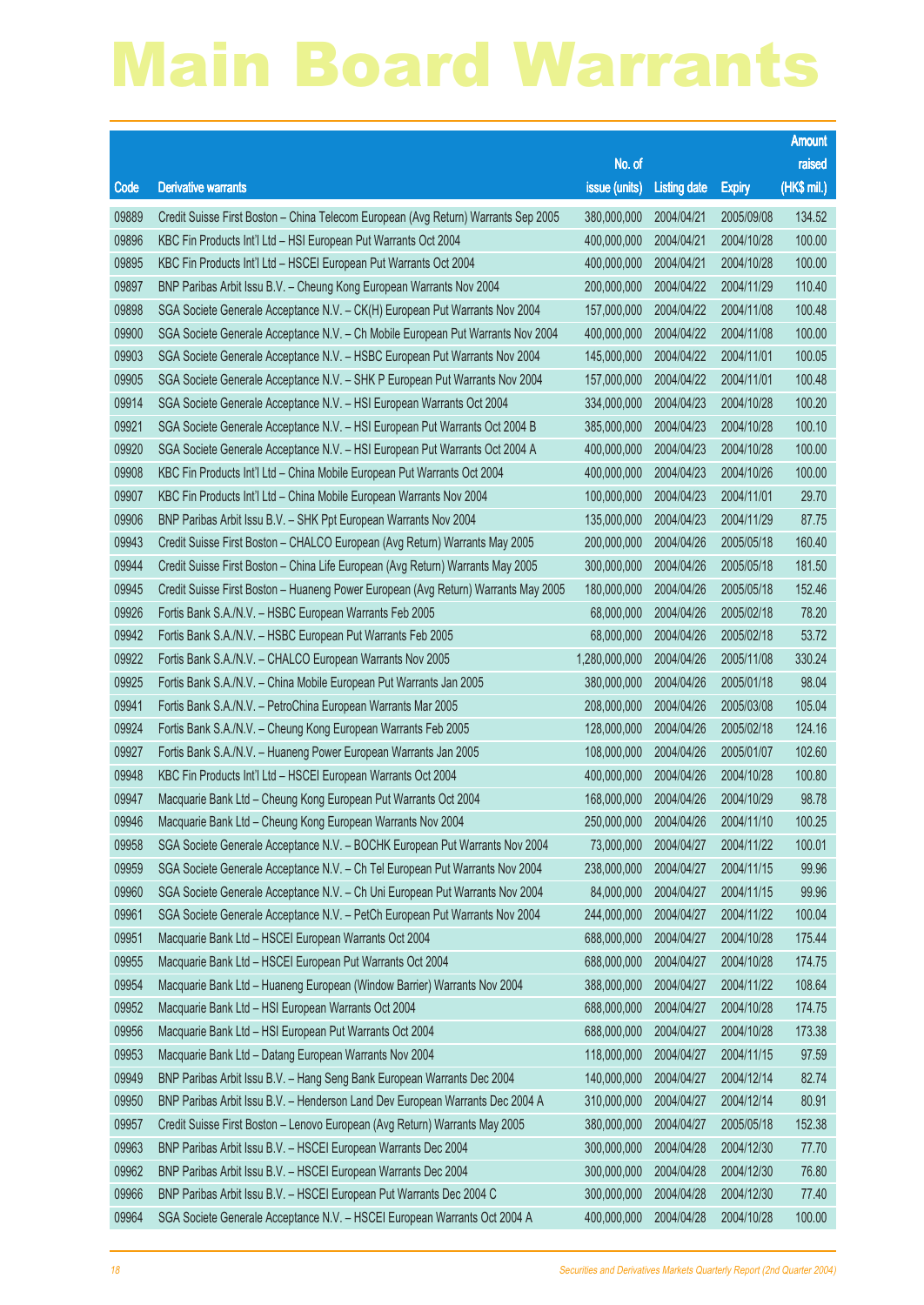# Main Board Warrants

| Code | Derivative warrants | No. of issue (units) | Listing date | Expiry | Amount raised (HK$ mil.) |
|---|---|---|---|---|---|
| 09889 | Credit Suisse First Boston – China Telecom European (Avg Return) Warrants Sep 2005 | 380,000,000 | 2004/04/21 | 2005/09/08 | 134.52 |
| 09896 | KBC Fin Products Int'l Ltd – HSI European Put Warrants Oct 2004 | 400,000,000 | 2004/04/21 | 2004/10/28 | 100.00 |
| 09895 | KBC Fin Products Int'l Ltd – HSCEI European Put Warrants Oct 2004 | 400,000,000 | 2004/04/21 | 2004/10/28 | 100.00 |
| 09897 | BNP Paribas Arbit Issu B.V. – Cheung Kong European Warrants Nov 2004 | 200,000,000 | 2004/04/22 | 2004/11/29 | 110.40 |
| 09898 | SGA Societe Generale Acceptance N.V. – CK(H) European Put Warrants Nov 2004 | 157,000,000 | 2004/04/22 | 2004/11/08 | 100.48 |
| 09900 | SGA Societe Generale Acceptance N.V. – Ch Mobile European Put Warrants Nov 2004 | 400,000,000 | 2004/04/22 | 2004/11/08 | 100.00 |
| 09903 | SGA Societe Generale Acceptance N.V. – HSBC European Put Warrants Nov 2004 | 145,000,000 | 2004/04/22 | 2004/11/01 | 100.05 |
| 09905 | SGA Societe Generale Acceptance N.V. – SHK P European Put Warrants Nov 2004 | 157,000,000 | 2004/04/22 | 2004/11/01 | 100.48 |
| 09914 | SGA Societe Generale Acceptance N.V. – HSI European Warrants Oct 2004 | 334,000,000 | 2004/04/23 | 2004/10/28 | 100.20 |
| 09921 | SGA Societe Generale Acceptance N.V. – HSI European Put Warrants Oct 2004 B | 385,000,000 | 2004/04/23 | 2004/10/28 | 100.10 |
| 09920 | SGA Societe Generale Acceptance N.V. – HSI European Put Warrants Oct 2004 A | 400,000,000 | 2004/04/23 | 2004/10/28 | 100.00 |
| 09908 | KBC Fin Products Int'l Ltd – China Mobile European Put Warrants Oct 2004 | 400,000,000 | 2004/04/23 | 2004/10/26 | 100.00 |
| 09907 | KBC Fin Products Int'l Ltd – China Mobile European Warrants Nov 2004 | 100,000,000 | 2004/04/23 | 2004/11/01 | 29.70 |
| 09906 | BNP Paribas Arbit Issu B.V. – SHK Ppt European Warrants Nov 2004 | 135,000,000 | 2004/04/23 | 2004/11/29 | 87.75 |
| 09943 | Credit Suisse First Boston – CHALCO European (Avg Return) Warrants May 2005 | 200,000,000 | 2004/04/26 | 2005/05/18 | 160.40 |
| 09944 | Credit Suisse First Boston – China Life European (Avg Return) Warrants May 2005 | 300,000,000 | 2004/04/26 | 2005/05/18 | 181.50 |
| 09945 | Credit Suisse First Boston – Huaneng Power European (Avg Return) Warrants May 2005 | 180,000,000 | 2004/04/26 | 2005/05/18 | 152.46 |
| 09926 | Fortis Bank S.A./N.V. – HSBC European Warrants Feb 2005 | 68,000,000 | 2004/04/26 | 2005/02/18 | 78.20 |
| 09942 | Fortis Bank S.A./N.V. – HSBC European Put Warrants Feb 2005 | 68,000,000 | 2004/04/26 | 2005/02/18 | 53.72 |
| 09922 | Fortis Bank S.A./N.V. – CHALCO European Warrants Nov 2005 | 1,280,000,000 | 2004/04/26 | 2005/11/08 | 330.24 |
| 09925 | Fortis Bank S.A./N.V. – China Mobile European Put Warrants Jan 2005 | 380,000,000 | 2004/04/26 | 2005/01/18 | 98.04 |
| 09941 | Fortis Bank S.A./N.V. – PetroChina European Warrants Mar 2005 | 208,000,000 | 2004/04/26 | 2005/03/08 | 105.04 |
| 09924 | Fortis Bank S.A./N.V. – Cheung Kong European Warrants Feb 2005 | 128,000,000 | 2004/04/26 | 2005/02/18 | 124.16 |
| 09927 | Fortis Bank S.A./N.V. – Huaneng Power European Warrants Jan 2005 | 108,000,000 | 2004/04/26 | 2005/01/07 | 102.60 |
| 09948 | KBC Fin Products Int'l Ltd – HSCEI European Warrants Oct 2004 | 400,000,000 | 2004/04/26 | 2004/10/28 | 100.80 |
| 09947 | Macquarie Bank Ltd – Cheung Kong European Put Warrants Oct 2004 | 168,000,000 | 2004/04/26 | 2004/10/29 | 98.78 |
| 09946 | Macquarie Bank Ltd – Cheung Kong European Warrants Nov 2004 | 250,000,000 | 2004/04/26 | 2004/11/10 | 100.25 |
| 09958 | SGA Societe Generale Acceptance N.V. – BOCHK European Put Warrants Nov 2004 | 73,000,000 | 2004/04/27 | 2004/11/22 | 100.01 |
| 09959 | SGA Societe Generale Acceptance N.V. – Ch Tel European Put Warrants Nov 2004 | 238,000,000 | 2004/04/27 | 2004/11/15 | 99.96 |
| 09960 | SGA Societe Generale Acceptance N.V. – Ch Uni European Put Warrants Nov 2004 | 84,000,000 | 2004/04/27 | 2004/11/15 | 99.96 |
| 09961 | SGA Societe Generale Acceptance N.V. – PetCh European Put Warrants Nov 2004 | 244,000,000 | 2004/04/27 | 2004/11/22 | 100.04 |
| 09951 | Macquarie Bank Ltd – HSCEI European Warrants Oct 2004 | 688,000,000 | 2004/04/27 | 2004/10/28 | 175.44 |
| 09955 | Macquarie Bank Ltd – HSCEI European Put Warrants Oct 2004 | 688,000,000 | 2004/04/27 | 2004/10/28 | 174.75 |
| 09954 | Macquarie Bank Ltd – Huaneng European (Window Barrier) Warrants Nov 2004 | 388,000,000 | 2004/04/27 | 2004/11/22 | 108.64 |
| 09952 | Macquarie Bank Ltd – HSI European Warrants Oct 2004 | 688,000,000 | 2004/04/27 | 2004/10/28 | 174.75 |
| 09956 | Macquarie Bank Ltd – HSI European Put Warrants Oct 2004 | 688,000,000 | 2004/04/27 | 2004/10/28 | 173.38 |
| 09953 | Macquarie Bank Ltd – Datang European Warrants Nov 2004 | 118,000,000 | 2004/04/27 | 2004/11/15 | 97.59 |
| 09949 | BNP Paribas Arbit Issu B.V. – Hang Seng Bank European Warrants Dec 2004 | 140,000,000 | 2004/04/27 | 2004/12/14 | 82.74 |
| 09950 | BNP Paribas Arbit Issu B.V. – Henderson Land Dev European Warrants Dec 2004 A | 310,000,000 | 2004/04/27 | 2004/12/14 | 80.91 |
| 09957 | Credit Suisse First Boston – Lenovo European (Avg Return) Warrants May 2005 | 380,000,000 | 2004/04/27 | 2005/05/18 | 152.38 |
| 09963 | BNP Paribas Arbit Issu B.V. – HSCEI European Warrants Dec 2004 | 300,000,000 | 2004/04/28 | 2004/12/30 | 77.70 |
| 09962 | BNP Paribas Arbit Issu B.V. – HSCEI European Warrants Dec 2004 | 300,000,000 | 2004/04/28 | 2004/12/30 | 76.80 |
| 09966 | BNP Paribas Arbit Issu B.V. – HSCEI European Put Warrants Dec 2004 C | 300,000,000 | 2004/04/28 | 2004/12/30 | 77.40 |
| 09964 | SGA Societe Generale Acceptance N.V. – HSCEI European Warrants Oct 2004 A | 400,000,000 | 2004/04/28 | 2004/10/28 | 100.00 |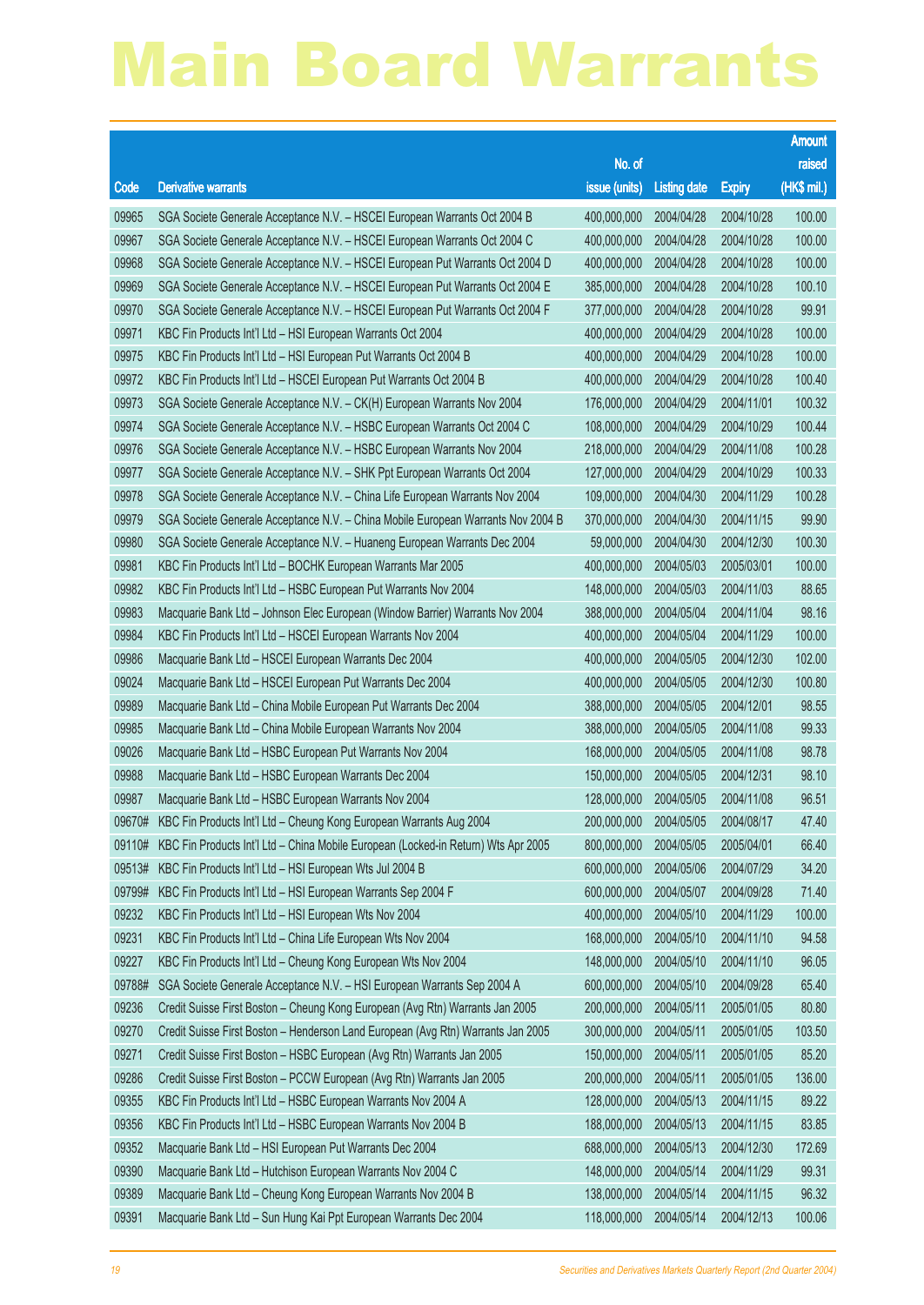# Main Board Warrants

| Code | Derivative warrants | No. of issue (units) | Listing date | Expiry | Amount raised (HK$ mil.) |
|---|---|---|---|---|---|
| 09965 | SGA Societe Generale Acceptance N.V. – HSCEI European Warrants Oct 2004 B | 400,000,000 | 2004/04/28 | 2004/10/28 | 100.00 |
| 09967 | SGA Societe Generale Acceptance N.V. – HSCEI European Warrants Oct 2004 C | 400,000,000 | 2004/04/28 | 2004/10/28 | 100.00 |
| 09968 | SGA Societe Generale Acceptance N.V. – HSCEI European Put Warrants Oct 2004 D | 400,000,000 | 2004/04/28 | 2004/10/28 | 100.00 |
| 09969 | SGA Societe Generale Acceptance N.V. – HSCEI European Put Warrants Oct 2004 E | 385,000,000 | 2004/04/28 | 2004/10/28 | 100.10 |
| 09970 | SGA Societe Generale Acceptance N.V. – HSCEI European Put Warrants Oct 2004 F | 377,000,000 | 2004/04/28 | 2004/10/28 | 99.91 |
| 09971 | KBC Fin Products Int'l Ltd – HSI European Warrants Oct 2004 | 400,000,000 | 2004/04/29 | 2004/10/28 | 100.00 |
| 09975 | KBC Fin Products Int'l Ltd – HSI European Put Warrants Oct 2004 B | 400,000,000 | 2004/04/29 | 2004/10/28 | 100.00 |
| 09972 | KBC Fin Products Int'l Ltd – HSCEI European Put Warrants Oct 2004 B | 400,000,000 | 2004/04/29 | 2004/10/28 | 100.40 |
| 09973 | SGA Societe Generale Acceptance N.V. – CK(H) European Warrants Nov 2004 | 176,000,000 | 2004/04/29 | 2004/11/01 | 100.32 |
| 09974 | SGA Societe Generale Acceptance N.V. – HSBC European Warrants Oct 2004 C | 108,000,000 | 2004/04/29 | 2004/10/29 | 100.44 |
| 09976 | SGA Societe Generale Acceptance N.V. – HSBC European Warrants Nov 2004 | 218,000,000 | 2004/04/29 | 2004/11/08 | 100.28 |
| 09977 | SGA Societe Generale Acceptance N.V. – SHK Ppt European Warrants Oct 2004 | 127,000,000 | 2004/04/29 | 2004/10/29 | 100.33 |
| 09978 | SGA Societe Generale Acceptance N.V. – China Life European Warrants Nov 2004 | 109,000,000 | 2004/04/30 | 2004/11/29 | 100.28 |
| 09979 | SGA Societe Generale Acceptance N.V. – China Mobile European Warrants Nov 2004 B | 370,000,000 | 2004/04/30 | 2004/11/15 | 99.90 |
| 09980 | SGA Societe Generale Acceptance N.V. – Huaneng European Warrants Dec 2004 | 59,000,000 | 2004/04/30 | 2004/12/30 | 100.30 |
| 09981 | KBC Fin Products Int'l Ltd – BOCHK European Warrants Mar 2005 | 400,000,000 | 2004/05/03 | 2005/03/01 | 100.00 |
| 09982 | KBC Fin Products Int'l Ltd – HSBC European Put Warrants Nov 2004 | 148,000,000 | 2004/05/03 | 2004/11/03 | 88.65 |
| 09983 | Macquarie Bank Ltd – Johnson Elec European (Window Barrier) Warrants Nov 2004 | 388,000,000 | 2004/05/04 | 2004/11/04 | 98.16 |
| 09984 | KBC Fin Products Int'l Ltd – HSCEI European Warrants Nov 2004 | 400,000,000 | 2004/05/04 | 2004/11/29 | 100.00 |
| 09986 | Macquarie Bank Ltd – HSCEI European Warrants Dec 2004 | 400,000,000 | 2004/05/05 | 2004/12/30 | 102.00 |
| 09024 | Macquarie Bank Ltd – HSCEI European Put Warrants Dec 2004 | 400,000,000 | 2004/05/05 | 2004/12/30 | 100.80 |
| 09989 | Macquarie Bank Ltd – China Mobile European Put Warrants Dec 2004 | 388,000,000 | 2004/05/05 | 2004/12/01 | 98.55 |
| 09985 | Macquarie Bank Ltd – China Mobile European Warrants Nov 2004 | 388,000,000 | 2004/05/05 | 2004/11/08 | 99.33 |
| 09026 | Macquarie Bank Ltd – HSBC European Put Warrants Nov 2004 | 168,000,000 | 2004/05/05 | 2004/11/08 | 98.78 |
| 09988 | Macquarie Bank Ltd – HSBC European Warrants Dec 2004 | 150,000,000 | 2004/05/05 | 2004/12/31 | 98.10 |
| 09987 | Macquarie Bank Ltd – HSBC European Warrants Nov 2004 | 128,000,000 | 2004/05/05 | 2004/11/08 | 96.51 |
| 09670# | KBC Fin Products Int'l Ltd – Cheung Kong European Warrants Aug 2004 | 200,000,000 | 2004/05/05 | 2004/08/17 | 47.40 |
| 09110# | KBC Fin Products Int'l Ltd – China Mobile European (Locked-in Return) Wts Apr 2005 | 800,000,000 | 2004/05/05 | 2005/04/01 | 66.40 |
| 09513# | KBC Fin Products Int'l Ltd – HSI European Wts Jul 2004 B | 600,000,000 | 2004/05/06 | 2004/07/29 | 34.20 |
| 09799# | KBC Fin Products Int'l Ltd – HSI European Warrants Sep 2004 F | 600,000,000 | 2004/05/07 | 2004/09/28 | 71.40 |
| 09232 | KBC Fin Products Int'l Ltd – HSI European Wts Nov 2004 | 400,000,000 | 2004/05/10 | 2004/11/29 | 100.00 |
| 09231 | KBC Fin Products Int'l Ltd – China Life European Wts Nov 2004 | 168,000,000 | 2004/05/10 | 2004/11/10 | 94.58 |
| 09227 | KBC Fin Products Int'l Ltd – Cheung Kong European Wts Nov 2004 | 148,000,000 | 2004/05/10 | 2004/11/10 | 96.05 |
| 09788# | SGA Societe Generale Acceptance N.V. – HSI European Warrants Sep 2004 A | 600,000,000 | 2004/05/10 | 2004/09/28 | 65.40 |
| 09236 | Credit Suisse First Boston – Cheung Kong European (Avg Rtn) Warrants Jan 2005 | 200,000,000 | 2004/05/11 | 2005/01/05 | 80.80 |
| 09270 | Credit Suisse First Boston – Henderson Land European (Avg Rtn) Warrants Jan 2005 | 300,000,000 | 2004/05/11 | 2005/01/05 | 103.50 |
| 09271 | Credit Suisse First Boston – HSBC European (Avg Rtn) Warrants Jan 2005 | 150,000,000 | 2004/05/11 | 2005/01/05 | 85.20 |
| 09286 | Credit Suisse First Boston – PCCW European (Avg Rtn) Warrants Jan 2005 | 200,000,000 | 2004/05/11 | 2005/01/05 | 136.00 |
| 09355 | KBC Fin Products Int'l Ltd – HSBC European Warrants Nov 2004 A | 128,000,000 | 2004/05/13 | 2004/11/15 | 89.22 |
| 09356 | KBC Fin Products Int'l Ltd – HSBC European Warrants Nov 2004 B | 188,000,000 | 2004/05/13 | 2004/11/15 | 83.85 |
| 09352 | Macquarie Bank Ltd – HSI European Put Warrants Dec 2004 | 688,000,000 | 2004/05/13 | 2004/12/30 | 172.69 |
| 09390 | Macquarie Bank Ltd – Hutchison European Warrants Nov 2004 C | 148,000,000 | 2004/05/14 | 2004/11/29 | 99.31 |
| 09389 | Macquarie Bank Ltd – Cheung Kong European Warrants Nov 2004 B | 138,000,000 | 2004/05/14 | 2004/11/15 | 96.32 |
| 09391 | Macquarie Bank Ltd – Sun Hung Kai Ppt European Warrants Dec 2004 | 118,000,000 | 2004/05/14 | 2004/12/13 | 100.06 |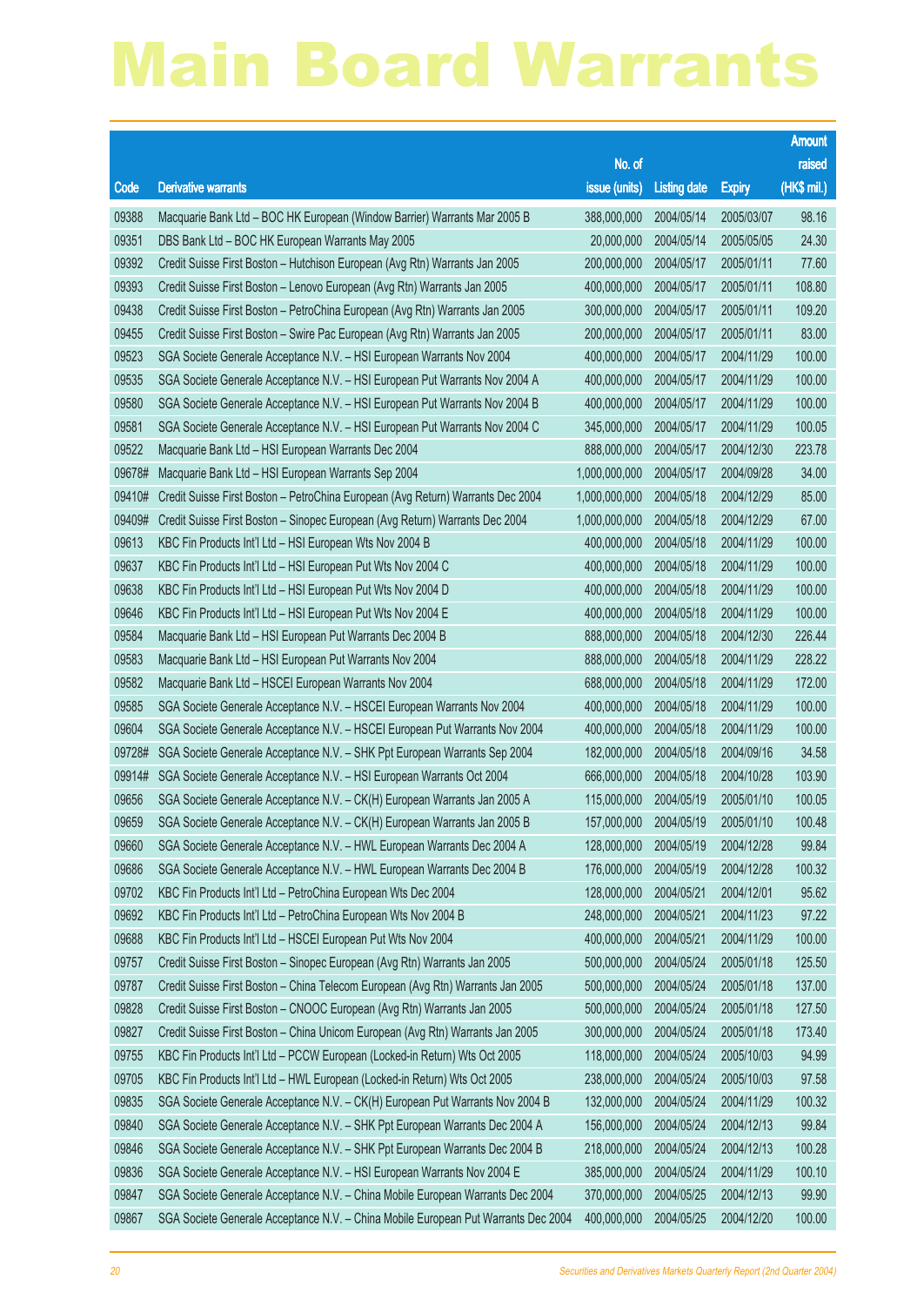# Main Board Warrants

| Code | Derivative warrants | No. of issue (units) | Listing date | Expiry | Amount raised (HK$ mil.) |
|---|---|---|---|---|---|
| 09388 | Macquarie Bank Ltd – BOC HK European (Window Barrier) Warrants Mar 2005 B | 388,000,000 | 2004/05/14 | 2005/03/07 | 98.16 |
| 09351 | DBS Bank Ltd – BOC HK European Warrants May 2005 | 20,000,000 | 2004/05/14 | 2005/05/05 | 24.30 |
| 09392 | Credit Suisse First Boston – Hutchison European (Avg Rtn) Warrants Jan 2005 | 200,000,000 | 2004/05/17 | 2005/01/11 | 77.60 |
| 09393 | Credit Suisse First Boston – Lenovo European (Avg Rtn) Warrants Jan 2005 | 400,000,000 | 2004/05/17 | 2005/01/11 | 108.80 |
| 09438 | Credit Suisse First Boston – PetroChina European (Avg Rtn) Warrants Jan 2005 | 300,000,000 | 2004/05/17 | 2005/01/11 | 109.20 |
| 09455 | Credit Suisse First Boston – Swire Pac European (Avg Rtn) Warrants Jan 2005 | 200,000,000 | 2004/05/17 | 2005/01/11 | 83.00 |
| 09523 | SGA Societe Generale Acceptance N.V. – HSI European Warrants Nov 2004 | 400,000,000 | 2004/05/17 | 2004/11/29 | 100.00 |
| 09535 | SGA Societe Generale Acceptance N.V. – HSI European Put Warrants Nov 2004 A | 400,000,000 | 2004/05/17 | 2004/11/29 | 100.00 |
| 09580 | SGA Societe Generale Acceptance N.V. – HSI European Put Warrants Nov 2004 B | 400,000,000 | 2004/05/17 | 2004/11/29 | 100.00 |
| 09581 | SGA Societe Generale Acceptance N.V. – HSI European Put Warrants Nov 2004 C | 345,000,000 | 2004/05/17 | 2004/11/29 | 100.05 |
| 09522 | Macquarie Bank Ltd – HSI European Warrants Dec 2004 | 888,000,000 | 2004/05/17 | 2004/12/30 | 223.78 |
| 09678# | Macquarie Bank Ltd – HSI European Warrants Sep 2004 | 1,000,000,000 | 2004/05/17 | 2004/09/28 | 34.00 |
| 09410# | Credit Suisse First Boston – PetroChina European (Avg Return) Warrants Dec 2004 | 1,000,000,000 | 2004/05/18 | 2004/12/29 | 85.00 |
| 09409# | Credit Suisse First Boston – Sinopec European (Avg Return) Warrants Dec 2004 | 1,000,000,000 | 2004/05/18 | 2004/12/29 | 67.00 |
| 09613 | KBC Fin Products Int'l Ltd – HSI European Wts Nov 2004 B | 400,000,000 | 2004/05/18 | 2004/11/29 | 100.00 |
| 09637 | KBC Fin Products Int'l Ltd – HSI European Put Wts Nov 2004 C | 400,000,000 | 2004/05/18 | 2004/11/29 | 100.00 |
| 09638 | KBC Fin Products Int'l Ltd – HSI European Put Wts Nov 2004 D | 400,000,000 | 2004/05/18 | 2004/11/29 | 100.00 |
| 09646 | KBC Fin Products Int'l Ltd – HSI European Put Wts Nov 2004 E | 400,000,000 | 2004/05/18 | 2004/11/29 | 100.00 |
| 09584 | Macquarie Bank Ltd – HSI European Put Warrants Dec 2004 B | 888,000,000 | 2004/05/18 | 2004/12/30 | 226.44 |
| 09583 | Macquarie Bank Ltd – HSI European Put Warrants Nov 2004 | 888,000,000 | 2004/05/18 | 2004/11/29 | 228.22 |
| 09582 | Macquarie Bank Ltd – HSCEI European Warrants Nov 2004 | 688,000,000 | 2004/05/18 | 2004/11/29 | 172.00 |
| 09585 | SGA Societe Generale Acceptance N.V. – HSCEI European Warrants Nov 2004 | 400,000,000 | 2004/05/18 | 2004/11/29 | 100.00 |
| 09604 | SGA Societe Generale Acceptance N.V. – HSCEI European Put Warrants Nov 2004 | 400,000,000 | 2004/05/18 | 2004/11/29 | 100.00 |
| 09728# | SGA Societe Generale Acceptance N.V. – SHK Ppt European Warrants Sep 2004 | 182,000,000 | 2004/05/18 | 2004/09/16 | 34.58 |
| 09914# | SGA Societe Generale Acceptance N.V. – HSI European Warrants Oct 2004 | 666,000,000 | 2004/05/18 | 2004/10/28 | 103.90 |
| 09656 | SGA Societe Generale Acceptance N.V. – CK(H) European Warrants Jan 2005 A | 115,000,000 | 2004/05/19 | 2005/01/10 | 100.05 |
| 09659 | SGA Societe Generale Acceptance N.V. – CK(H) European Warrants Jan 2005 B | 157,000,000 | 2004/05/19 | 2005/01/10 | 100.48 |
| 09660 | SGA Societe Generale Acceptance N.V. – HWL European Warrants Dec 2004 A | 128,000,000 | 2004/05/19 | 2004/12/28 | 99.84 |
| 09686 | SGA Societe Generale Acceptance N.V. – HWL European Warrants Dec 2004 B | 176,000,000 | 2004/05/19 | 2004/12/28 | 100.32 |
| 09702 | KBC Fin Products Int'l Ltd – PetroChina European Wts Dec 2004 | 128,000,000 | 2004/05/21 | 2004/12/01 | 95.62 |
| 09692 | KBC Fin Products Int'l Ltd – PetroChina European Wts Nov 2004 B | 248,000,000 | 2004/05/21 | 2004/11/23 | 97.22 |
| 09688 | KBC Fin Products Int'l Ltd – HSCEI European Put Wts Nov 2004 | 400,000,000 | 2004/05/21 | 2004/11/29 | 100.00 |
| 09757 | Credit Suisse First Boston – Sinopec European (Avg Rtn) Warrants Jan 2005 | 500,000,000 | 2004/05/24 | 2005/01/18 | 125.50 |
| 09787 | Credit Suisse First Boston – China Telecom European (Avg Rtn) Warrants Jan 2005 | 500,000,000 | 2004/05/24 | 2005/01/18 | 137.00 |
| 09828 | Credit Suisse First Boston – CNOOC European (Avg Rtn) Warrants Jan 2005 | 500,000,000 | 2004/05/24 | 2005/01/18 | 127.50 |
| 09827 | Credit Suisse First Boston – China Unicom European (Avg Rtn) Warrants Jan 2005 | 300,000,000 | 2004/05/24 | 2005/01/18 | 173.40 |
| 09755 | KBC Fin Products Int'l Ltd – PCCW European (Locked-in Return) Wts Oct 2005 | 118,000,000 | 2004/05/24 | 2005/10/03 | 94.99 |
| 09705 | KBC Fin Products Int'l Ltd – HWL European (Locked-in Return) Wts Oct 2005 | 238,000,000 | 2004/05/24 | 2005/10/03 | 97.58 |
| 09835 | SGA Societe Generale Acceptance N.V. – CK(H) European Put Warrants Nov 2004 B | 132,000,000 | 2004/05/24 | 2004/11/29 | 100.32 |
| 09840 | SGA Societe Generale Acceptance N.V. – SHK Ppt European Warrants Dec 2004 A | 156,000,000 | 2004/05/24 | 2004/12/13 | 99.84 |
| 09846 | SGA Societe Generale Acceptance N.V. – SHK Ppt European Warrants Dec 2004 B | 218,000,000 | 2004/05/24 | 2004/12/13 | 100.28 |
| 09836 | SGA Societe Generale Acceptance N.V. – HSI European Warrants Nov 2004 E | 385,000,000 | 2004/05/24 | 2004/11/29 | 100.10 |
| 09847 | SGA Societe Generale Acceptance N.V. – China Mobile European Warrants Dec 2004 | 370,000,000 | 2004/05/25 | 2004/12/13 | 99.90 |
| 09867 | SGA Societe Generale Acceptance N.V. – China Mobile European Put Warrants Dec 2004 | 400,000,000 | 2004/05/25 | 2004/12/20 | 100.00 |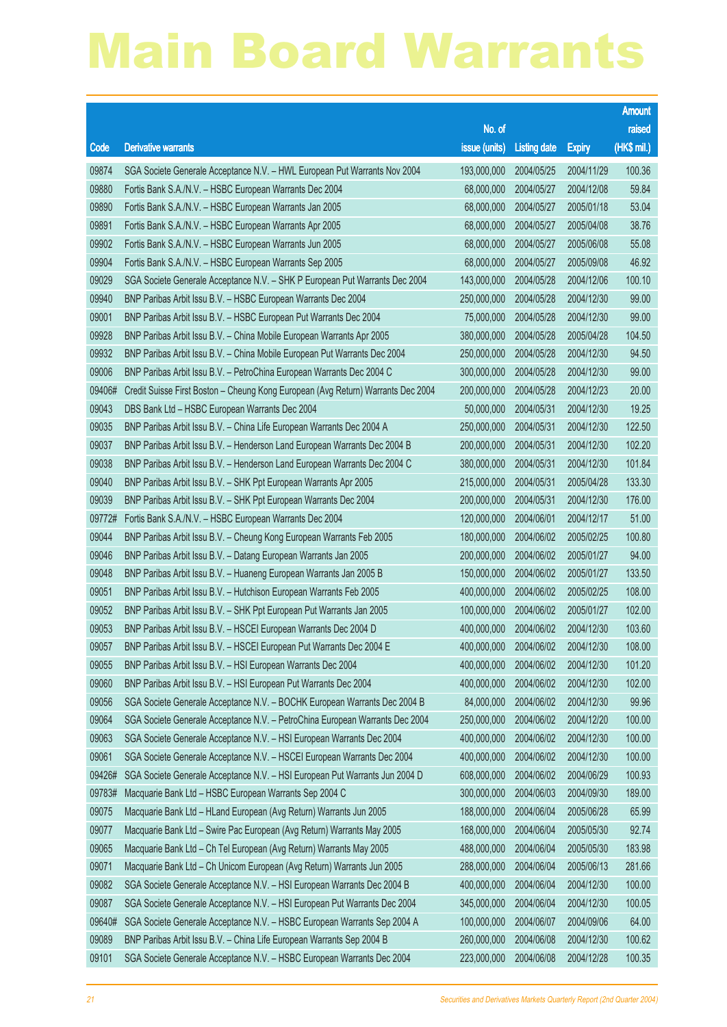# Main Board Warrants

| Code | Derivative warrants | No. of issue (units) | Listing date | Expiry | Amount raised (HK$ mil.) |
|---|---|---|---|---|---|
| 09874 | SGA Societe Generale Acceptance N.V. – HWL European Put Warrants Nov 2004 | 193,000,000 | 2004/05/25 | 2004/11/29 | 100.36 |
| 09880 | Fortis Bank S.A./N.V. – HSBC European Warrants Dec 2004 | 68,000,000 | 2004/05/27 | 2004/12/08 | 59.84 |
| 09890 | Fortis Bank S.A./N.V. – HSBC European Warrants Jan 2005 | 68,000,000 | 2004/05/27 | 2005/01/18 | 53.04 |
| 09891 | Fortis Bank S.A./N.V. – HSBC European Warrants Apr 2005 | 68,000,000 | 2004/05/27 | 2005/04/08 | 38.76 |
| 09902 | Fortis Bank S.A./N.V. – HSBC European Warrants Jun 2005 | 68,000,000 | 2004/05/27 | 2005/06/08 | 55.08 |
| 09904 | Fortis Bank S.A./N.V. – HSBC European Warrants Sep 2005 | 68,000,000 | 2004/05/27 | 2005/09/08 | 46.92 |
| 09029 | SGA Societe Generale Acceptance N.V. – SHK P European Put Warrants Dec 2004 | 143,000,000 | 2004/05/28 | 2004/12/06 | 100.10 |
| 09940 | BNP Paribas Arbit Issu B.V. – HSBC European Warrants Dec 2004 | 250,000,000 | 2004/05/28 | 2004/12/30 | 99.00 |
| 09001 | BNP Paribas Arbit Issu B.V. – HSBC European Put Warrants Dec 2004 | 75,000,000 | 2004/05/28 | 2004/12/30 | 99.00 |
| 09928 | BNP Paribas Arbit Issu B.V. – China Mobile European Warrants Apr 2005 | 380,000,000 | 2004/05/28 | 2005/04/28 | 104.50 |
| 09932 | BNP Paribas Arbit Issu B.V. – China Mobile European Put Warrants Dec 2004 | 250,000,000 | 2004/05/28 | 2004/12/30 | 94.50 |
| 09006 | BNP Paribas Arbit Issu B.V. – PetroChina European Warrants Dec 2004 C | 300,000,000 | 2004/05/28 | 2004/12/30 | 99.00 |
| 09406# | Credit Suisse First Boston – Cheung Kong European (Avg Return) Warrants Dec 2004 | 200,000,000 | 2004/05/28 | 2004/12/23 | 20.00 |
| 09043 | DBS Bank Ltd – HSBC European Warrants Dec 2004 | 50,000,000 | 2004/05/31 | 2004/12/30 | 19.25 |
| 09035 | BNP Paribas Arbit Issu B.V. – China Life European Warrants Dec 2004 A | 250,000,000 | 2004/05/31 | 2004/12/30 | 122.50 |
| 09037 | BNP Paribas Arbit Issu B.V. – Henderson Land European Warrants Dec 2004 B | 200,000,000 | 2004/05/31 | 2004/12/30 | 102.20 |
| 09038 | BNP Paribas Arbit Issu B.V. – Henderson Land European Warrants Dec 2004 C | 380,000,000 | 2004/05/31 | 2004/12/30 | 101.84 |
| 09040 | BNP Paribas Arbit Issu B.V. – SHK Ppt European Warrants Apr 2005 | 215,000,000 | 2004/05/31 | 2005/04/28 | 133.30 |
| 09039 | BNP Paribas Arbit Issu B.V. – SHK Ppt European Warrants Dec 2004 | 200,000,000 | 2004/05/31 | 2004/12/30 | 176.00 |
| 09772# | Fortis Bank S.A./N.V. – HSBC European Warrants Dec 2004 | 120,000,000 | 2004/06/01 | 2004/12/17 | 51.00 |
| 09044 | BNP Paribas Arbit Issu B.V. – Cheung Kong European Warrants Feb 2005 | 180,000,000 | 2004/06/02 | 2005/02/25 | 100.80 |
| 09046 | BNP Paribas Arbit Issu B.V. – Datang European Warrants Jan 2005 | 200,000,000 | 2004/06/02 | 2005/01/27 | 94.00 |
| 09048 | BNP Paribas Arbit Issu B.V. – Huaneng European Warrants Jan 2005 B | 150,000,000 | 2004/06/02 | 2005/01/27 | 133.50 |
| 09051 | BNP Paribas Arbit Issu B.V. – Hutchison European Warrants Feb 2005 | 400,000,000 | 2004/06/02 | 2005/02/25 | 108.00 |
| 09052 | BNP Paribas Arbit Issu B.V. – SHK Ppt European Put Warrants Jan 2005 | 100,000,000 | 2004/06/02 | 2005/01/27 | 102.00 |
| 09053 | BNP Paribas Arbit Issu B.V. – HSCEI European Warrants Dec 2004 D | 400,000,000 | 2004/06/02 | 2004/12/30 | 103.60 |
| 09057 | BNP Paribas Arbit Issu B.V. – HSCEI European Put Warrants Dec 2004 E | 400,000,000 | 2004/06/02 | 2004/12/30 | 108.00 |
| 09055 | BNP Paribas Arbit Issu B.V. – HSI European Warrants Dec 2004 | 400,000,000 | 2004/06/02 | 2004/12/30 | 101.20 |
| 09060 | BNP Paribas Arbit Issu B.V. – HSI European Put Warrants Dec 2004 | 400,000,000 | 2004/06/02 | 2004/12/30 | 102.00 |
| 09056 | SGA Societe Generale Acceptance N.V. – BOCHK European Warrants Dec 2004 B | 84,000,000 | 2004/06/02 | 2004/12/30 | 99.96 |
| 09064 | SGA Societe Generale Acceptance N.V. – PetroChina European Warrants Dec 2004 | 250,000,000 | 2004/06/02 | 2004/12/20 | 100.00 |
| 09063 | SGA Societe Generale Acceptance N.V. – HSI European Warrants Dec 2004 | 400,000,000 | 2004/06/02 | 2004/12/30 | 100.00 |
| 09061 | SGA Societe Generale Acceptance N.V. – HSCEI European Warrants Dec 2004 | 400,000,000 | 2004/06/02 | 2004/12/30 | 100.00 |
| 09426# | SGA Societe Generale Acceptance N.V. – HSI European Put Warrants Jun 2004 D | 608,000,000 | 2004/06/02 | 2004/06/29 | 100.93 |
| 09783# | Macquarie Bank Ltd – HSBC European Warrants Sep 2004 C | 300,000,000 | 2004/06/03 | 2004/09/30 | 189.00 |
| 09075 | Macquarie Bank Ltd – HLand European (Avg Return) Warrants Jun 2005 | 188,000,000 | 2004/06/04 | 2005/06/28 | 65.99 |
| 09077 | Macquarie Bank Ltd – Swire Pac European (Avg Return) Warrants May 2005 | 168,000,000 | 2004/06/04 | 2005/05/30 | 92.74 |
| 09065 | Macquarie Bank Ltd – Ch Tel European (Avg Return) Warrants May 2005 | 488,000,000 | 2004/06/04 | 2005/05/30 | 183.98 |
| 09071 | Macquarie Bank Ltd – Ch Unicom European (Avg Return) Warrants Jun 2005 | 288,000,000 | 2004/06/04 | 2005/06/13 | 281.66 |
| 09082 | SGA Societe Generale Acceptance N.V. – HSI European Warrants Dec 2004 B | 400,000,000 | 2004/06/04 | 2004/12/30 | 100.00 |
| 09087 | SGA Societe Generale Acceptance N.V. – HSI European Put Warrants Dec 2004 | 345,000,000 | 2004/06/04 | 2004/12/30 | 100.05 |
| 09640# | SGA Societe Generale Acceptance N.V. – HSBC European Warrants Sep 2004 A | 100,000,000 | 2004/06/07 | 2004/09/06 | 64.00 |
| 09089 | BNP Paribas Arbit Issu B.V. – China Life European Warrants Sep 2004 B | 260,000,000 | 2004/06/08 | 2004/12/30 | 100.62 |
| 09101 | SGA Societe Generale Acceptance N.V. – HSBC European Warrants Dec 2004 | 223,000,000 | 2004/06/08 | 2004/12/28 | 100.35 |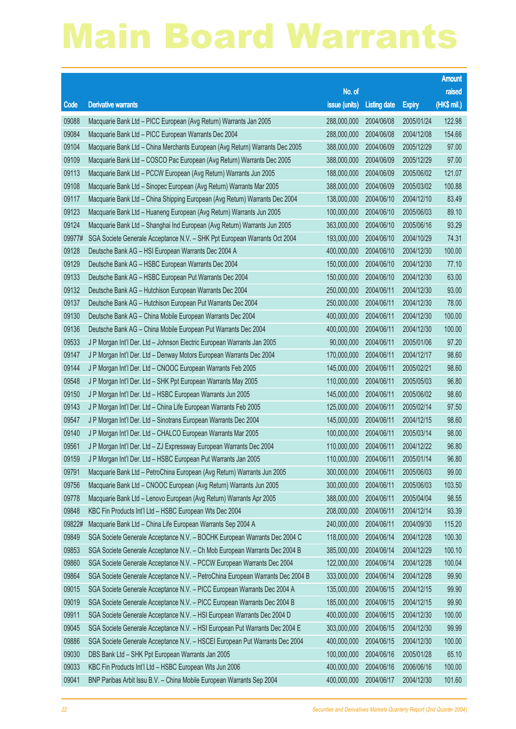# Main Board Warrants

| Code | Derivative warrants | No. of issue (units) | Listing date | Expiry | Amount raised (HK$ mil.) |
|---|---|---|---|---|---|
| 09088 | Macquarie Bank Ltd – PICC European (Avg Return) Warrants Jan 2005 | 288,000,000 | 2004/06/08 | 2005/01/24 | 122.98 |
| 09084 | Macquarie Bank Ltd – PICC European Warrants Dec 2004 | 288,000,000 | 2004/06/08 | 2004/12/08 | 154.66 |
| 09104 | Macquarie Bank Ltd – China Merchants European (Avg Return) Warrants Dec 2005 | 388,000,000 | 2004/06/09 | 2005/12/29 | 97.00 |
| 09109 | Macquarie Bank Ltd – COSCO Pac European (Avg Return) Warrants Dec 2005 | 388,000,000 | 2004/06/09 | 2005/12/29 | 97.00 |
| 09113 | Macquarie Bank Ltd – PCCW European (Avg Return) Warrants Jun 2005 | 188,000,000 | 2004/06/09 | 2005/06/02 | 121.07 |
| 09108 | Macquarie Bank Ltd – Sinopec European (Avg Return) Warrants Mar 2005 | 388,000,000 | 2004/06/09 | 2005/03/02 | 100.88 |
| 09117 | Macquarie Bank Ltd – China Shipping European (Avg Return) Warrants Dec 2004 | 138,000,000 | 2004/06/10 | 2004/12/10 | 83.49 |
| 09123 | Macquarie Bank Ltd – Huaneng European (Avg Return) Warrants Jun 2005 | 100,000,000 | 2004/06/10 | 2005/06/03 | 89.10 |
| 09124 | Macquarie Bank Ltd – Shanghai Ind European (Avg Return) Warrants Jun 2005 | 363,000,000 | 2004/06/10 | 2005/06/16 | 93.29 |
| 09977# | SGA Societe Generale Acceptance N.V. – SHK Ppt European Warrants Oct 2004 | 193,000,000 | 2004/06/10 | 2004/10/29 | 74.31 |
| 09128 | Deutsche Bank AG – HSI European Warrants Dec 2004 A | 400,000,000 | 2004/06/10 | 2004/12/30 | 100.00 |
| 09129 | Deutsche Bank AG – HSBC European Warrants Dec 2004 | 150,000,000 | 2004/06/10 | 2004/12/30 | 77.10 |
| 09133 | Deutsche Bank AG – HSBC European Put Warrants Dec 2004 | 150,000,000 | 2004/06/10 | 2004/12/30 | 63.00 |
| 09132 | Deutsche Bank AG – Hutchison European Warrants Dec 2004 | 250,000,000 | 2004/06/11 | 2004/12/30 | 93.00 |
| 09137 | Deutsche Bank AG – Hutchison European Put Warrants Dec 2004 | 250,000,000 | 2004/06/11 | 2004/12/30 | 78.00 |
| 09130 | Deutsche Bank AG – China Mobile European Warrants Dec 2004 | 400,000,000 | 2004/06/11 | 2004/12/30 | 100.00 |
| 09136 | Deutsche Bank AG – China Mobile European Put Warrants Dec 2004 | 400,000,000 | 2004/06/11 | 2004/12/30 | 100.00 |
| 09533 | J P Morgan Int'l Der. Ltd – Johnson Electric European Warrants Jan 2005 | 90,000,000 | 2004/06/11 | 2005/01/06 | 97.20 |
| 09147 | J P Morgan Int'l Der. Ltd – Denway Motors European Warrants Dec 2004 | 170,000,000 | 2004/06/11 | 2004/12/17 | 98.60 |
| 09144 | J P Morgan Int'l Der. Ltd – CNOOC European Warrants Feb 2005 | 145,000,000 | 2004/06/11 | 2005/02/21 | 98.60 |
| 09548 | J P Morgan Int'l Der. Ltd – SHK Ppt European Warrants May 2005 | 110,000,000 | 2004/06/11 | 2005/05/03 | 96.80 |
| 09150 | J P Morgan Int'l Der. Ltd – HSBC European Warrants Jun 2005 | 145,000,000 | 2004/06/11 | 2005/06/02 | 98.60 |
| 09143 | J P Morgan Int'l Der. Ltd – China Life European Warrants Feb 2005 | 125,000,000 | 2004/06/11 | 2005/02/14 | 97.50 |
| 09547 | J P Morgan Int'l Der. Ltd – Sinotrans European Warrants Dec 2004 | 145,000,000 | 2004/06/11 | 2004/12/15 | 98.60 |
| 09140 | J P Morgan Int'l Der. Ltd – CHALCO European Warrants Mar 2005 | 100,000,000 | 2004/06/11 | 2005/03/14 | 98.00 |
| 09561 | J P Morgan Int'l Der. Ltd – ZJ Expressway European Warrants Dec 2004 | 110,000,000 | 2004/06/11 | 2004/12/22 | 96.80 |
| 09159 | J P Morgan Int'l Der. Ltd – HSBC European Put Warrants Jan 2005 | 110,000,000 | 2004/06/11 | 2005/01/14 | 96.80 |
| 09791 | Macquarie Bank Ltd – PetroChina European (Avg Return) Warrants Jun 2005 | 300,000,000 | 2004/06/11 | 2005/06/03 | 99.00 |
| 09756 | Macquarie Bank Ltd – CNOOC European (Avg Return) Warrants Jun 2005 | 300,000,000 | 2004/06/11 | 2005/06/03 | 103.50 |
| 09778 | Macquarie Bank Ltd – Lenovo European (Avg Return) Warrants Apr 2005 | 388,000,000 | 2004/06/11 | 2005/04/04 | 98.55 |
| 09848 | KBC Fin Products Int'l Ltd – HSBC European Wts Dec 2004 | 208,000,000 | 2004/06/11 | 2004/12/14 | 93.39 |
| 09822# | Macquarie Bank Ltd – China Life European Warrants Sep 2004 A | 240,000,000 | 2004/06/11 | 2004/09/30 | 115.20 |
| 09849 | SGA Societe Generale Acceptance N.V. – BOCHK European Warrants Dec 2004 C | 118,000,000 | 2004/06/14 | 2004/12/28 | 100.30 |
| 09853 | SGA Societe Generale Acceptance N.V. – Ch Mob European Warrants Dec 2004 B | 385,000,000 | 2004/06/14 | 2004/12/29 | 100.10 |
| 09860 | SGA Societe Generale Acceptance N.V. – PCCW European Warrants Dec 2004 | 122,000,000 | 2004/06/14 | 2004/12/28 | 100.04 |
| 09864 | SGA Societe Generale Acceptance N.V. – PetroChina European Warrants Dec 2004 B | 333,000,000 | 2004/06/14 | 2004/12/28 | 99.90 |
| 09015 | SGA Societe Generale Acceptance N.V. – PICC European Warrants Dec 2004 A | 135,000,000 | 2004/06/15 | 2004/12/15 | 99.90 |
| 09019 | SGA Societe Generale Acceptance N.V. – PICC European Warrants Dec 2004 B | 185,000,000 | 2004/06/15 | 2004/12/15 | 99.90 |
| 09911 | SGA Societe Generale Acceptance N.V. – HSI European Warrants Dec 2004 D | 400,000,000 | 2004/06/15 | 2004/12/30 | 100.00 |
| 09045 | SGA Societe Generale Acceptance N.V. – HSI European Put Warrants Dec 2004 E | 303,000,000 | 2004/06/15 | 2004/12/30 | 99.99 |
| 09886 | SGA Societe Generale Acceptance N.V. – HSCEI European Put Warrants Dec 2004 | 400,000,000 | 2004/06/15 | 2004/12/30 | 100.00 |
| 09030 | DBS Bank Ltd – SHK Ppt European Warrants Jan 2005 | 100,000,000 | 2004/06/16 | 2005/01/28 | 65.10 |
| 09033 | KBC Fin Products Int'l Ltd – HSBC European Wts Jun 2006 | 400,000,000 | 2004/06/16 | 2006/06/16 | 100.00 |
| 09041 | BNP Paribas Arbit Issu B.V. – China Mobile European Warrants Sep 2004 | 400,000,000 | 2004/06/17 | 2004/12/30 | 101.60 |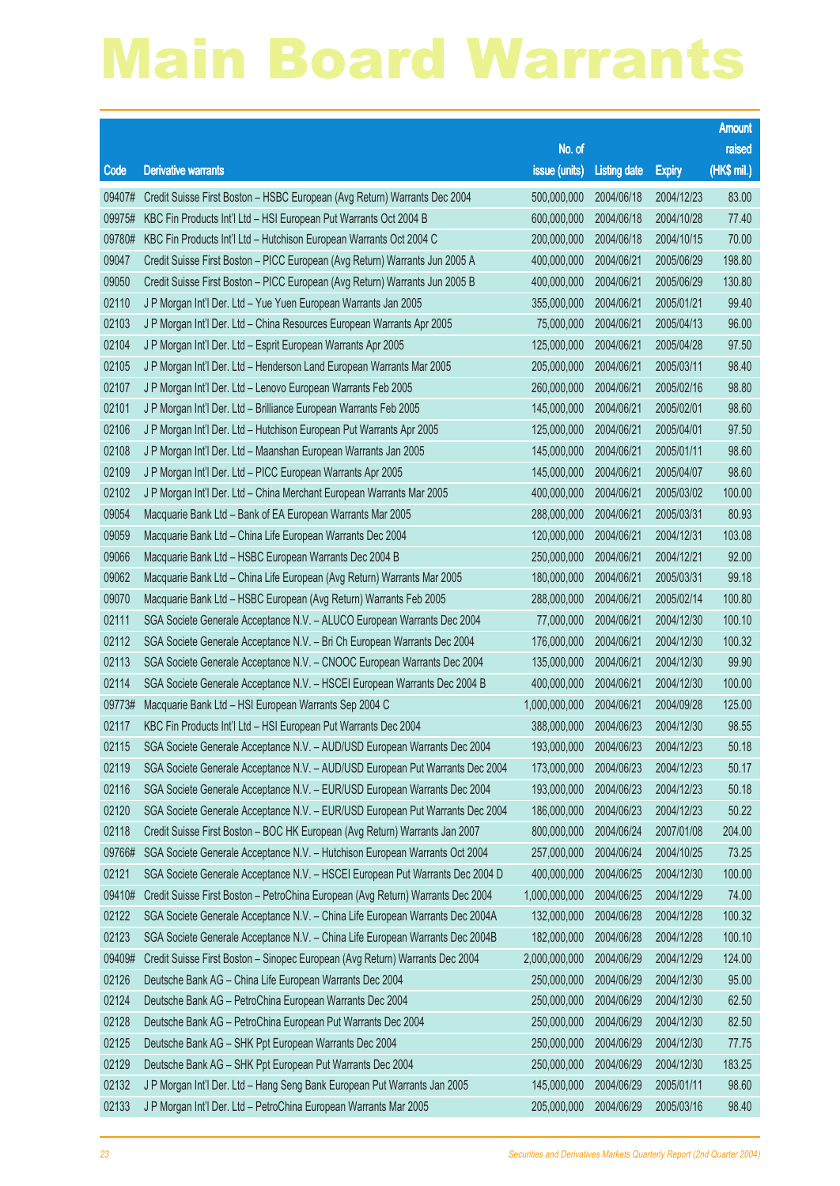# Main Board Warrants

| Code | Derivative warrants | No. of issue (units) | Listing date | Expiry | Amount raised (HK$ mil.) |
|---|---|---|---|---|---|
| 09407# | Credit Suisse First Boston – HSBC European (Avg Return) Warrants Dec 2004 | 500,000,000 | 2004/06/18 | 2004/12/23 | 83.00 |
| 09975# | KBC Fin Products Int'l Ltd – HSI European Put Warrants Oct 2004 B | 600,000,000 | 2004/06/18 | 2004/10/28 | 77.40 |
| 09780# | KBC Fin Products Int'l Ltd – Hutchison European Warrants Oct 2004 C | 200,000,000 | 2004/06/18 | 2004/10/15 | 70.00 |
| 09047 | Credit Suisse First Boston – PICC European (Avg Return) Warrants Jun 2005 A | 400,000,000 | 2004/06/21 | 2005/06/29 | 198.80 |
| 09050 | Credit Suisse First Boston – PICC European (Avg Return) Warrants Jun 2005 B | 400,000,000 | 2004/06/21 | 2005/06/29 | 130.80 |
| 02110 | J P Morgan Int'l Der. Ltd – Yue Yuen European Warrants Jan 2005 | 355,000,000 | 2004/06/21 | 2005/01/21 | 99.40 |
| 02103 | J P Morgan Int'l Der. Ltd – China Resources European Warrants Apr 2005 | 75,000,000 | 2004/06/21 | 2005/04/13 | 96.00 |
| 02104 | J P Morgan Int'l Der. Ltd – Esprit European Warrants Apr 2005 | 125,000,000 | 2004/06/21 | 2005/04/28 | 97.50 |
| 02105 | J P Morgan Int'l Der. Ltd – Henderson Land European Warrants Mar 2005 | 205,000,000 | 2004/06/21 | 2005/03/11 | 98.40 |
| 02107 | J P Morgan Int'l Der. Ltd – Lenovo European Warrants Feb 2005 | 260,000,000 | 2004/06/21 | 2005/02/16 | 98.80 |
| 02101 | J P Morgan Int'l Der. Ltd – Brilliance European Warrants Feb 2005 | 145,000,000 | 2004/06/21 | 2005/02/01 | 98.60 |
| 02106 | J P Morgan Int'l Der. Ltd – Hutchison European Put Warrants Apr 2005 | 125,000,000 | 2004/06/21 | 2005/04/01 | 97.50 |
| 02108 | J P Morgan Int'l Der. Ltd – Maanshan European Warrants Jan 2005 | 145,000,000 | 2004/06/21 | 2005/01/11 | 98.60 |
| 02109 | J P Morgan Int'l Der. Ltd – PICC European Warrants Apr 2005 | 145,000,000 | 2004/06/21 | 2005/04/07 | 98.60 |
| 02102 | J P Morgan Int'l Der. Ltd – China Merchant European Warrants Mar 2005 | 400,000,000 | 2004/06/21 | 2005/03/02 | 100.00 |
| 09054 | Macquarie Bank Ltd – Bank of EA European Warrants Mar 2005 | 288,000,000 | 2004/06/21 | 2005/03/31 | 80.93 |
| 09059 | Macquarie Bank Ltd – China Life European Warrants Dec 2004 | 120,000,000 | 2004/06/21 | 2004/12/31 | 103.08 |
| 09066 | Macquarie Bank Ltd – HSBC European Warrants Dec 2004 B | 250,000,000 | 2004/06/21 | 2004/12/21 | 92.00 |
| 09062 | Macquarie Bank Ltd – China Life European (Avg Return) Warrants Mar 2005 | 180,000,000 | 2004/06/21 | 2005/03/31 | 99.18 |
| 09070 | Macquarie Bank Ltd – HSBC European (Avg Return) Warrants Feb 2005 | 288,000,000 | 2004/06/21 | 2005/02/14 | 100.80 |
| 02111 | SGA Societe Generale Acceptance N.V. – ALUCO European Warrants Dec 2004 | 77,000,000 | 2004/06/21 | 2004/12/30 | 100.10 |
| 02112 | SGA Societe Generale Acceptance N.V. – Bri Ch European Warrants Dec 2004 | 176,000,000 | 2004/06/21 | 2004/12/30 | 100.32 |
| 02113 | SGA Societe Generale Acceptance N.V. – CNOOC European Warrants Dec 2004 | 135,000,000 | 2004/06/21 | 2004/12/30 | 99.90 |
| 02114 | SGA Societe Generale Acceptance N.V. – HSCEI European Warrants Dec 2004 B | 400,000,000 | 2004/06/21 | 2004/12/30 | 100.00 |
| 09773# | Macquarie Bank Ltd – HSI European Warrants Sep 2004 C | 1,000,000,000 | 2004/06/21 | 2004/09/28 | 125.00 |
| 02117 | KBC Fin Products Int'l Ltd – HSI European Put Warrants Dec 2004 | 388,000,000 | 2004/06/23 | 2004/12/30 | 98.55 |
| 02115 | SGA Societe Generale Acceptance N.V. – AUD/USD European Warrants Dec 2004 | 193,000,000 | 2004/06/23 | 2004/12/23 | 50.18 |
| 02119 | SGA Societe Generale Acceptance N.V. – AUD/USD European Put Warrants Dec 2004 | 173,000,000 | 2004/06/23 | 2004/12/23 | 50.17 |
| 02116 | SGA Societe Generale Acceptance N.V. – EUR/USD European Warrants Dec 2004 | 193,000,000 | 2004/06/23 | 2004/12/23 | 50.18 |
| 02120 | SGA Societe Generale Acceptance N.V. – EUR/USD European Put Warrants Dec 2004 | 186,000,000 | 2004/06/23 | 2004/12/23 | 50.22 |
| 02118 | Credit Suisse First Boston – BOC HK European (Avg Return) Warrants Jan 2007 | 800,000,000 | 2004/06/24 | 2007/01/08 | 204.00 |
| 09766# | SGA Societe Generale Acceptance N.V. – Hutchison European Warrants Oct 2004 | 257,000,000 | 2004/06/24 | 2004/10/25 | 73.25 |
| 02121 | SGA Societe Generale Acceptance N.V. – HSCEI European Put Warrants Dec 2004 D | 400,000,000 | 2004/06/25 | 2004/12/30 | 100.00 |
| 09410# | Credit Suisse First Boston – PetroChina European (Avg Return) Warrants Dec 2004 | 1,000,000,000 | 2004/06/25 | 2004/12/29 | 74.00 |
| 02122 | SGA Societe Generale Acceptance N.V. – China Life European Warrants Dec 2004A | 132,000,000 | 2004/06/28 | 2004/12/28 | 100.32 |
| 02123 | SGA Societe Generale Acceptance N.V. – China Life European Warrants Dec 2004B | 182,000,000 | 2004/06/28 | 2004/12/28 | 100.10 |
| 09409# | Credit Suisse First Boston – Sinopec European (Avg Return) Warrants Dec 2004 | 2,000,000,000 | 2004/06/29 | 2004/12/29 | 124.00 |
| 02126 | Deutsche Bank AG – China Life European Warrants Dec 2004 | 250,000,000 | 2004/06/29 | 2004/12/30 | 95.00 |
| 02124 | Deutsche Bank AG – PetroChina European Warrants Dec 2004 | 250,000,000 | 2004/06/29 | 2004/12/30 | 62.50 |
| 02128 | Deutsche Bank AG – PetroChina European Put Warrants Dec 2004 | 250,000,000 | 2004/06/29 | 2004/12/30 | 82.50 |
| 02125 | Deutsche Bank AG – SHK Ppt European Warrants Dec 2004 | 250,000,000 | 2004/06/29 | 2004/12/30 | 77.75 |
| 02129 | Deutsche Bank AG – SHK Ppt European Put Warrants Dec 2004 | 250,000,000 | 2004/06/29 | 2004/12/30 | 183.25 |
| 02132 | J P Morgan Int'l Der. Ltd – Hang Seng Bank European Put Warrants Jan 2005 | 145,000,000 | 2004/06/29 | 2005/01/11 | 98.60 |
| 02133 | J P Morgan Int'l Der. Ltd – PetroChina European Warrants Mar 2005 | 205,000,000 | 2004/06/29 | 2005/03/16 | 98.40 |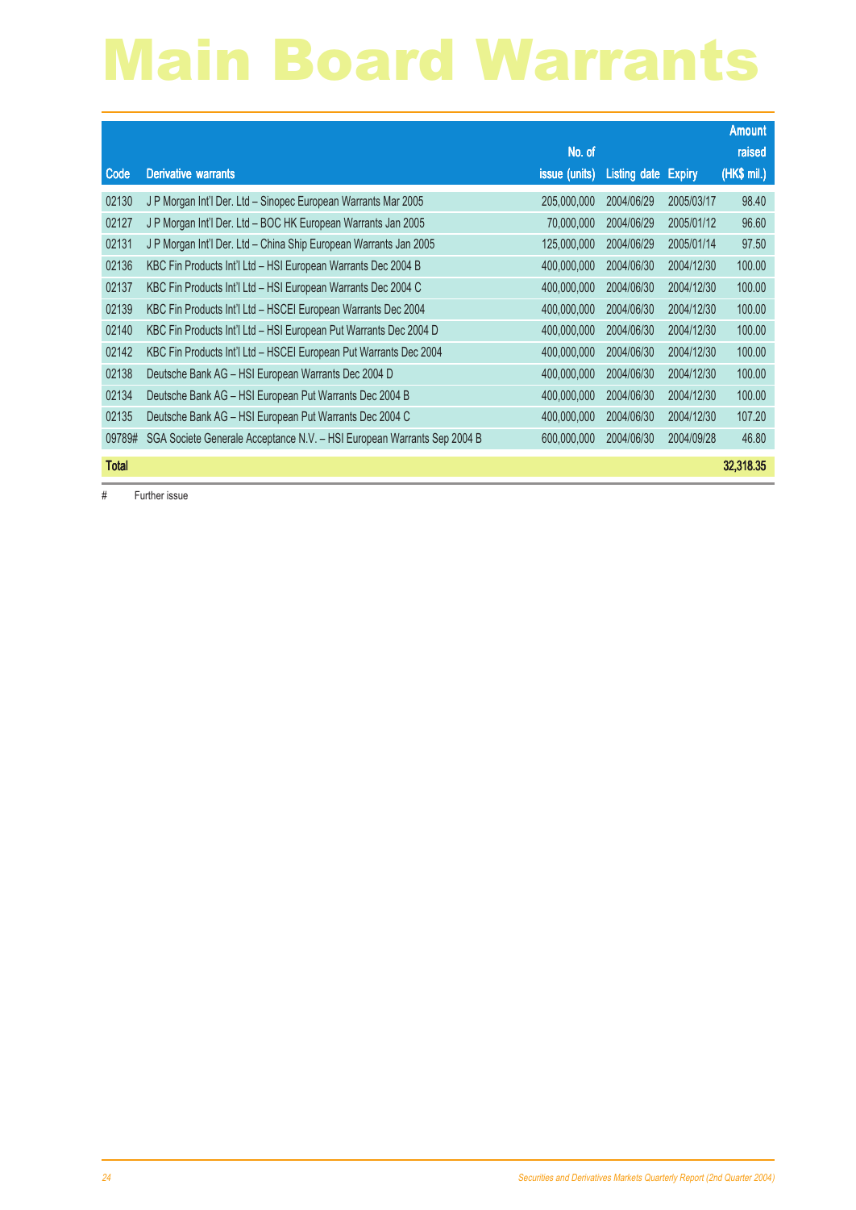# Main Board Warrants

| Code | Derivative warrants | No. of issue (units) | Listing date | Expiry | Amount raised (HK$ mil.) |
|---|---|---|---|---|---|
| 02130 | J P Morgan Int'l Der. Ltd – Sinopec European Warrants Mar 2005 | 205,000,000 | 2004/06/29 | 2005/03/17 | 98.40 |
| 02127 | J P Morgan Int'l Der. Ltd – BOC HK European Warrants Jan 2005 | 70,000,000 | 2004/06/29 | 2005/01/12 | 96.60 |
| 02131 | J P Morgan Int'l Der. Ltd – China Ship European Warrants Jan 2005 | 125,000,000 | 2004/06/29 | 2005/01/14 | 97.50 |
| 02136 | KBC Fin Products Int'l Ltd – HSI European Warrants Dec 2004 B | 400,000,000 | 2004/06/30 | 2004/12/30 | 100.00 |
| 02137 | KBC Fin Products Int'l Ltd – HSI European Warrants Dec 2004 C | 400,000,000 | 2004/06/30 | 2004/12/30 | 100.00 |
| 02139 | KBC Fin Products Int'l Ltd – HSCEI European Warrants Dec 2004 | 400,000,000 | 2004/06/30 | 2004/12/30 | 100.00 |
| 02140 | KBC Fin Products Int'l Ltd – HSI European Put Warrants Dec 2004 D | 400,000,000 | 2004/06/30 | 2004/12/30 | 100.00 |
| 02142 | KBC Fin Products Int'l Ltd – HSCEI European Put Warrants Dec 2004 | 400,000,000 | 2004/06/30 | 2004/12/30 | 100.00 |
| 02138 | Deutsche Bank AG – HSI European Warrants Dec 2004 D | 400,000,000 | 2004/06/30 | 2004/12/30 | 100.00 |
| 02134 | Deutsche Bank AG – HSI European Put Warrants Dec 2004 B | 400,000,000 | 2004/06/30 | 2004/12/30 | 100.00 |
| 02135 | Deutsche Bank AG – HSI European Put Warrants Dec 2004 C | 400,000,000 | 2004/06/30 | 2004/12/30 | 107.20 |
| 09789# | SGA Societe Generale Acceptance N.V. – HSI European Warrants Sep 2004 B | 600,000,000 | 2004/06/30 | 2004/09/28 | 46.80 |
| **Total** | | | | | **32,318.35** |

# Further issue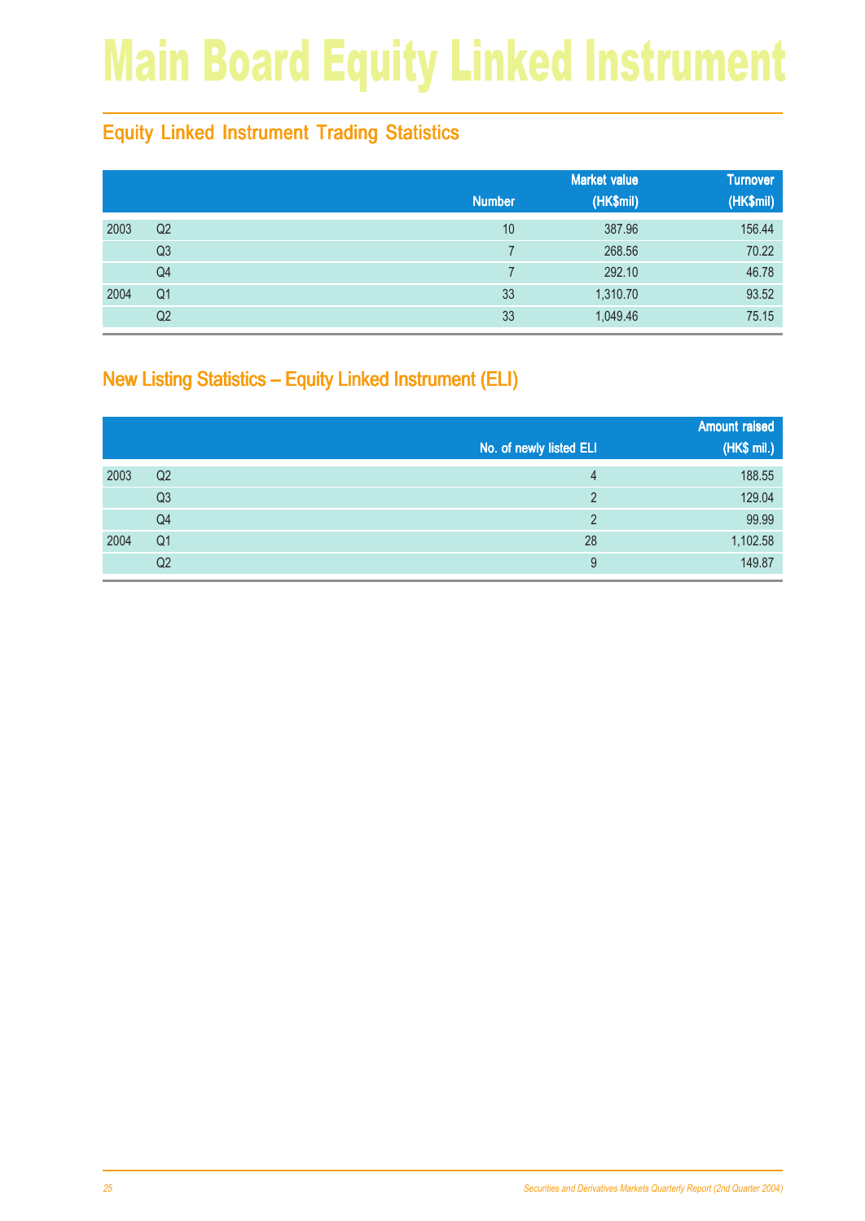# Main Board Equity Linked Instrument

## Equity Linked Instrument Trading Statistics

| | | Number | Market value (HK$mil) | Turnover (HK$mil) |
|---|---|---|---|---|
| 2003 | Q2 | 10 | 387.96 | 156.44 |
| | Q3 | 7 | 268.56 | 70.22 |
| | Q4 | 7 | 292.10 | 46.78 |
| 2004 | Q1 | 33 | 1,310.70 | 93.52 |
| | Q2 | 33 | 1,049.46 | 75.15 |

## New Listing Statistics – Equity Linked Instrument (ELI)

| | | No. of newly listed ELI | Amount raised (HK$ mil.) |
|---|---|---|---|
| 2003 | Q2 | 4 | 188.55 |
| | Q3 | 2 | 129.04 |
| | Q4 | 2 | 99.99 |
| 2004 | Q1 | 28 | 1,102.58 |
| | Q2 | 9 | 149.87 |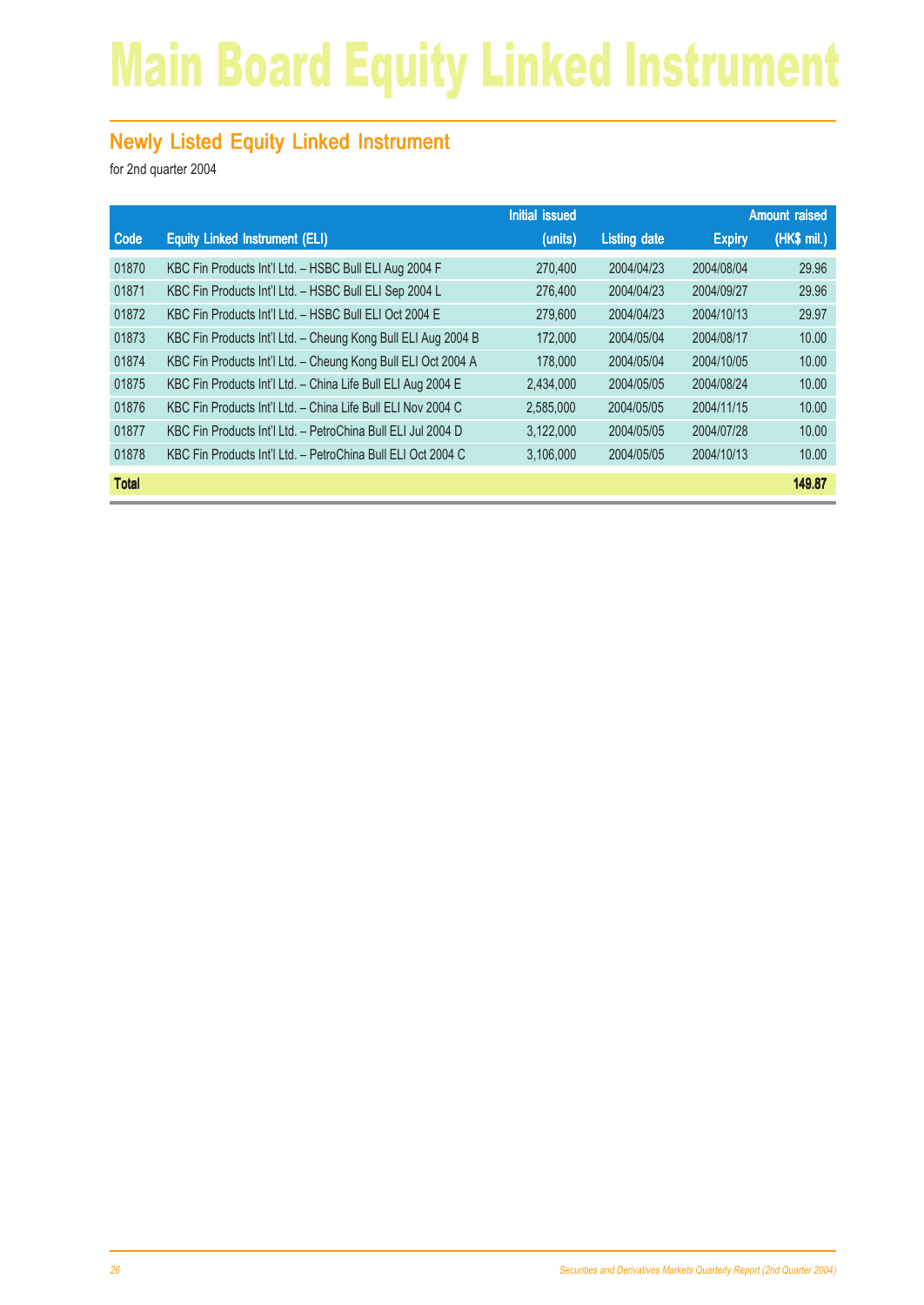# Main Board Equity Linked Instrument

## Newly Listed Equity Linked Instrument

for 2nd quarter 2004

| Code | Equity Linked Instrument (ELI) | Initial issued (units) | Listing date | Expiry | Amount raised (HK$ mil.) |
|---|---|---|---|---|---|
| 01870 | KBC Fin Products Int'l Ltd. – HSBC Bull ELI Aug 2004 F | 270,400 | 2004/04/23 | 2004/08/04 | 29.96 |
| 01871 | KBC Fin Products Int'l Ltd. – HSBC Bull ELI Sep 2004 L | 276,400 | 2004/04/23 | 2004/09/27 | 29.96 |
| 01872 | KBC Fin Products Int'l Ltd. – HSBC Bull ELI Oct 2004 E | 279,600 | 2004/04/23 | 2004/10/13 | 29.97 |
| 01873 | KBC Fin Products Int'l Ltd. – Cheung Kong Bull ELI Aug 2004 B | 172,000 | 2004/05/04 | 2004/08/17 | 10.00 |
| 01874 | KBC Fin Products Int'l Ltd. – Cheung Kong Bull ELI Oct 2004 A | 178,000 | 2004/05/04 | 2004/10/05 | 10.00 |
| 01875 | KBC Fin Products Int'l Ltd. – China Life Bull ELI Aug 2004 E | 2,434,000 | 2004/05/05 | 2004/08/24 | 10.00 |
| 01876 | KBC Fin Products Int'l Ltd. – China Life Bull ELI Nov 2004 C | 2,585,000 | 2004/05/05 | 2004/11/15 | 10.00 |
| 01877 | KBC Fin Products Int'l Ltd. – PetroChina Bull ELI Jul 2004 D | 3,122,000 | 2004/05/05 | 2004/07/28 | 10.00 |
| 01878 | KBC Fin Products Int'l Ltd. – PetroChina Bull ELI Oct 2004 C | 3,106,000 | 2004/05/05 | 2004/10/13 | 10.00 |
| **Total** | | | | | **149.87** |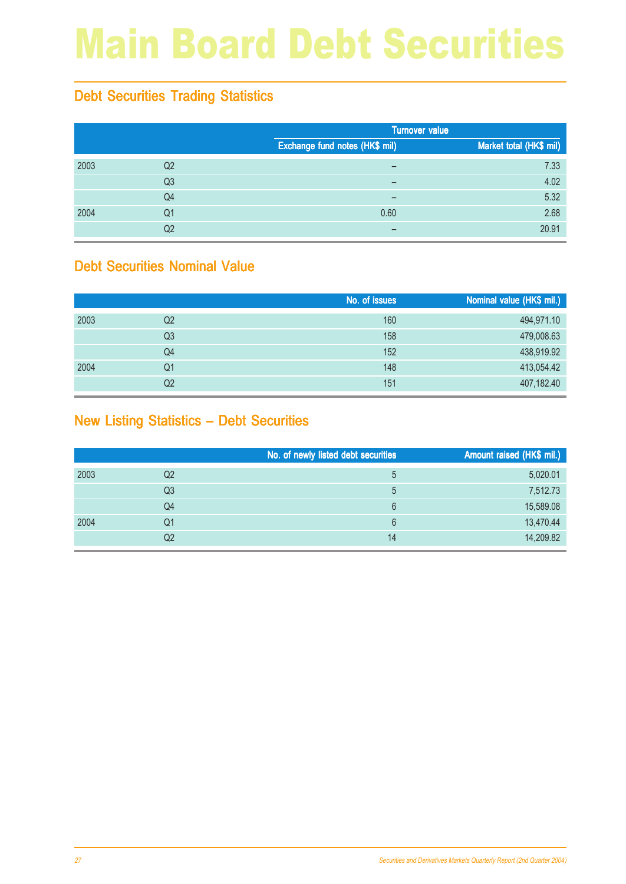# Main Board Debt Securities

## Debt Securities Trading Statistics

| | | Turnover value | |
|---|---|---|---|
| | | Exchange fund notes (HK$ mil) | Market total (HK$ mil) |
| 2003 | Q2 | – | 7.33 |
| | Q3 | – | 4.02 |
| | Q4 | – | 5.32 |
| 2004 | Q1 | 0.60 | 2.68 |
| | Q2 | – | 20.91 |

## Debt Securities Nominal Value

| | | No. of issues | Nominal value (HK$ mil.) |
|---|---|---|---|
| 2003 | Q2 | 160 | 494,971.10 |
| | Q3 | 158 | 479,008.63 |
| | Q4 | 152 | 438,919.92 |
| 2004 | Q1 | 148 | 413,054.42 |
| | Q2 | 151 | 407,182.40 |

## New Listing Statistics – Debt Securities

| | | No. of newly listed debt securities | Amount raised (HK$ mil.) |
|---|---|---|---|
| 2003 | Q2 | 5 | 5,020.01 |
| | Q3 | 5 | 7,512.73 |
| | Q4 | 6 | 15,589.08 |
| 2004 | Q1 | 6 | 13,470.44 |
| | Q2 | 14 | 14,209.82 |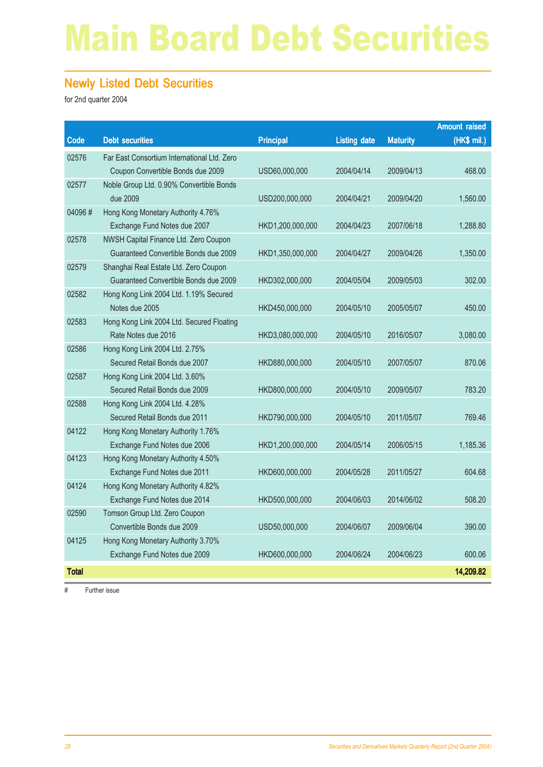# Main Board Debt Securities

## Newly Listed Debt Securities

for 2nd quarter 2004

| Code | Debt securities | Principal | Listing date | Maturity | Amount raised (HK$ mil.) |
|---|---|---|---|---|---|
| 02576 | Far East Consortium International Ltd. Zero Coupon Convertible Bonds due 2009 | USD60,000,000 | 2004/04/14 | 2009/04/13 | 468.00 |
| 02577 | Noble Group Ltd. 0.90% Convertible Bonds due 2009 | USD200,000,000 | 2004/04/21 | 2009/04/20 | 1,560.00 |
| 04096 # | Hong Kong Monetary Authority 4.76% Exchange Fund Notes due 2007 | HKD1,200,000,000 | 2004/04/23 | 2007/06/18 | 1,288.80 |
| 02578 | NWSH Capital Finance Ltd. Zero Coupon Guaranteed Convertible Bonds due 2009 | HKD1,350,000,000 | 2004/04/27 | 2009/04/26 | 1,350.00 |
| 02579 | Shanghai Real Estate Ltd. Zero Coupon Guaranteed Convertible Bonds due 2009 | HKD302,000,000 | 2004/05/04 | 2009/05/03 | 302.00 |
| 02582 | Hong Kong Link 2004 Ltd. 1.19% Secured Notes due 2005 | HKD450,000,000 | 2004/05/10 | 2005/05/07 | 450.00 |
| 02583 | Hong Kong Link 2004 Ltd. Secured Floating Rate Notes due 2016 | HKD3,080,000,000 | 2004/05/10 | 2016/05/07 | 3,080.00 |
| 02586 | Hong Kong Link 2004 Ltd. 2.75% Secured Retail Bonds due 2007 | HKD880,000,000 | 2004/05/10 | 2007/05/07 | 870.06 |
| 02587 | Hong Kong Link 2004 Ltd. 3.60% Secured Retail Bonds due 2009 | HKD800,000,000 | 2004/05/10 | 2009/05/07 | 783.20 |
| 02588 | Hong Kong Link 2004 Ltd. 4.28% Secured Retail Bonds due 2011 | HKD790,000,000 | 2004/05/10 | 2011/05/07 | 769.46 |
| 04122 | Hong Kong Monetary Authority 1.76% Exchange Fund Notes due 2006 | HKD1,200,000,000 | 2004/05/14 | 2006/05/15 | 1,185.36 |
| 04123 | Hong Kong Monetary Authority 4.50% Exchange Fund Notes due 2011 | HKD600,000,000 | 2004/05/28 | 2011/05/27 | 604.68 |
| 04124 | Hong Kong Monetary Authority 4.82% Exchange Fund Notes due 2014 | HKD500,000,000 | 2004/06/03 | 2014/06/02 | 508.20 |
| 02590 | Tomson Group Ltd. Zero Coupon Convertible Bonds due 2009 | USD50,000,000 | 2004/06/07 | 2009/06/04 | 390.00 |
| 04125 | Hong Kong Monetary Authority 3.70% Exchange Fund Notes due 2009 | HKD600,000,000 | 2004/06/24 | 2004/06/23 | 600.06 |
| **Total** | | | | | **14,209.82** |

# Further issue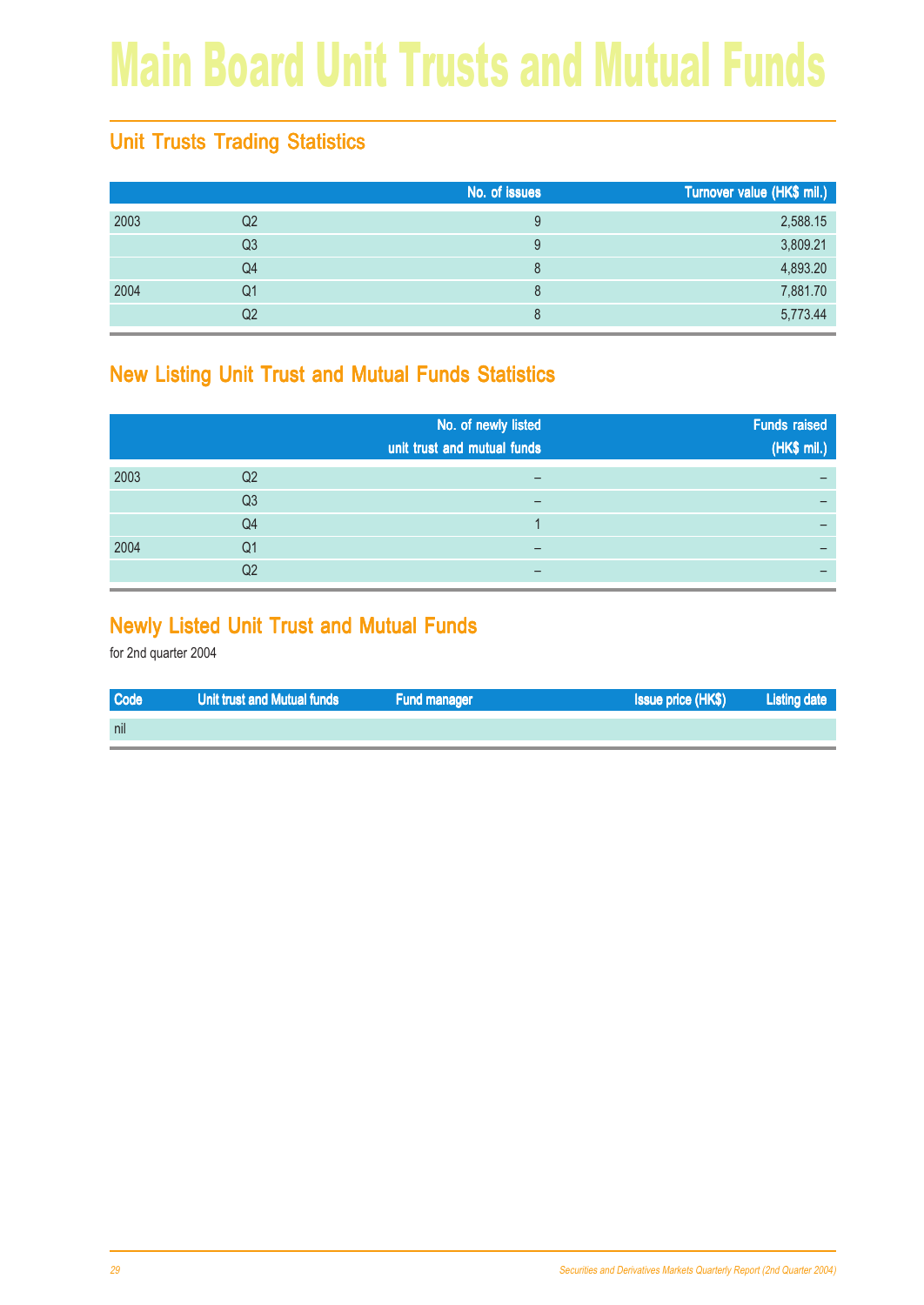# Main Board Unit Trusts and Mutual Funds

## Unit Trusts Trading Statistics

| | | No. of issues | Turnover value (HK$ mil.) |
|---|---|---|---|
| 2003 | Q2 | 9 | 2,588.15 |
| | Q3 | 9 | 3,809.21 |
| | Q4 | 8 | 4,893.20 |
| 2004 | Q1 | 8 | 7,881.70 |
| | Q2 | 8 | 5,773.44 |

## New Listing Unit Trust and Mutual Funds Statistics

| | | No. of newly listed unit trust and mutual funds | Funds raised (HK$ mil.) |
|---|---|---|---|
| 2003 | Q2 | – | – |
| | Q3 | – | – |
| | Q4 | 1 | – |
| 2004 | Q1 | – | – |
| | Q2 | – | – |

## Newly Listed Unit Trust and Mutual Funds

for 2nd quarter 2004

| Code | Unit trust and Mutual funds | Fund manager | Issue price (HK$) | Listing date |
|---|---|---|---|---|
| nil | | | | |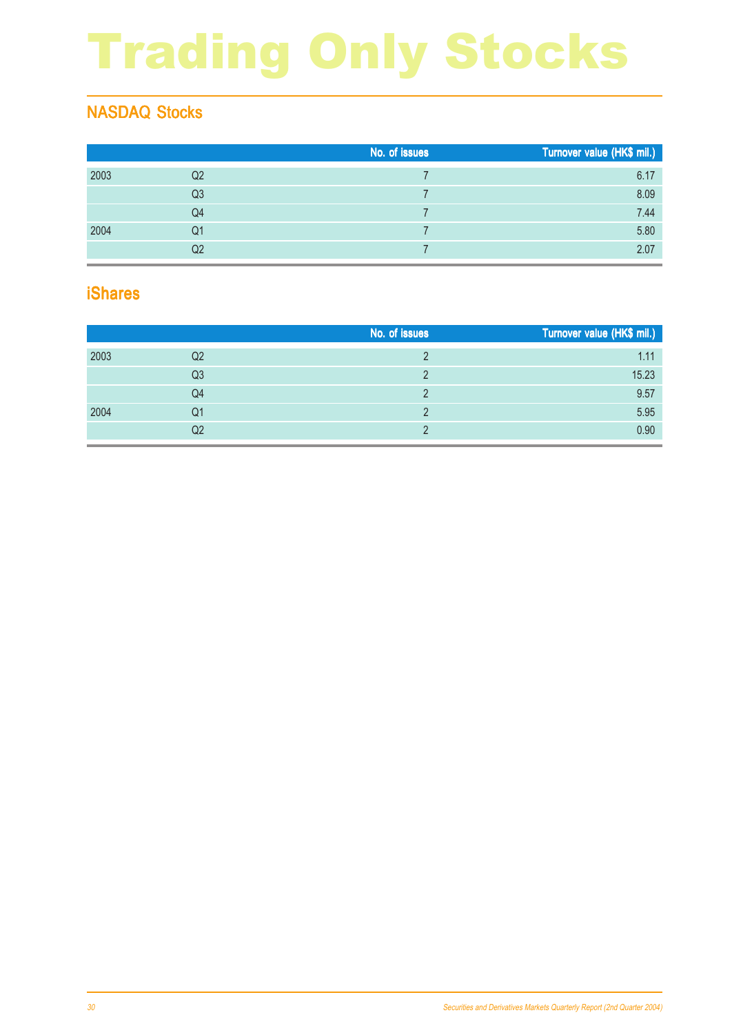# Trading Only Stocks

## NASDAQ Stocks

| | | No. of issues | Turnover value (HK$ mil.) |
|---|---|---|---|
| 2003 | Q2 | 7 | 6.17 |
| | Q3 | 7 | 8.09 |
| | Q4 | 7 | 7.44 |
| 2004 | Q1 | 7 | 5.80 |
| | Q2 | 7 | 2.07 |

## iShares

| | | No. of issues | Turnover value (HK$ mil.) |
|---|---|---|---|
| 2003 | Q2 | 2 | 1.11 |
| | Q3 | 2 | 15.23 |
| | Q4 | 2 | 9.57 |
| 2004 | Q1 | 2 | 5.95 |
| | Q2 | 2 | 0.90 |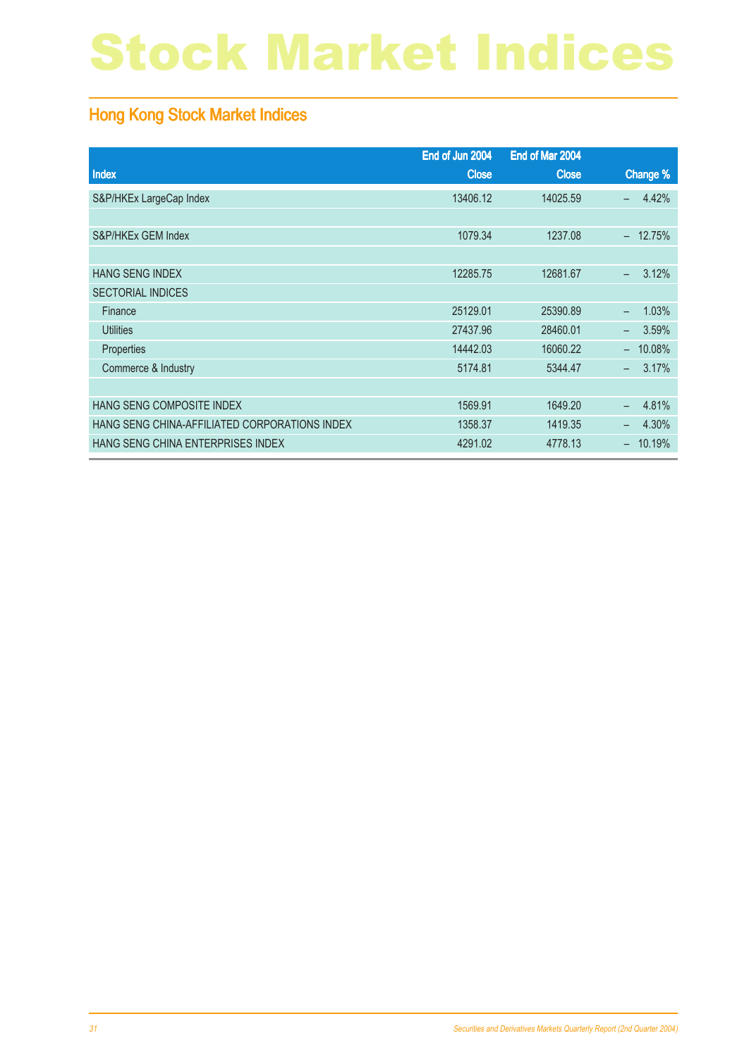# Stock Market Indices

## Hong Kong Stock Market Indices

| Index | End of Jun 2004 Close | End of Mar 2004 Close | Change % |
|---|---|---|---|
| S&P/HKEx LargeCap Index | 13406.12 | 14025.59 | – 4.42% |
| | | | |
| S&P/HKEx GEM Index | 1079.34 | 1237.08 | – 12.75% |
| | | | |
| HANG SENG INDEX | 12285.75 | 12681.67 | – 3.12% |
| SECTORIAL INDICES | | | |
| Finance | 25129.01 | 25390.89 | – 1.03% |
| Utilities | 27437.96 | 28460.01 | – 3.59% |
| Properties | 14442.03 | 16060.22 | – 10.08% |
| Commerce & Industry | 5174.81 | 5344.47 | – 3.17% |
| | | | |
| HANG SENG COMPOSITE INDEX | 1569.91 | 1649.20 | – 4.81% |
| HANG SENG CHINA-AFFILIATED CORPORATIONS INDEX | 1358.37 | 1419.35 | – 4.30% |
| HANG SENG CHINA ENTERPRISES INDEX | 4291.02 | 4778.13 | – 10.19% |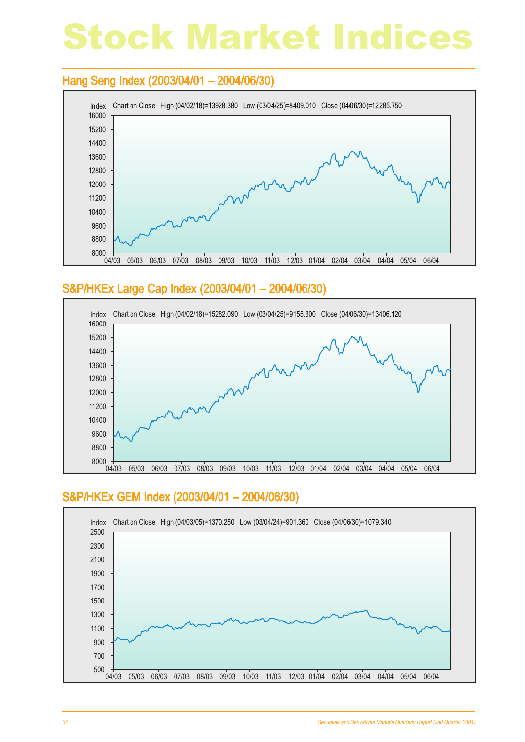# Stock Market Indices

## Hang Seng Index (2003/04/01 – 2004/06/30)

Index Chart on Close High (04/02/18)=13928.380 Low (03/04/25)=8409.010 Close (04/06/30)=12285.750

## S&P/HKEx Large Cap Index (2003/04/01 – 2004/06/30)

Index Chart on Close High (04/02/18)=15282.090 Low (03/04/25)=9155.300 Close (04/06/30)=13406.120

## S&P/HKEx GEM Index (2003/04/01 – 2004/06/30)

Index Chart on Close High (04/03/05)=1370.250 Low (03/04/24)=901.360 Close (04/06/30)=1079.340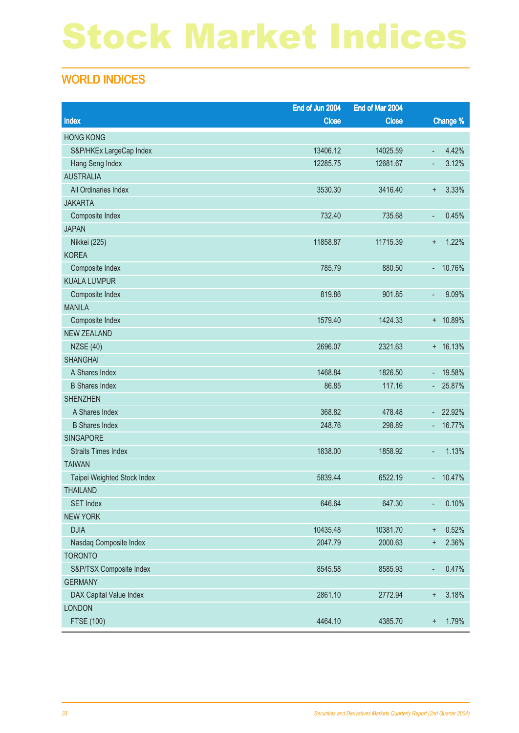# Stock Market Indices

## WORLD INDICES

| Index | End of Jun 2004 Close | End of Mar 2004 Close | Change % |
|---|---|---|---|
| HONG KONG | | | |
| S&P/HKEx LargeCap Index | 13406.12 | 14025.59 | - 4.42% |
| Hang Seng Index | 12285.75 | 12681.67 | - 3.12% |
| AUSTRALIA | | | |
| All Ordinaries Index | 3530.30 | 3416.40 | + 3.33% |
| JAKARTA | | | |
| Composite Index | 732.40 | 735.68 | - 0.45% |
| JAPAN | | | |
| Nikkei (225) | 11858.87 | 11715.39 | + 1.22% |
| KOREA | | | |
| Composite Index | 785.79 | 880.50 | - 10.76% |
| KUALA LUMPUR | | | |
| Composite Index | 819.86 | 901.85 | - 9.09% |
| MANILA | | | |
| Composite Index | 1579.40 | 1424.33 | + 10.89% |
| NEW ZEALAND | | | |
| NZSE (40) | 2696.07 | 2321.63 | + 16.13% |
| SHANGHAI | | | |
| A Shares Index | 1468.84 | 1826.50 | - 19.58% |
| B Shares Index | 86.85 | 117.16 | - 25.87% |
| SHENZHEN | | | |
| A Shares Index | 368.82 | 478.48 | - 22.92% |
| B Shares Index | 248.76 | 298.89 | - 16.77% |
| SINGAPORE | | | |
| Straits Times Index | 1838.00 | 1858.92 | - 1.13% |
| TAIWAN | | | |
| Taipei Weighted Stock Index | 5839.44 | 6522.19 | - 10.47% |
| THAILAND | | | |
| SET Index | 646.64 | 647.30 | - 0.10% |
| NEW YORK | | | |
| DJIA | 10435.48 | 10381.70 | + 0.52% |
| Nasdaq Composite Index | 2047.79 | 2000.63 | + 2.36% |
| TORONTO | | | |
| S&P/TSX Composite Index | 8545.58 | 8585.93 | - 0.47% |
| GERMANY | | | |
| DAX Capital Value Index | 2861.10 | 2772.94 | + 3.18% |
| LONDON | | | |
| FTSE (100) | 4464.10 | 4385.70 | + 1.79% |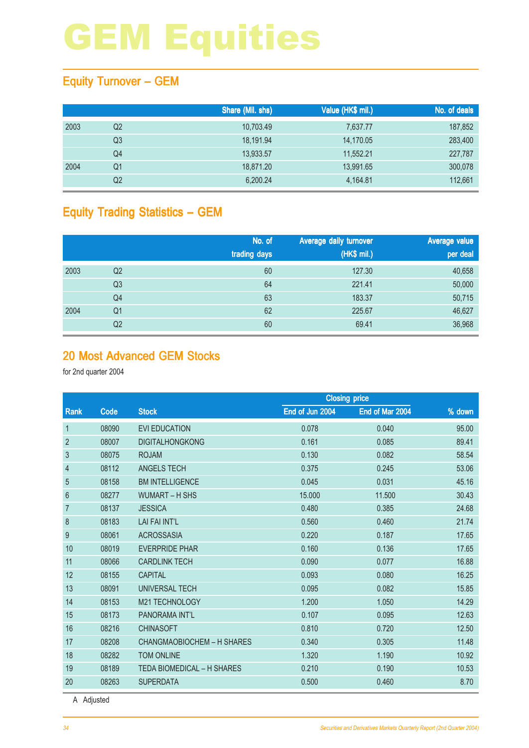# GEM Equities

## Equity Turnover – GEM

| | | Share (Mil. shs) | Value (HK$ mil.) | No. of deals |
|---|---|---|---|---|
| 2003 | Q2 | 10,703.49 | 7,637.77 | 187,852 |
| | Q3 | 18,191.94 | 14,170.05 | 283,400 |
| | Q4 | 13,933.57 | 11,552.21 | 227,787 |
| 2004 | Q1 | 18,871.20 | 13,991.65 | 300,078 |
| | Q2 | 6,200.24 | 4,164.81 | 112,661 |

## Equity Trading Statistics – GEM

| | | No. of trading days | Average daily turnover (HK$ mil.) | Average value per deal |
|---|---|---|---|---|
| 2003 | Q2 | 60 | 127.30 | 40,658 |
| | Q3 | 64 | 221.41 | 50,000 |
| | Q4 | 63 | 183.37 | 50,715 |
| 2004 | Q1 | 62 | 225.67 | 46,627 |
| | Q2 | 60 | 69.41 | 36,968 |

## 20 Most Advanced GEM Stocks

for 2nd quarter 2004

| | | | Closing price | | |
|---|---|---|---|---|---|
| Rank | Code | Stock | End of Jun 2004 | End of Mar 2004 | % down |
| 1 | 08090 | EVI EDUCATION | 0.078 | 0.040 | 95.00 |
| 2 | 08007 | DIGITALHONGKONG | 0.161 | 0.085 | 89.41 |
| 3 | 08075 | ROJAM | 0.130 | 0.082 | 58.54 |
| 4 | 08112 | ANGELS TECH | 0.375 | 0.245 | 53.06 |
| 5 | 08158 | BM INTELLIGENCE | 0.045 | 0.031 | 45.16 |
| 6 | 08277 | WUMART – H SHS | 15.000 | 11.500 | 30.43 |
| 7 | 08137 | JESSICA | 0.480 | 0.385 | 24.68 |
| 8 | 08183 | LAI FAI INT'L | 0.560 | 0.460 | 21.74 |
| 9 | 08061 | ACROSSASIA | 0.220 | 0.187 | 17.65 |
| 10 | 08019 | EVERPRIDE PHAR | 0.160 | 0.136 | 17.65 |
| 11 | 08066 | CARDLINK TECH | 0.090 | 0.077 | 16.88 |
| 12 | 08155 | CAPITAL | 0.093 | 0.080 | 16.25 |
| 13 | 08091 | UNIVERSAL TECH | 0.095 | 0.082 | 15.85 |
| 14 | 08153 | M21 TECHNOLOGY | 1.200 | 1.050 | 14.29 |
| 15 | 08173 | PANORAMA INT'L | 0.107 | 0.095 | 12.63 |
| 16 | 08216 | CHINASOFT | 0.810 | 0.720 | 12.50 |
| 17 | 08208 | CHANGMAOBIOCHEM – H SHARES | 0.340 | 0.305 | 11.48 |
| 18 | 08282 | TOM ONLINE | 1.320 | 1.190 | 10.92 |
| 19 | 08189 | TEDA BIOMEDICAL – H SHARES | 0.210 | 0.190 | 10.53 |
| 20 | 08263 | SUPERDATA | 0.500 | 0.460 | 8.70 |

A Adjusted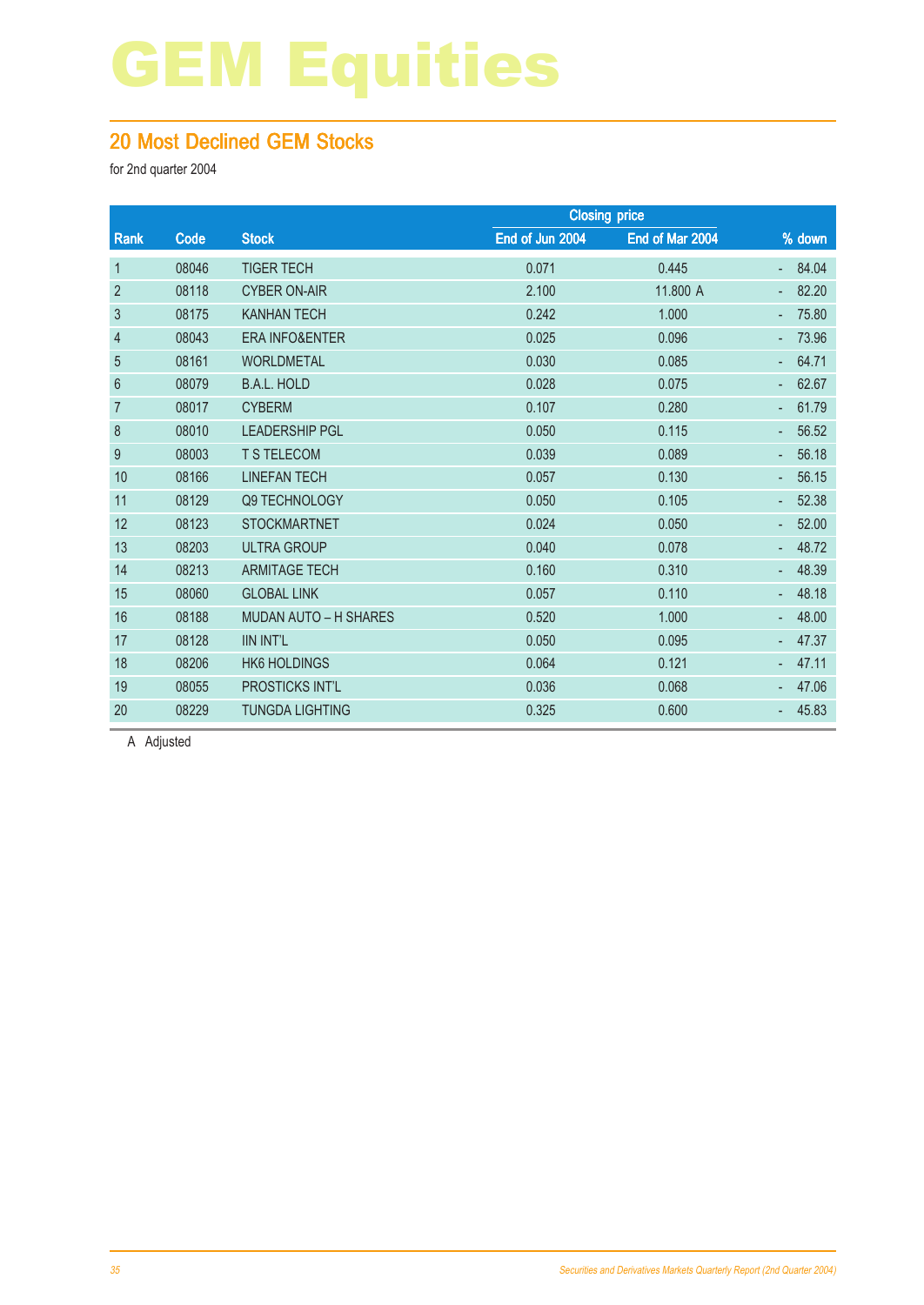# GEM Equities

## 20 Most Declined GEM Stocks

for 2nd quarter 2004

| Rank | Code | Stock | Closing price | | % down |
|---|---|---|---|---|---|
| | | | End of Jun 2004 | End of Mar 2004 | |
| 1 | 08046 | TIGER TECH | 0.071 | 0.445 | - 84.04 |
| 2 | 08118 | CYBER ON-AIR | 2.100 | 11.800 A | - 82.20 |
| 3 | 08175 | KANHAN TECH | 0.242 | 1.000 | - 75.80 |
| 4 | 08043 | ERA INFO&ENTER | 0.025 | 0.096 | - 73.96 |
| 5 | 08161 | WORLDMETAL | 0.030 | 0.085 | - 64.71 |
| 6 | 08079 | B.A.L. HOLD | 0.028 | 0.075 | - 62.67 |
| 7 | 08017 | CYBERM | 0.107 | 0.280 | - 61.79 |
| 8 | 08010 | LEADERSHIP PGL | 0.050 | 0.115 | - 56.52 |
| 9 | 08003 | T S TELECOM | 0.039 | 0.089 | - 56.18 |
| 10 | 08166 | LINEFAN TECH | 0.057 | 0.130 | - 56.15 |
| 11 | 08129 | Q9 TECHNOLOGY | 0.050 | 0.105 | - 52.38 |
| 12 | 08123 | STOCKMARTNET | 0.024 | 0.050 | - 52.00 |
| 13 | 08203 | ULTRA GROUP | 0.040 | 0.078 | - 48.72 |
| 14 | 08213 | ARMITAGE TECH | 0.160 | 0.310 | - 48.39 |
| 15 | 08060 | GLOBAL LINK | 0.057 | 0.110 | - 48.18 |
| 16 | 08188 | MUDAN AUTO – H SHARES | 0.520 | 1.000 | - 48.00 |
| 17 | 08128 | IIN INT'L | 0.050 | 0.095 | - 47.37 |
| 18 | 08206 | HK6 HOLDINGS | 0.064 | 0.121 | - 47.11 |
| 19 | 08055 | PROSTICKS INT'L | 0.036 | 0.068 | - 47.06 |
| 20 | 08229 | TUNGDA LIGHTING | 0.325 | 0.600 | - 45.83 |

A Adjusted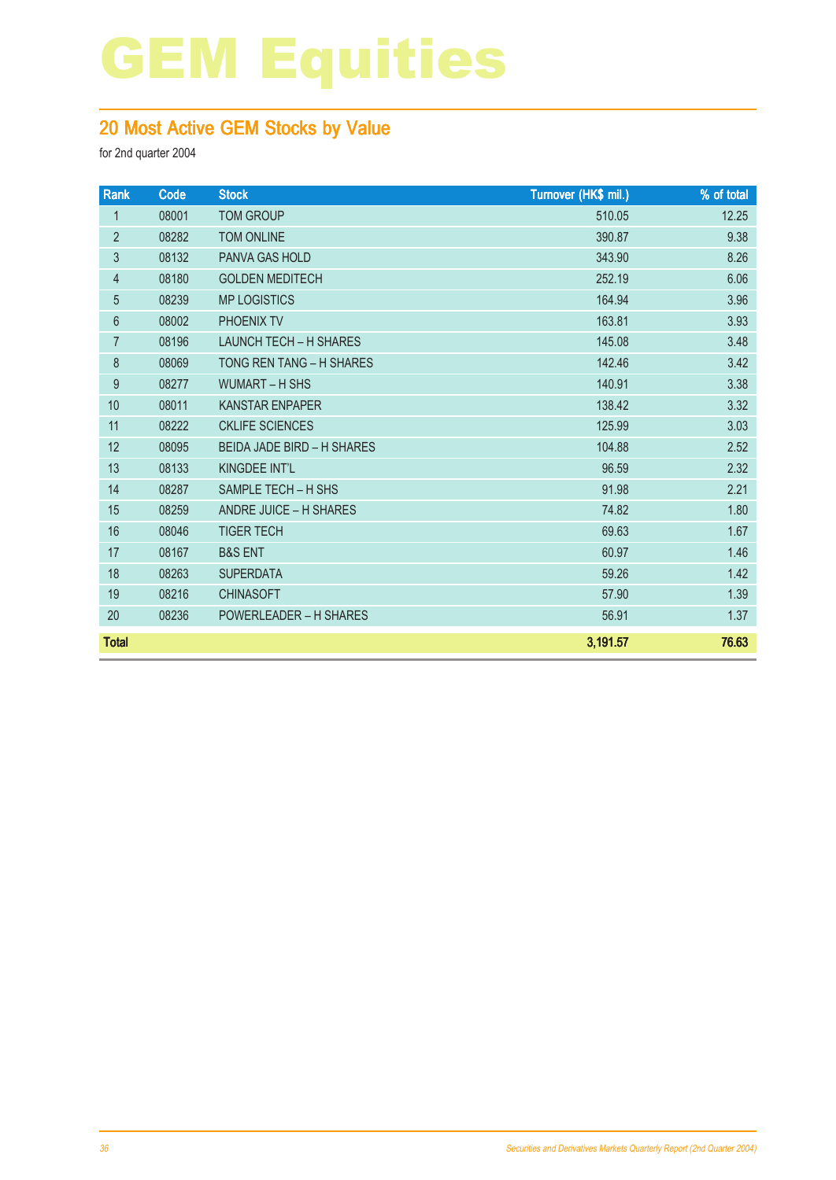# GEM Equities

## 20 Most Active GEM Stocks by Value

for 2nd quarter 2004

| Rank | Code | Stock | Turnover (HK$ mil.) | % of total |
|---|---|---|---|---|
| 1 | 08001 | TOM GROUP | 510.05 | 12.25 |
| 2 | 08282 | TOM ONLINE | 390.87 | 9.38 |
| 3 | 08132 | PANVA GAS HOLD | 343.90 | 8.26 |
| 4 | 08180 | GOLDEN MEDITECH | 252.19 | 6.06 |
| 5 | 08239 | MP LOGISTICS | 164.94 | 3.96 |
| 6 | 08002 | PHOENIX TV | 163.81 | 3.93 |
| 7 | 08196 | LAUNCH TECH – H SHARES | 145.08 | 3.48 |
| 8 | 08069 | TONG REN TANG – H SHARES | 142.46 | 3.42 |
| 9 | 08277 | WUMART – H SHS | 140.91 | 3.38 |
| 10 | 08011 | KANSTAR ENPAPER | 138.42 | 3.32 |
| 11 | 08222 | CKLIFE SCIENCES | 125.99 | 3.03 |
| 12 | 08095 | BEIDA JADE BIRD – H SHARES | 104.88 | 2.52 |
| 13 | 08133 | KINGDEE INT'L | 96.59 | 2.32 |
| 14 | 08287 | SAMPLE TECH – H SHS | 91.98 | 2.21 |
| 15 | 08259 | ANDRE JUICE – H SHARES | 74.82 | 1.80 |
| 16 | 08046 | TIGER TECH | 69.63 | 1.67 |
| 17 | 08167 | B&S ENT | 60.97 | 1.46 |
| 18 | 08263 | SUPERDATA | 59.26 | 1.42 |
| 19 | 08216 | CHINASOFT | 57.90 | 1.39 |
| 20 | 08236 | POWERLEADER – H SHARES | 56.91 | 1.37 |
| **Total** | | | **3,191.57** | **76.63** |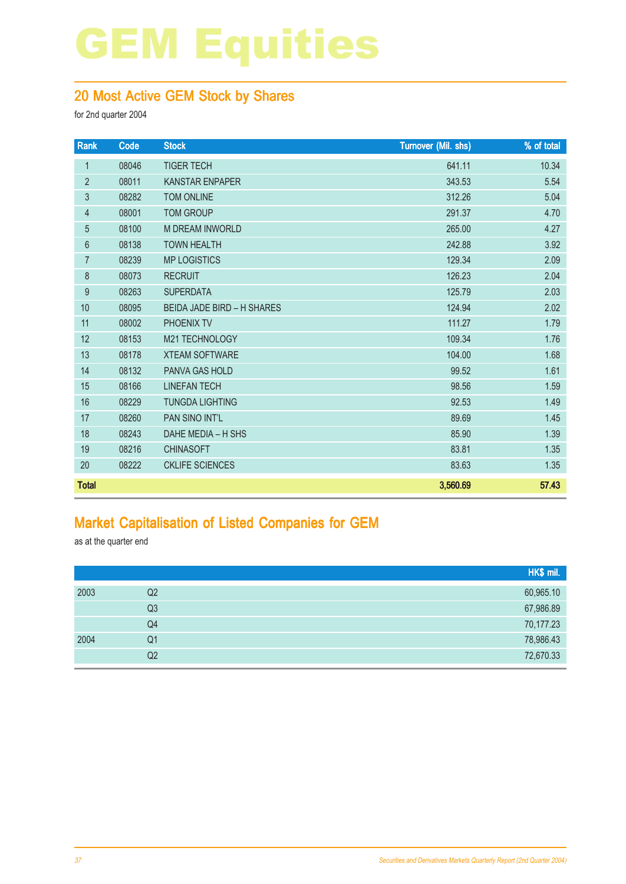# GEM Equities

## 20 Most Active GEM Stock by Shares

for 2nd quarter 2004

| Rank | Code | Stock | Turnover (Mil. shs) | % of total |
|---|---|---|---|---|
| 1 | 08046 | TIGER TECH | 641.11 | 10.34 |
| 2 | 08011 | KANSTAR ENPAPER | 343.53 | 5.54 |
| 3 | 08282 | TOM ONLINE | 312.26 | 5.04 |
| 4 | 08001 | TOM GROUP | 291.37 | 4.70 |
| 5 | 08100 | M DREAM INWORLD | 265.00 | 4.27 |
| 6 | 08138 | TOWN HEALTH | 242.88 | 3.92 |
| 7 | 08239 | MP LOGISTICS | 129.34 | 2.09 |
| 8 | 08073 | RECRUIT | 126.23 | 2.04 |
| 9 | 08263 | SUPERDATA | 125.79 | 2.03 |
| 10 | 08095 | BEIDA JADE BIRD – H SHARES | 124.94 | 2.02 |
| 11 | 08002 | PHOENIX TV | 111.27 | 1.79 |
| 12 | 08153 | M21 TECHNOLOGY | 109.34 | 1.76 |
| 13 | 08178 | XTEAM SOFTWARE | 104.00 | 1.68 |
| 14 | 08132 | PANVA GAS HOLD | 99.52 | 1.61 |
| 15 | 08166 | LINEFAN TECH | 98.56 | 1.59 |
| 16 | 08229 | TUNGDA LIGHTING | 92.53 | 1.49 |
| 17 | 08260 | PAN SINO INT'L | 89.69 | 1.45 |
| 18 | 08243 | DAHE MEDIA – H SHS | 85.90 | 1.39 |
| 19 | 08216 | CHINASOFT | 83.81 | 1.35 |
| 20 | 08222 | CKLIFE SCIENCES | 83.63 | 1.35 |
| **Total** | | | **3,560.69** | **57.43** |

## Market Capitalisation of Listed Companies for GEM

as at the quarter end

| | | HK$ mil. |
|---|---|---|
| 2003 | Q2 | 60,965.10 |
| | Q3 | 67,986.89 |
| | Q4 | 70,177.23 |
| 2004 | Q1 | 78,986.43 |
| | Q2 | 72,670.33 |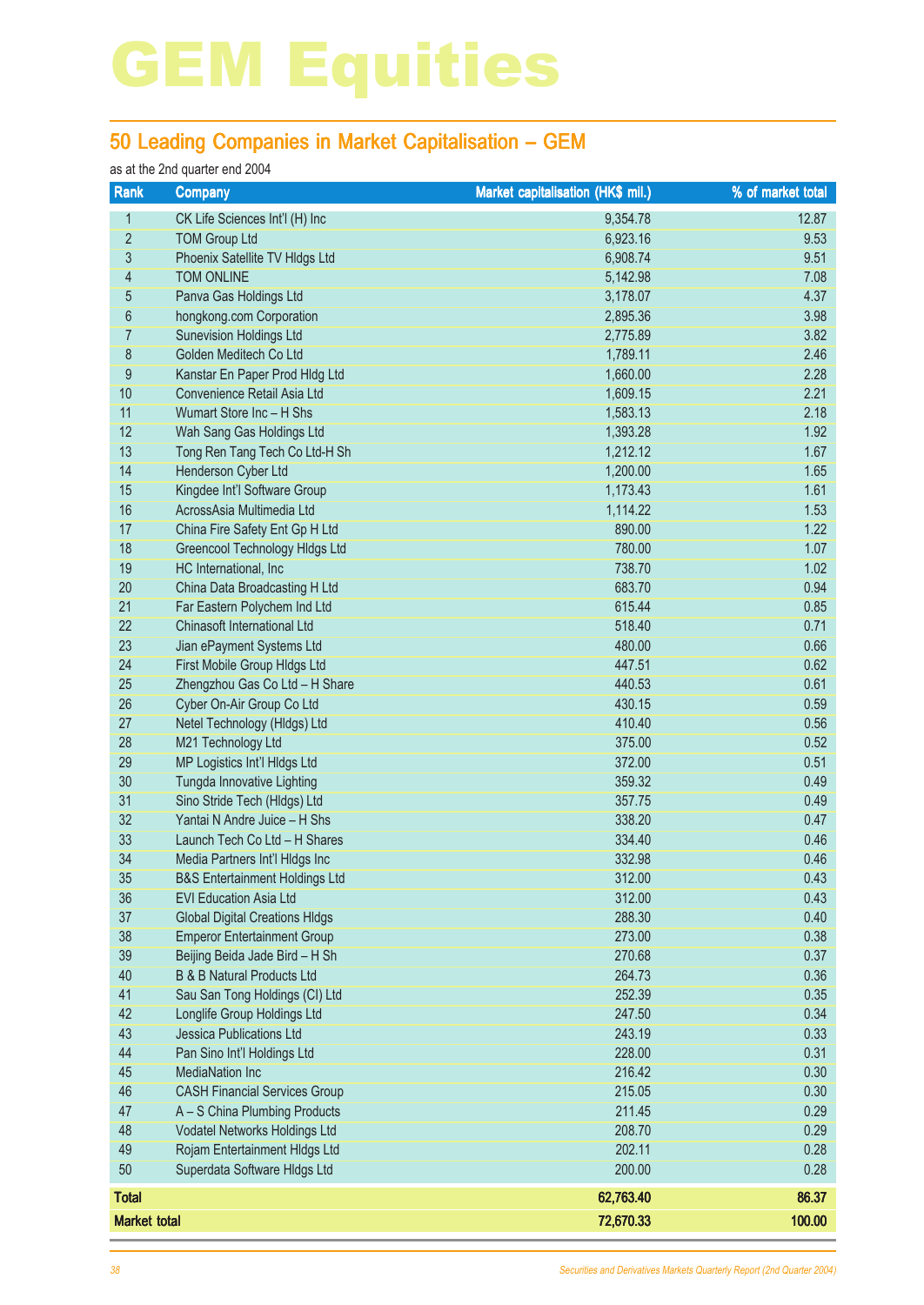# GEM Equities

## 50 Leading Companies in Market Capitalisation – GEM

as at the 2nd quarter end 2004

| Rank | Company | Market capitalisation (HK$ mil.) | % of market total |
|---|---|---|---|
| 1 | CK Life Sciences Int'l (H) Inc | 9,354.78 | 12.87 |
| 2 | TOM Group Ltd | 6,923.16 | 9.53 |
| 3 | Phoenix Satellite TV Hldgs Ltd | 6,908.74 | 9.51 |
| 4 | TOM ONLINE | 5,142.98 | 7.08 |
| 5 | Panva Gas Holdings Ltd | 3,178.07 | 4.37 |
| 6 | hongkong.com Corporation | 2,895.36 | 3.98 |
| 7 | Sunevision Holdings Ltd | 2,775.89 | 3.82 |
| 8 | Golden Meditech Co Ltd | 1,789.11 | 2.46 |
| 9 | Kanstar En Paper Prod Hldg Ltd | 1,660.00 | 2.28 |
| 10 | Convenience Retail Asia Ltd | 1,609.15 | 2.21 |
| 11 | Wumart Store Inc – H Shs | 1,583.13 | 2.18 |
| 12 | Wah Sang Gas Holdings Ltd | 1,393.28 | 1.92 |
| 13 | Tong Ren Tang Tech Co Ltd-H Sh | 1,212.12 | 1.67 |
| 14 | Henderson Cyber Ltd | 1,200.00 | 1.65 |
| 15 | Kingdee Int'l Software Group | 1,173.43 | 1.61 |
| 16 | AcrossAsia Multimedia Ltd | 1,114.22 | 1.53 |
| 17 | China Fire Safety Ent Gp H Ltd | 890.00 | 1.22 |
| 18 | Greencool Technology Hldgs Ltd | 780.00 | 1.07 |
| 19 | HC International, Inc | 738.70 | 1.02 |
| 20 | China Data Broadcasting H Ltd | 683.70 | 0.94 |
| 21 | Far Eastern Polychem Ind Ltd | 615.44 | 0.85 |
| 22 | Chinasoft International Ltd | 518.40 | 0.71 |
| 23 | Jian ePayment Systems Ltd | 480.00 | 0.66 |
| 24 | First Mobile Group Hldgs Ltd | 447.51 | 0.62 |
| 25 | Zhengzhou Gas Co Ltd – H Share | 440.53 | 0.61 |
| 26 | Cyber On-Air Group Co Ltd | 430.15 | 0.59 |
| 27 | Netel Technology (Hldgs) Ltd | 410.40 | 0.56 |
| 28 | M21 Technology Ltd | 375.00 | 0.52 |
| 29 | MP Logistics Int'l Hldgs Ltd | 372.00 | 0.51 |
| 30 | Tungda Innovative Lighting | 359.32 | 0.49 |
| 31 | Sino Stride Tech (Hldgs) Ltd | 357.75 | 0.49 |
| 32 | Yantai N Andre Juice – H Shs | 338.20 | 0.47 |
| 33 | Launch Tech Co Ltd – H Shares | 334.40 | 0.46 |
| 34 | Media Partners Int'l Hldgs Inc | 332.98 | 0.46 |
| 35 | B&S Entertainment Holdings Ltd | 312.00 | 0.43 |
| 36 | EVI Education Asia Ltd | 312.00 | 0.43 |
| 37 | Global Digital Creations Hldgs | 288.30 | 0.40 |
| 38 | Emperor Entertainment Group | 273.00 | 0.38 |
| 39 | Beijing Beida Jade Bird – H Sh | 270.68 | 0.37 |
| 40 | B & B Natural Products Ltd | 264.73 | 0.36 |
| 41 | Sau San Tong Holdings (CI) Ltd | 252.39 | 0.35 |
| 42 | Longlife Group Holdings Ltd | 247.50 | 0.34 |
| 43 | Jessica Publications Ltd | 243.19 | 0.33 |
| 44 | Pan Sino Int'l Holdings Ltd | 228.00 | 0.31 |
| 45 | MediaNation Inc | 216.42 | 0.30 |
| 46 | CASH Financial Services Group | 215.05 | 0.30 |
| 47 | A – S China Plumbing Products | 211.45 | 0.29 |
| 48 | Vodatel Networks Holdings Ltd | 208.70 | 0.29 |
| 49 | Rojam Entertainment Hldgs Ltd | 202.11 | 0.28 |
| 50 | Superdata Software Hldgs Ltd | 200.00 | 0.28 |
| **Total** | | **62,763.40** | **86.37** |
| **Market total** | | **72,670.33** | **100.00** |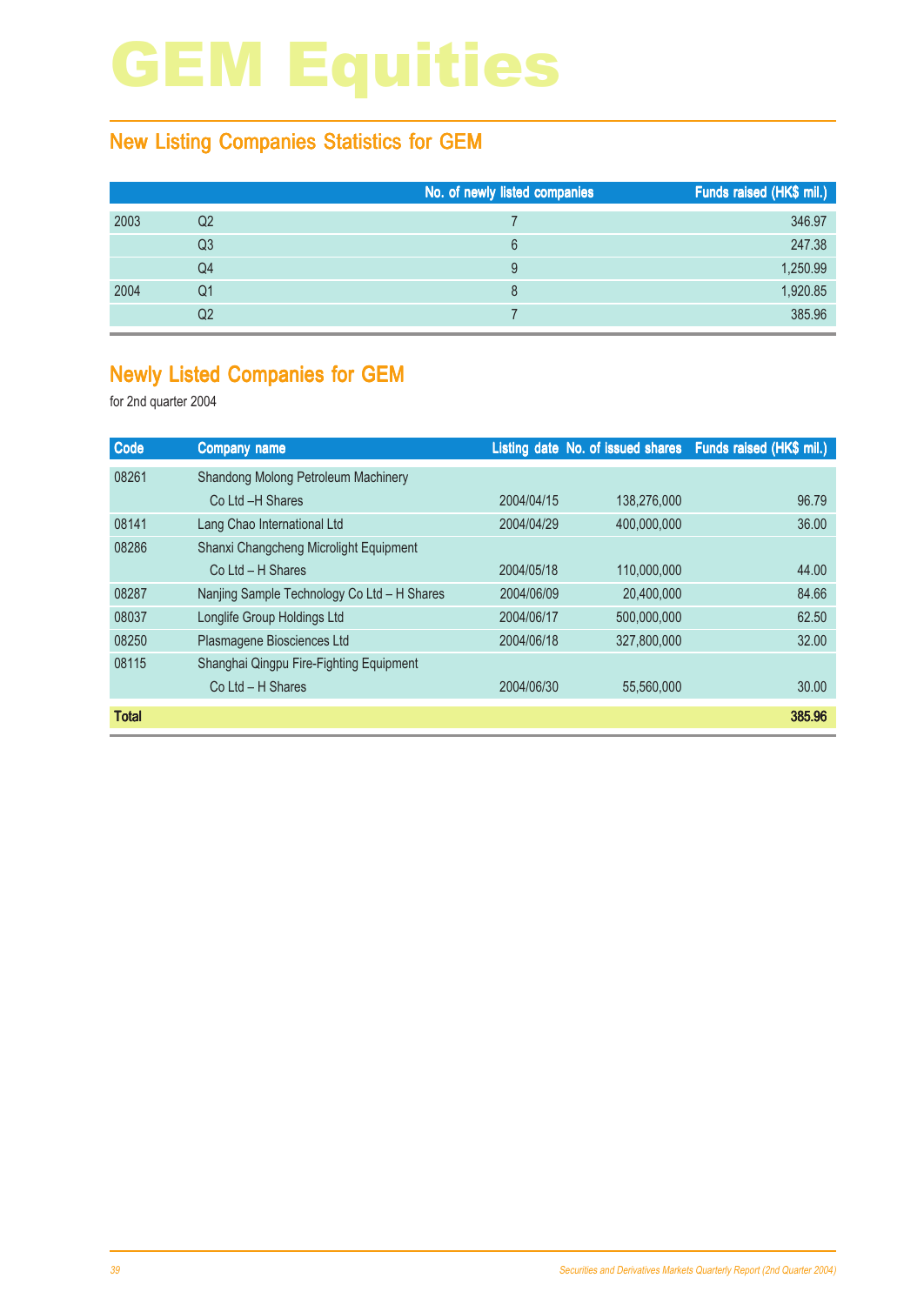# GEM Equities

## New Listing Companies Statistics for GEM

| | | No. of newly listed companies | Funds raised (HK$ mil.) |
|---|---|---|---|
| 2003 | Q2 | 7 | 346.97 |
| | Q3 | 6 | 247.38 |
| | Q4 | 9 | 1,250.99 |
| 2004 | Q1 | 8 | 1,920.85 |
| | Q2 | 7 | 385.96 |

## Newly Listed Companies for GEM

for 2nd quarter 2004

| Code | Company name | Listing date | No. of issued shares | Funds raised (HK$ mil.) |
|---|---|---|---|---|
| 08261 | Shandong Molong Petroleum Machinery Co Ltd –H Shares | 2004/04/15 | 138,276,000 | 96.79 |
| 08141 | Lang Chao International Ltd | 2004/04/29 | 400,000,000 | 36.00 |
| 08286 | Shanxi Changcheng Microlight Equipment Co Ltd – H Shares | 2004/05/18 | 110,000,000 | 44.00 |
| 08287 | Nanjing Sample Technology Co Ltd – H Shares | 2004/06/09 | 20,400,000 | 84.66 |
| 08037 | Longlife Group Holdings Ltd | 2004/06/17 | 500,000,000 | 62.50 |
| 08250 | Plasmagene Biosciences Ltd | 2004/06/18 | 327,800,000 | 32.00 |
| 08115 | Shanghai Qingpu Fire-Fighting Equipment Co Ltd – H Shares | 2004/06/30 | 55,560,000 | 30.00 |
| **Total** | | | | **385.96** |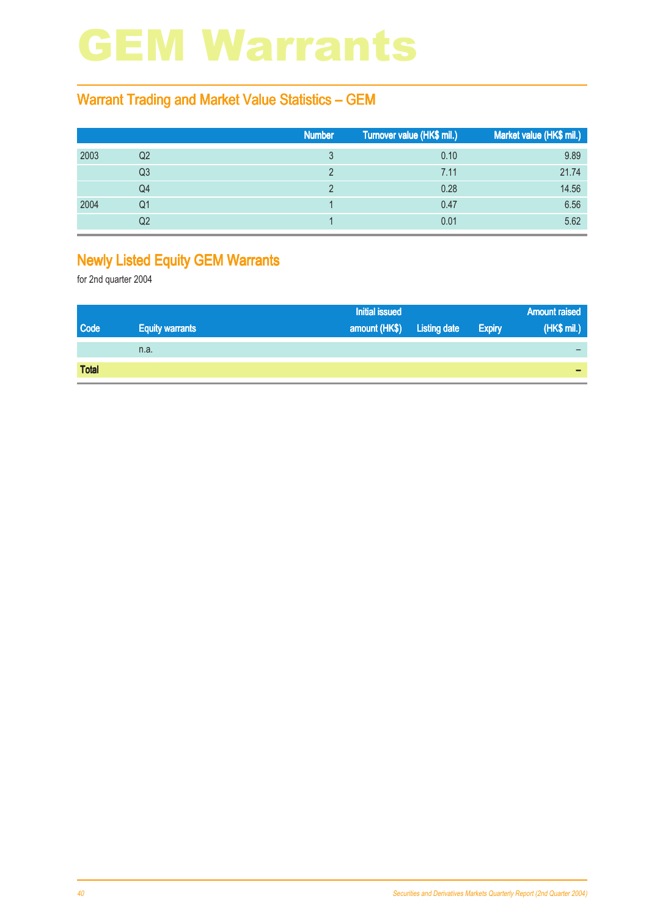# GEM Warrants

## Warrant Trading and Market Value Statistics – GEM

| | | Number | Turnover value (HK$ mil.) | Market value (HK$ mil.) |
|---|---|---|---|---|
| 2003 | Q2 | 3 | 0.10 | 9.89 |
| | Q3 | 2 | 7.11 | 21.74 |
| | Q4 | 2 | 0.28 | 14.56 |
| 2004 | Q1 | 1 | 0.47 | 6.56 |
| | Q2 | 1 | 0.01 | 5.62 |

## Newly Listed Equity GEM Warrants

for 2nd quarter 2004

| Code | Equity warrants | Initial issued amount (HK$) | Listing date | Expiry | Amount raised (HK$ mil.) |
|---|---|---|---|---|---|
| | n.a. | | | | – |
| **Total** | | | | | **–** |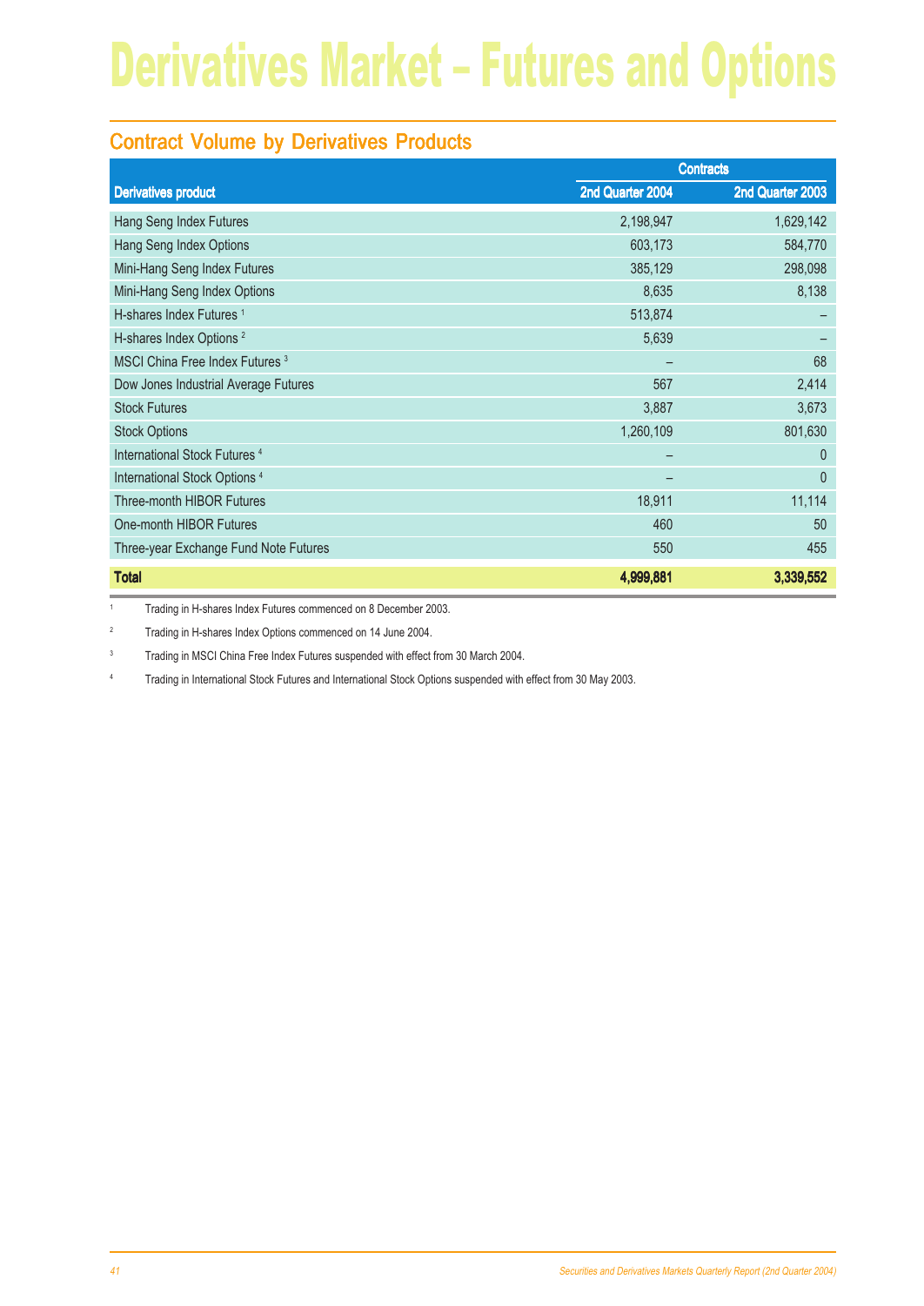# Derivatives Market – Futures and Options

## Contract Volume by Derivatives Products

| Derivatives product | Contracts | |
|---|---|---|
| | 2nd Quarter 2004 | 2nd Quarter 2003 |
| Hang Seng Index Futures | 2,198,947 | 1,629,142 |
| Hang Seng Index Options | 603,173 | 584,770 |
| Mini-Hang Seng Index Futures | 385,129 | 298,098 |
| Mini-Hang Seng Index Options | 8,635 | 8,138 |
| H-shares Index Futures [1] | 513,874 | – |
| H-shares Index Options [2] | 5,639 | – |
| MSCI China Free Index Futures [3] | – | 68 |
| Dow Jones Industrial Average Futures | 567 | 2,414 |
| Stock Futures | 3,887 | 3,673 |
| Stock Options | 1,260,109 | 801,630 |
| International Stock Futures [4] | – | 0 |
| International Stock Options [4] | – | 0 |
| Three-month HIBOR Futures | 18,911 | 11,114 |
| One-month HIBOR Futures | 460 | 50 |
| Three-year Exchange Fund Note Futures | 550 | 455 |
| **Total** | **4,999,881** | **3,339,552** |

[1] Trading in H-shares Index Futures commenced on 8 December 2003.

[2] Trading in H-shares Index Options commenced on 14 June 2004.

[3] Trading in MSCI China Free Index Futures suspended with effect from 30 March 2004.

[4] Trading in International Stock Futures and International Stock Options suspended with effect from 30 May 2003.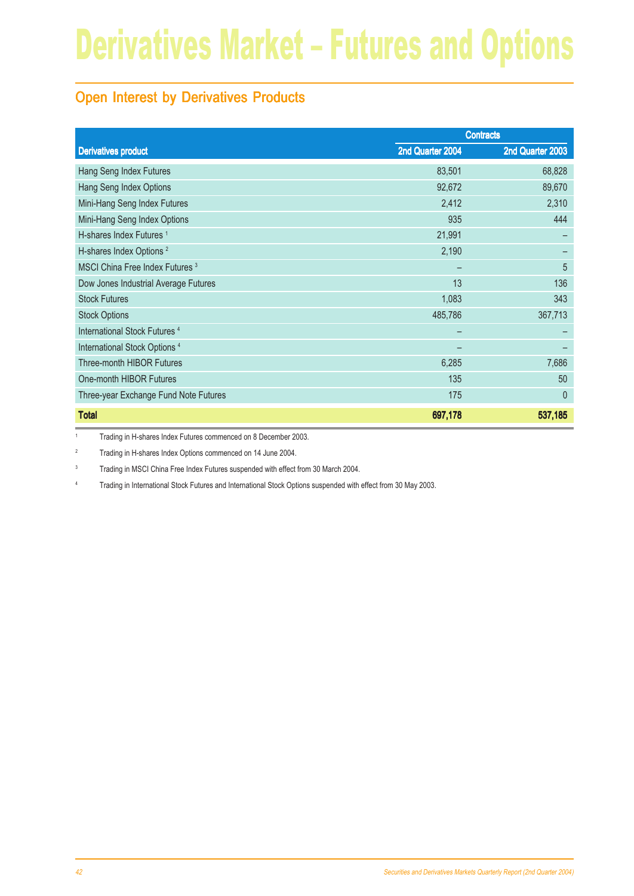# Derivatives Market – Futures and Options

## Open Interest by Derivatives Products

| | Contracts | |
|---|---|---|
| Derivatives product | 2nd Quarter 2004 | 2nd Quarter 2003 |
| Hang Seng Index Futures | 83,501 | 68,828 |
| Hang Seng Index Options | 92,672 | 89,670 |
| Mini-Hang Seng Index Futures | 2,412 | 2,310 |
| Mini-Hang Seng Index Options | 935 | 444 |
| H-shares Index Futures [1] | 21,991 | – |
| H-shares Index Options [2] | 2,190 | – |
| MSCI China Free Index Futures [3] | – | 5 |
| Dow Jones Industrial Average Futures | 13 | 136 |
| Stock Futures | 1,083 | 343 |
| Stock Options | 485,786 | 367,713 |
| International Stock Futures [4] | – | – |
| International Stock Options [4] | – | – |
| Three-month HIBOR Futures | 6,285 | 7,686 |
| One-month HIBOR Futures | 135 | 50 |
| Three-year Exchange Fund Note Futures | 175 | 0 |
| **Total** | **697,178** | **537,185** |

[1] Trading in H-shares Index Futures commenced on 8 December 2003.

[2] Trading in H-shares Index Options commenced on 14 June 2004.

[3] Trading in MSCI China Free Index Futures suspended with effect from 30 March 2004.

[4] Trading in International Stock Futures and International Stock Options suspended with effect from 30 May 2003.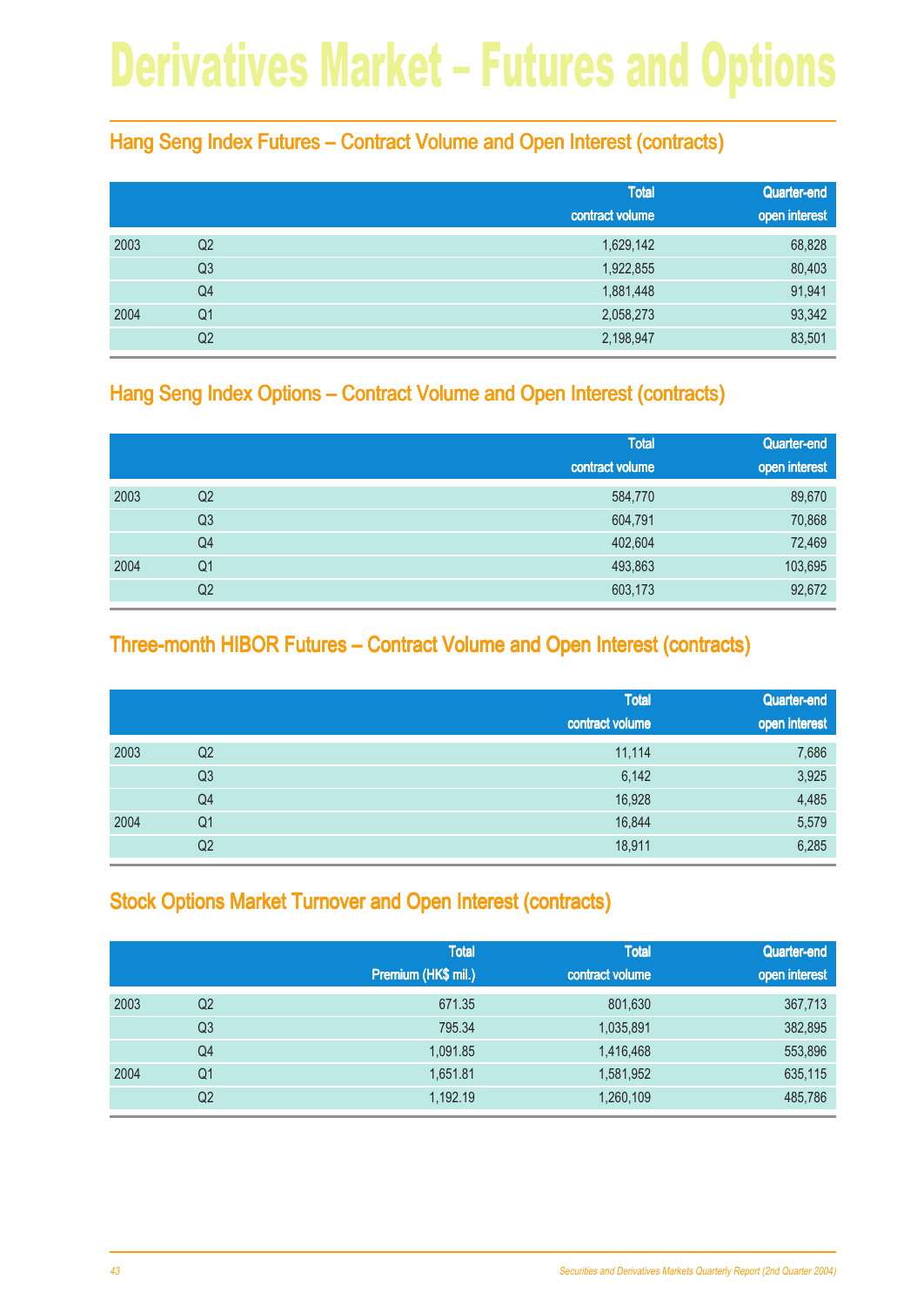# Derivatives Market – Futures and Options

## Hang Seng Index Futures – Contract Volume and Open Interest (contracts)

| | | Total contract volume | Quarter-end open interest |
|---|---|---|---|
| 2003 | Q2 | 1,629,142 | 68,828 |
| | Q3 | 1,922,855 | 80,403 |
| | Q4 | 1,881,448 | 91,941 |
| 2004 | Q1 | 2,058,273 | 93,342 |
| | Q2 | 2,198,947 | 83,501 |

## Hang Seng Index Options – Contract Volume and Open Interest (contracts)

| | | Total contract volume | Quarter-end open interest |
|---|---|---|---|
| 2003 | Q2 | 584,770 | 89,670 |
| | Q3 | 604,791 | 70,868 |
| | Q4 | 402,604 | 72,469 |
| 2004 | Q1 | 493,863 | 103,695 |
| | Q2 | 603,173 | 92,672 |

## Three-month HIBOR Futures – Contract Volume and Open Interest (contracts)

| | | Total contract volume | Quarter-end open interest |
|---|---|---|---|
| 2003 | Q2 | 11,114 | 7,686 |
| | Q3 | 6,142 | 3,925 |
| | Q4 | 16,928 | 4,485 |
| 2004 | Q1 | 16,844 | 5,579 |
| | Q2 | 18,911 | 6,285 |

## Stock Options Market Turnover and Open Interest (contracts)

| | | Total Premium (HK$ mil.) | Total contract volume | Quarter-end open interest |
|---|---|---|---|---|
| 2003 | Q2 | 671.35 | 801,630 | 367,713 |
| | Q3 | 795.34 | 1,035,891 | 382,895 |
| | Q4 | 1,091.85 | 1,416,468 | 553,896 |
| 2004 | Q1 | 1,651.81 | 1,581,952 | 635,115 |
| | Q2 | 1,192.19 | 1,260,109 | 485,786 |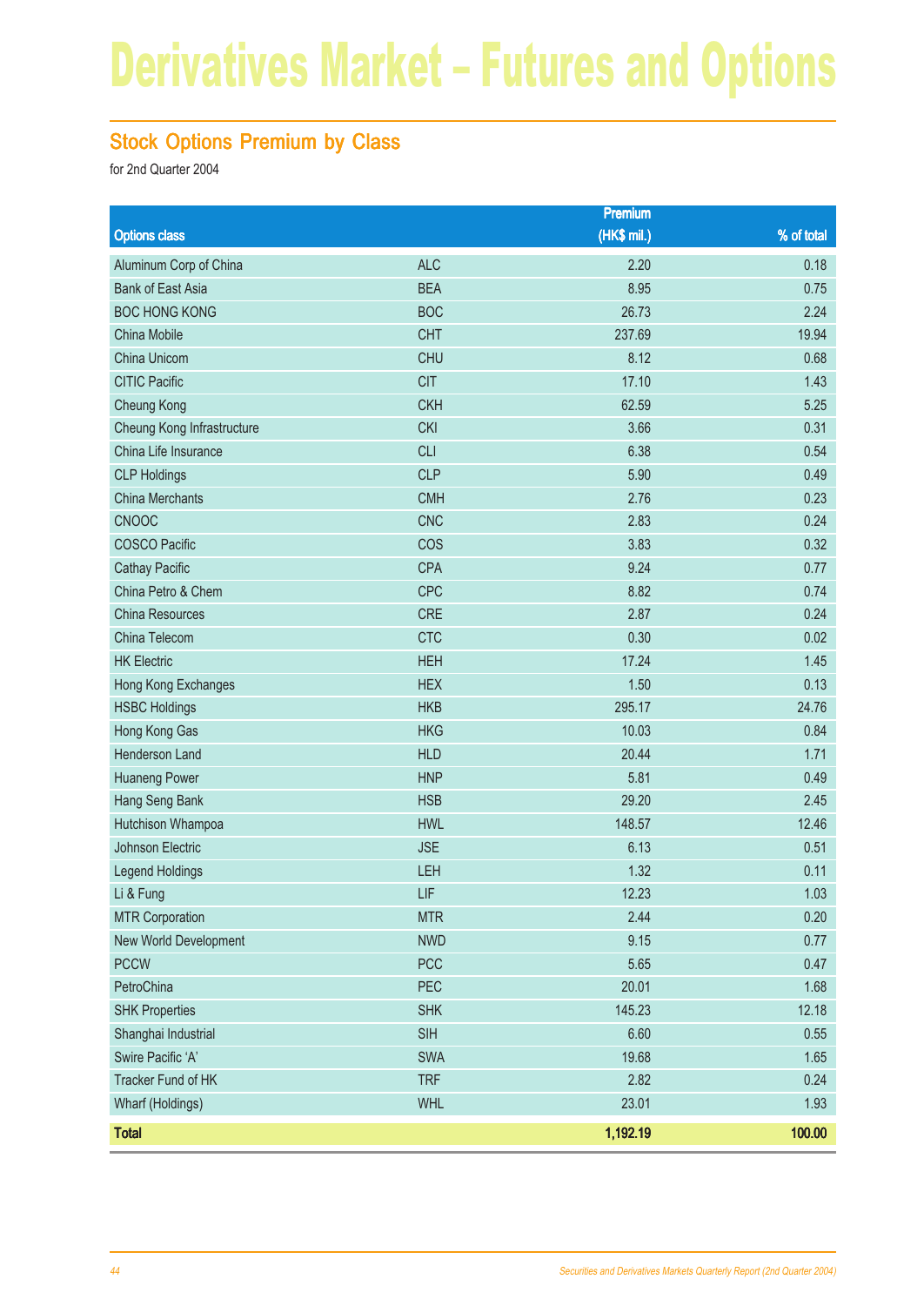# Derivatives Market – Futures and Options

## Stock Options Premium by Class

for 2nd Quarter 2004

| Options class | | Premium (HK$ mil.) | % of total |
|---|---|---|---|
| Aluminum Corp of China | ALC | 2.20 | 0.18 |
| Bank of East Asia | BEA | 8.95 | 0.75 |
| BOC HONG KONG | BOC | 26.73 | 2.24 |
| China Mobile | CHT | 237.69 | 19.94 |
| China Unicom | CHU | 8.12 | 0.68 |
| CITIC Pacific | CIT | 17.10 | 1.43 |
| Cheung Kong | CKH | 62.59 | 5.25 |
| Cheung Kong Infrastructure | CKI | 3.66 | 0.31 |
| China Life Insurance | CLI | 6.38 | 0.54 |
| CLP Holdings | CLP | 5.90 | 0.49 |
| China Merchants | CMH | 2.76 | 0.23 |
| CNOOC | CNC | 2.83 | 0.24 |
| COSCO Pacific | COS | 3.83 | 0.32 |
| Cathay Pacific | CPA | 9.24 | 0.77 |
| China Petro & Chem | CPC | 8.82 | 0.74 |
| China Resources | CRE | 2.87 | 0.24 |
| China Telecom | CTC | 0.30 | 0.02 |
| HK Electric | HEH | 17.24 | 1.45 |
| Hong Kong Exchanges | HEX | 1.50 | 0.13 |
| HSBC Holdings | HKB | 295.17 | 24.76 |
| Hong Kong Gas | HKG | 10.03 | 0.84 |
| Henderson Land | HLD | 20.44 | 1.71 |
| Huaneng Power | HNP | 5.81 | 0.49 |
| Hang Seng Bank | HSB | 29.20 | 2.45 |
| Hutchison Whampoa | HWL | 148.57 | 12.46 |
| Johnson Electric | JSE | 6.13 | 0.51 |
| Legend Holdings | LEH | 1.32 | 0.11 |
| Li & Fung | LIF | 12.23 | 1.03 |
| MTR Corporation | MTR | 2.44 | 0.20 |
| New World Development | NWD | 9.15 | 0.77 |
| PCCW | PCC | 5.65 | 0.47 |
| PetroChina | PEC | 20.01 | 1.68 |
| SHK Properties | SHK | 145.23 | 12.18 |
| Shanghai Industrial | SIH | 6.60 | 0.55 |
| Swire Pacific 'A' | SWA | 19.68 | 1.65 |
| Tracker Fund of HK | TRF | 2.82 | 0.24 |
| Wharf (Holdings) | WHL | 23.01 | 1.93 |
| **Total** | | **1,192.19** | **100.00** |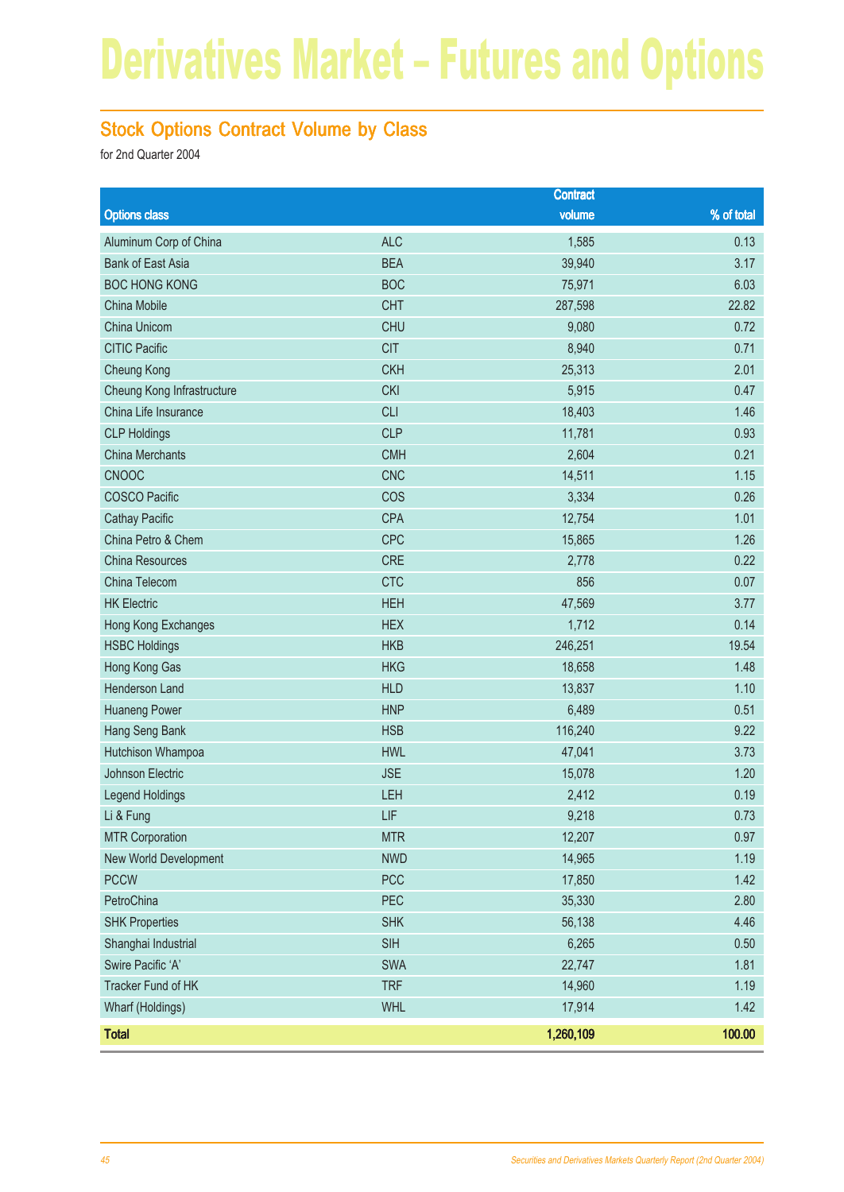# Derivatives Market – Futures and Options

## Stock Options Contract Volume by Class

for 2nd Quarter 2004

| Options class | | Contract volume | % of total |
|---|---|---|---|
| Aluminum Corp of China | ALC | 1,585 | 0.13 |
| Bank of East Asia | BEA | 39,940 | 3.17 |
| BOC HONG KONG | BOC | 75,971 | 6.03 |
| China Mobile | CHT | 287,598 | 22.82 |
| China Unicom | CHU | 9,080 | 0.72 |
| CITIC Pacific | CIT | 8,940 | 0.71 |
| Cheung Kong | CKH | 25,313 | 2.01 |
| Cheung Kong Infrastructure | CKI | 5,915 | 0.47 |
| China Life Insurance | CLI | 18,403 | 1.46 |
| CLP Holdings | CLP | 11,781 | 0.93 |
| China Merchants | CMH | 2,604 | 0.21 |
| CNOOC | CNC | 14,511 | 1.15 |
| COSCO Pacific | COS | 3,334 | 0.26 |
| Cathay Pacific | CPA | 12,754 | 1.01 |
| China Petro & Chem | CPC | 15,865 | 1.26 |
| China Resources | CRE | 2,778 | 0.22 |
| China Telecom | CTC | 856 | 0.07 |
| HK Electric | HEH | 47,569 | 3.77 |
| Hong Kong Exchanges | HEX | 1,712 | 0.14 |
| HSBC Holdings | HKB | 246,251 | 19.54 |
| Hong Kong Gas | HKG | 18,658 | 1.48 |
| Henderson Land | HLD | 13,837 | 1.10 |
| Huaneng Power | HNP | 6,489 | 0.51 |
| Hang Seng Bank | HSB | 116,240 | 9.22 |
| Hutchison Whampoa | HWL | 47,041 | 3.73 |
| Johnson Electric | JSE | 15,078 | 1.20 |
| Legend Holdings | LEH | 2,412 | 0.19 |
| Li & Fung | LIF | 9,218 | 0.73 |
| MTR Corporation | MTR | 12,207 | 0.97 |
| New World Development | NWD | 14,965 | 1.19 |
| PCCW | PCC | 17,850 | 1.42 |
| PetroChina | PEC | 35,330 | 2.80 |
| SHK Properties | SHK | 56,138 | 4.46 |
| Shanghai Industrial | SIH | 6,265 | 0.50 |
| Swire Pacific 'A' | SWA | 22,747 | 1.81 |
| Tracker Fund of HK | TRF | 14,960 | 1.19 |
| Wharf (Holdings) | WHL | 17,914 | 1.42 |
| **Total** | | **1,260,109** | **100.00** |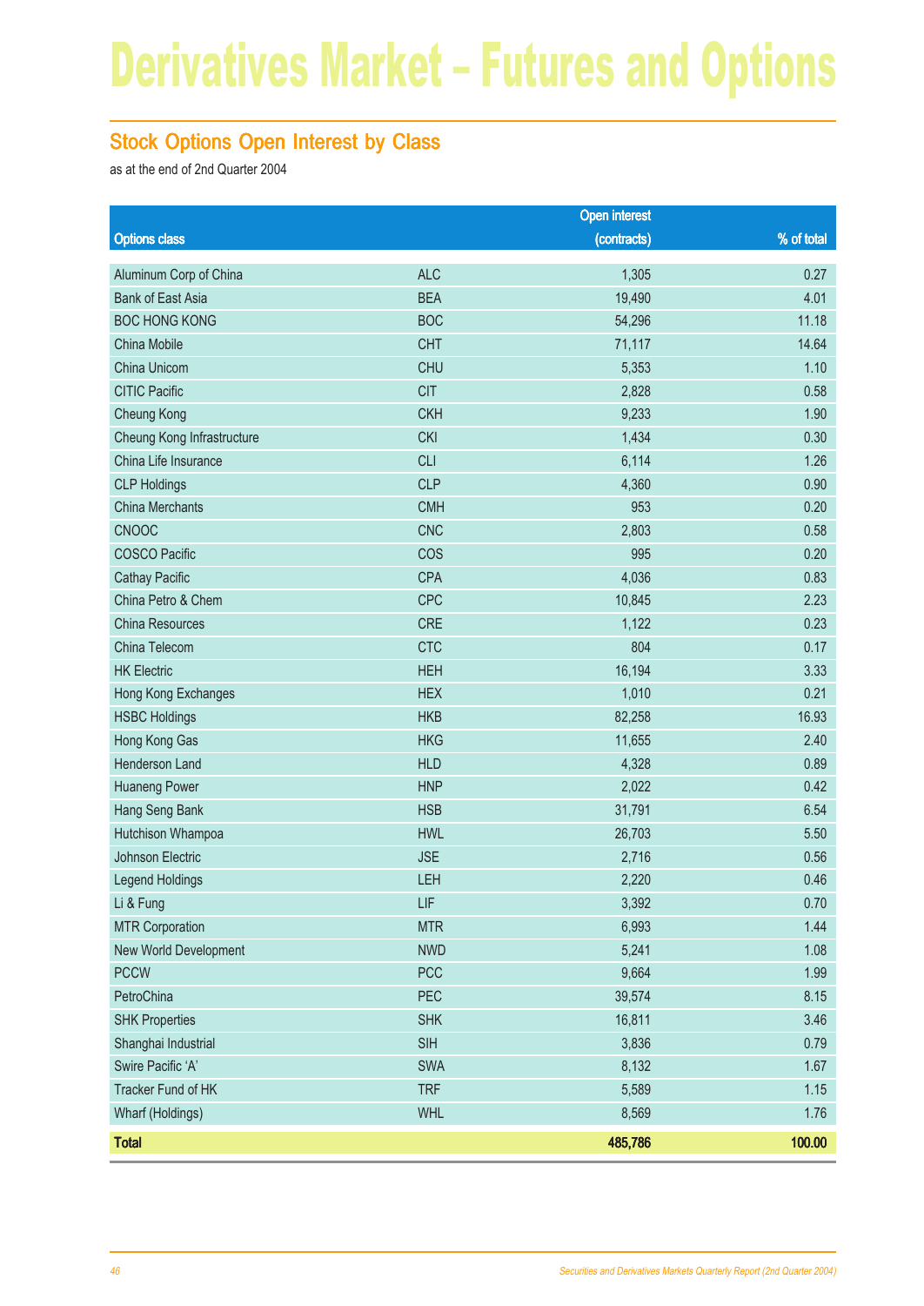# Derivatives Market – Futures and Options

## Stock Options Open Interest by Class

as at the end of 2nd Quarter 2004

| Options class | | Open interest (contracts) | % of total |
|---|---|---|---|
| Aluminum Corp of China | ALC | 1,305 | 0.27 |
| Bank of East Asia | BEA | 19,490 | 4.01 |
| BOC HONG KONG | BOC | 54,296 | 11.18 |
| China Mobile | CHT | 71,117 | 14.64 |
| China Unicom | CHU | 5,353 | 1.10 |
| CITIC Pacific | CIT | 2,828 | 0.58 |
| Cheung Kong | CKH | 9,233 | 1.90 |
| Cheung Kong Infrastructure | CKI | 1,434 | 0.30 |
| China Life Insurance | CLI | 6,114 | 1.26 |
| CLP Holdings | CLP | 4,360 | 0.90 |
| China Merchants | CMH | 953 | 0.20 |
| CNOOC | CNC | 2,803 | 0.58 |
| COSCO Pacific | COS | 995 | 0.20 |
| Cathay Pacific | CPA | 4,036 | 0.83 |
| China Petro & Chem | CPC | 10,845 | 2.23 |
| China Resources | CRE | 1,122 | 0.23 |
| China Telecom | CTC | 804 | 0.17 |
| HK Electric | HEH | 16,194 | 3.33 |
| Hong Kong Exchanges | HEX | 1,010 | 0.21 |
| HSBC Holdings | HKB | 82,258 | 16.93 |
| Hong Kong Gas | HKG | 11,655 | 2.40 |
| Henderson Land | HLD | 4,328 | 0.89 |
| Huaneng Power | HNP | 2,022 | 0.42 |
| Hang Seng Bank | HSB | 31,791 | 6.54 |
| Hutchison Whampoa | HWL | 26,703 | 5.50 |
| Johnson Electric | JSE | 2,716 | 0.56 |
| Legend Holdings | LEH | 2,220 | 0.46 |
| Li & Fung | LIF | 3,392 | 0.70 |
| MTR Corporation | MTR | 6,993 | 1.44 |
| New World Development | NWD | 5,241 | 1.08 |
| PCCW | PCC | 9,664 | 1.99 |
| PetroChina | PEC | 39,574 | 8.15 |
| SHK Properties | SHK | 16,811 | 3.46 |
| Shanghai Industrial | SIH | 3,836 | 0.79 |
| Swire Pacific 'A' | SWA | 8,132 | 1.67 |
| Tracker Fund of HK | TRF | 5,589 | 1.15 |
| Wharf (Holdings) | WHL | 8,569 | 1.76 |
| **Total** | | **485,786** | **100.00** |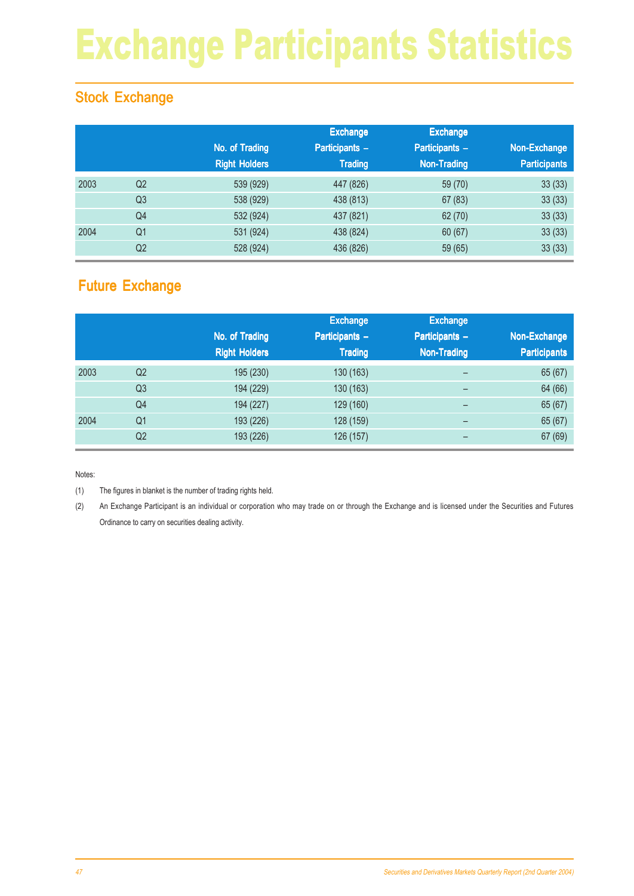# Exchange Participants Statistics

## Stock Exchange

| | | No. of Trading Right Holders | Exchange Participants – Trading | Exchange Participants – Non-Trading | Non-Exchange Participants |
|---|---|---|---|---|---|
| 2003 | Q2 | 539 (929) | 447 (826) | 59 (70) | 33 (33) |
| | Q3 | 538 (929) | 438 (813) | 67 (83) | 33 (33) |
| | Q4 | 532 (924) | 437 (821) | 62 (70) | 33 (33) |
| 2004 | Q1 | 531 (924) | 438 (824) | 60 (67) | 33 (33) |
| | Q2 | 528 (924) | 436 (826) | 59 (65) | 33 (33) |

## Future Exchange

| | | No. of Trading Right Holders | Exchange Participants – Trading | Exchange Participants – Non-Trading | Non-Exchange Participants |
|---|---|---|---|---|---|
| 2003 | Q2 | 195 (230) | 130 (163) | – | 65 (67) |
| | Q3 | 194 (229) | 130 (163) | – | 64 (66) |
| | Q4 | 194 (227) | 129 (160) | – | 65 (67) |
| 2004 | Q1 | 193 (226) | 128 (159) | – | 65 (67) |
| | Q2 | 193 (226) | 126 (157) | – | 67 (69) |

Notes:

(1) The figures in blanket is the number of trading rights held.

(2) An Exchange Participant is an individual or corporation who may trade on or through the Exchange and is licensed under the Securities and Futures Ordinance to carry on securities dealing activity.